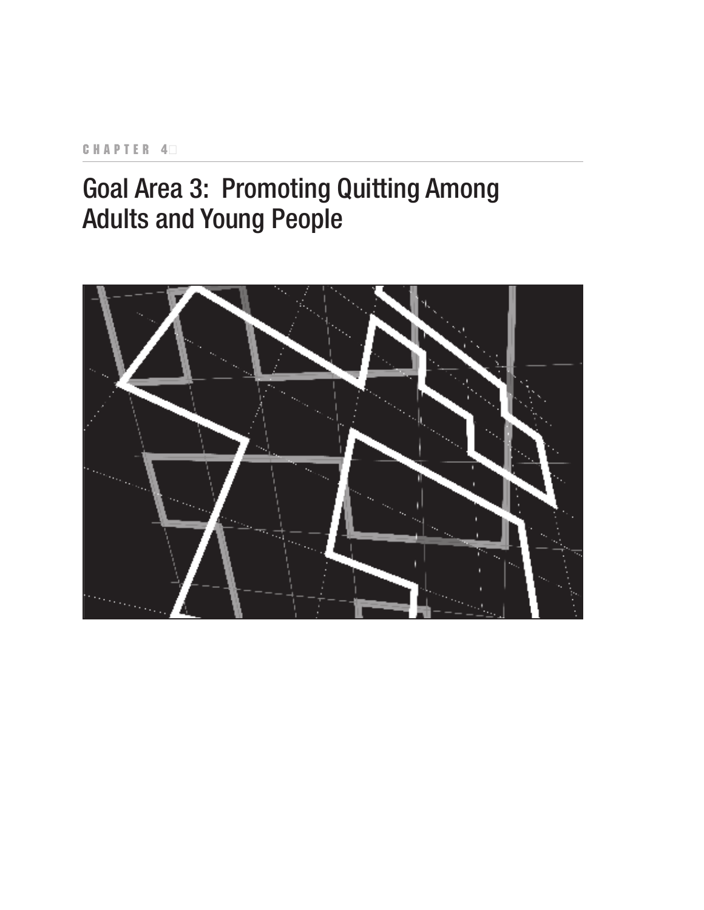CHAPTER 4

# Goal Area 3: Promoting Quitting Among Adults and Young People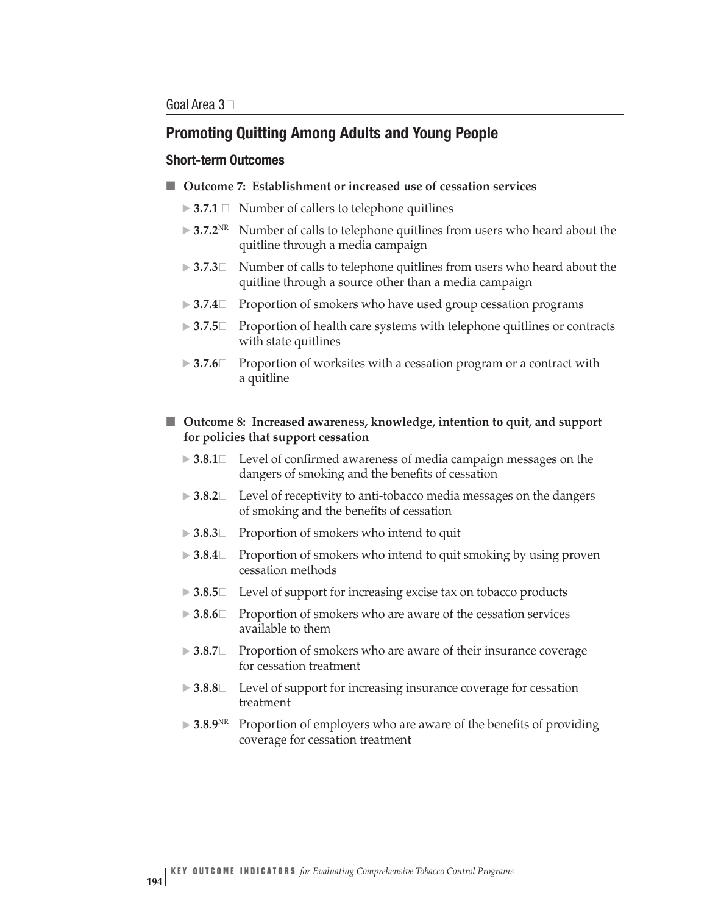Goal Area 3

## Promoting Quitting Among Adults and Young People

### Short-term Outcomes

- **Outcome 7: Establishment or increased use of cessation services**
  - **3.7.1** Number of callers to telephone quitlines
  - **3.7.2**[NR] Number of calls to telephone quitlines from users who heard about the quitline through a media campaign
  - **3.7.3** Number of calls to telephone quitlines from users who heard about the quitline through a source other than a media campaign
  - **3.7.4** Proportion of smokers who have used group cessation programs
  - **3.7.5** Proportion of health care systems with telephone quitlines or contracts with state quitlines
  - **3.7.6** Proportion of worksites with a cessation program or a contract with a quitline

- **Outcome 8: Increased awareness, knowledge, intention to quit, and support for policies that support cessation**
  - **3.8.1** Level of confirmed awareness of media campaign messages on the dangers of smoking and the benefits of cessation
  - **3.8.2** Level of receptivity to anti-tobacco media messages on the dangers of smoking and the benefits of cessation
  - **3.8.3** Proportion of smokers who intend to quit
  - **3.8.4** Proportion of smokers who intend to quit smoking by using proven cessation methods
  - **3.8.5** Level of support for increasing excise tax on tobacco products
  - **3.8.6** Proportion of smokers who are aware of the cessation services available to them
  - **3.8.7** Proportion of smokers who are aware of their insurance coverage for cessation treatment
  - **3.8.8** Level of support for increasing insurance coverage for cessation treatment
  - **3.8.9**[NR] Proportion of employers who are aware of the benefits of providing coverage for cessation treatment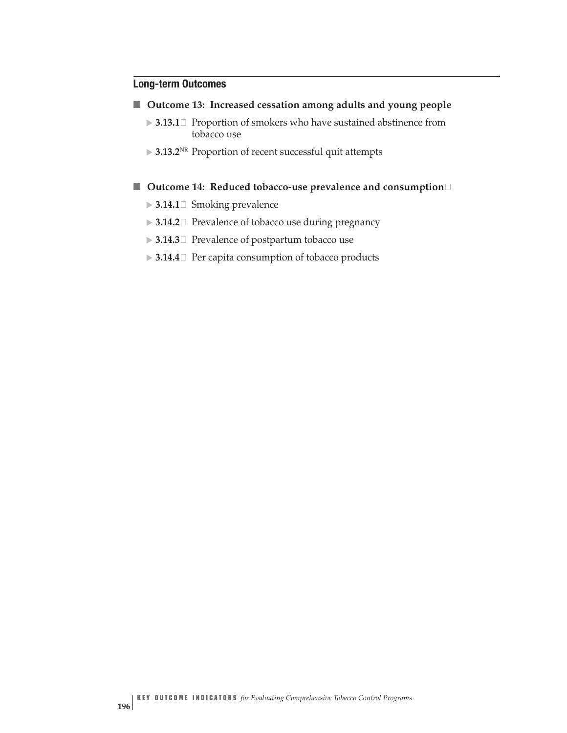## Long-term Outcomes

- **Outcome 13: Increased cessation among adults and young people**
  - **3.13.1** Proportion of smokers who have sustained abstinence from tobacco use
  - **3.13.2**[NR] Proportion of recent successful quit attempts

- **Outcome 14: Reduced tobacco-use prevalence and consumption**
  - **3.14.1** Smoking prevalence
  - **3.14.2** Prevalence of tobacco use during pregnancy
  - **3.14.3** Prevalence of postpartum tobacco use
  - **3.14.4** Per capita consumption of tobacco products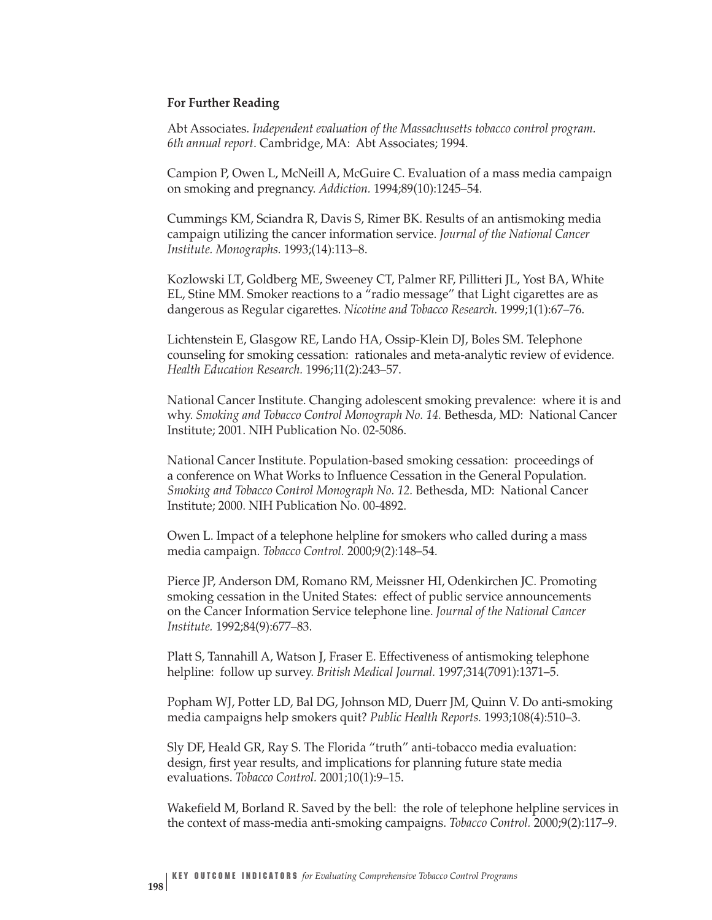**For Further Reading**

Abt Associates. *Independent evaluation of the Massachusetts tobacco control program. 6th annual report*. Cambridge, MA: Abt Associates; 1994.

Campion P, Owen L, McNeill A, McGuire C. Evaluation of a mass media campaign on smoking and pregnancy. *Addiction.* 1994;89(10):1245–54.

Cummings KM, Sciandra R, Davis S, Rimer BK. Results of an antismoking media campaign utilizing the cancer information service. *Journal of the National Cancer Institute. Monographs.* 1993;(14):113–8.

Kozlowski LT, Goldberg ME, Sweeney CT, Palmer RF, Pillitteri JL, Yost BA, White EL, Stine MM. Smoker reactions to a "radio message" that Light cigarettes are as dangerous as Regular cigarettes. *Nicotine and Tobacco Research.* 1999;1(1):67–76.

Lichtenstein E, Glasgow RE, Lando HA, Ossip-Klein DJ, Boles SM. Telephone counseling for smoking cessation: rationales and meta-analytic review of evidence. *Health Education Research.* 1996;11(2):243–57.

National Cancer Institute. Changing adolescent smoking prevalence: where it is and why. *Smoking and Tobacco Control Monograph No. 14.* Bethesda, MD: National Cancer Institute; 2001. NIH Publication No. 02-5086.

National Cancer Institute. Population-based smoking cessation: proceedings of a conference on What Works to Influence Cessation in the General Population. *Smoking and Tobacco Control Monograph No. 12.* Bethesda, MD: National Cancer Institute; 2000. NIH Publication No. 00-4892.

Owen L. Impact of a telephone helpline for smokers who called during a mass media campaign. *Tobacco Control.* 2000;9(2):148–54.

Pierce JP, Anderson DM, Romano RM, Meissner HI, Odenkirchen JC. Promoting smoking cessation in the United States: effect of public service announcements on the Cancer Information Service telephone line. *Journal of the National Cancer Institute.* 1992;84(9):677–83.

Platt S, Tannahill A, Watson J, Fraser E. Effectiveness of antismoking telephone helpline: follow up survey. *British Medical Journal.* 1997;314(7091):1371–5.

Popham WJ, Potter LD, Bal DG, Johnson MD, Duerr JM, Quinn V. Do anti-smoking media campaigns help smokers quit? *Public Health Reports.* 1993;108(4):510–3.

Sly DF, Heald GR, Ray S. The Florida "truth" anti-tobacco media evaluation: design, first year results, and implications for planning future state media evaluations. *Tobacco Control.* 2001;10(1):9–15.

Wakefield M, Borland R. Saved by the bell: the role of telephone helpline services in the context of mass-media anti-smoking campaigns. *Tobacco Control.* 2000;9(2):117–9.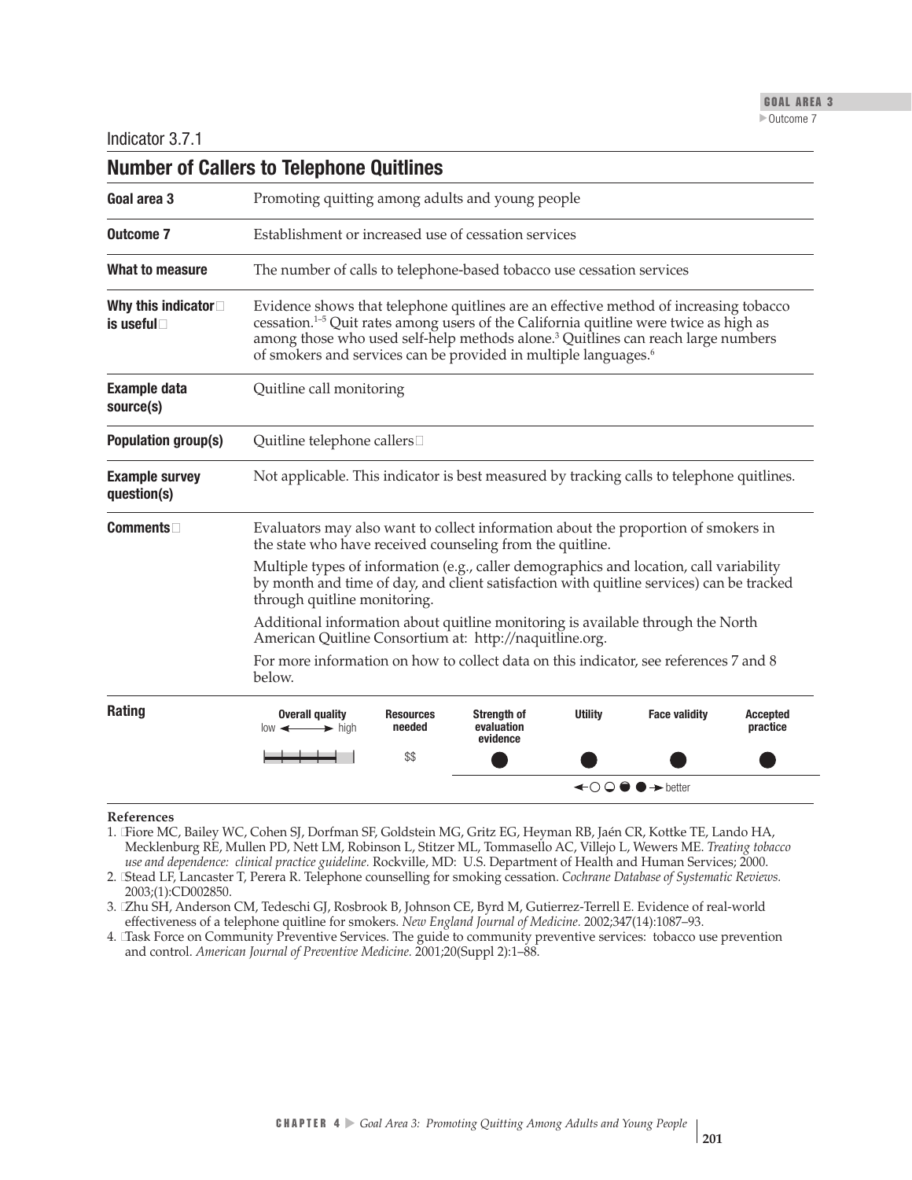Indicator 3.7.1

## Number of Callers to Telephone Quitlines

| | |
|---|---|
| **Goal area 3** | Promoting quitting among adults and young people |
| **Outcome 7** | Establishment or increased use of cessation services |
| **What to measure** | The number of calls to telephone-based tobacco use cessation services |
| **Why this indicator is useful** | Evidence shows that telephone quitlines are an effective method of increasing tobacco cessation.[1–5] Quit rates among users of the California quitline were twice as high as among those who used self-help methods alone.[3] Quitlines can reach large numbers of smokers and services can be provided in multiple languages.[6] |
| **Example data source(s)** | Quitline call monitoring |
| **Population group(s)** | Quitline telephone callers |
| **Example survey question(s)** | Not applicable. This indicator is best measured by tracking calls to telephone quitlines. |
| **Comments** | Evaluators may also want to collect information about the proportion of smokers in the state who have received counseling from the quitline. Multiple types of information (e.g., caller demographics and location, call variability by month and time of day, and client satisfaction with quitline services) can be tracked through quitline monitoring. Additional information about quitline monitoring is available through the North American Quitline Consortium at: http://naquitline.org. For more information on how to collect data on this indicator, see references 7 and 8 below. |

**Rating**

| Overall quality (low ← → high) | Resources needed | Strength of evaluation evidence | Utility | Face validity | Accepted practice |
|---|---|---|---|---|---|
| ▮▮▮▮ (4 of 5) | $$ | ● | ● | ● | ● |

←○ ◒ ◓ ● → better

**References**

1. Fiore MC, Bailey WC, Cohen SJ, Dorfman SF, Goldstein MG, Gritz EG, Heyman RB, Jaén CR, Kottke TE, Lando HA, Mecklenburg RE, Mullen PD, Nett LM, Robinson L, Stitzer ML, Tommasello AC, Villejo L, Wewers ME. *Treating tobacco use and dependence: clinical practice guideline.* Rockville, MD: U.S. Department of Health and Human Services; 2000.
2. Stead LF, Lancaster T, Perera R. Telephone counselling for smoking cessation. *Cochrane Database of Systematic Reviews.* 2003;(1):CD002850.
3. Zhu SH, Anderson CM, Tedeschi GJ, Rosbrook B, Johnson CE, Byrd M, Gutierrez-Terrell E. Evidence of real-world effectiveness of a telephone quitline for smokers. *New England Journal of Medicine.* 2002;347(14):1087–93.
4. Task Force on Community Preventive Services. The guide to community preventive services: tobacco use prevention and control. *American Journal of Preventive Medicine.* 2001;20(Suppl 2):1–88.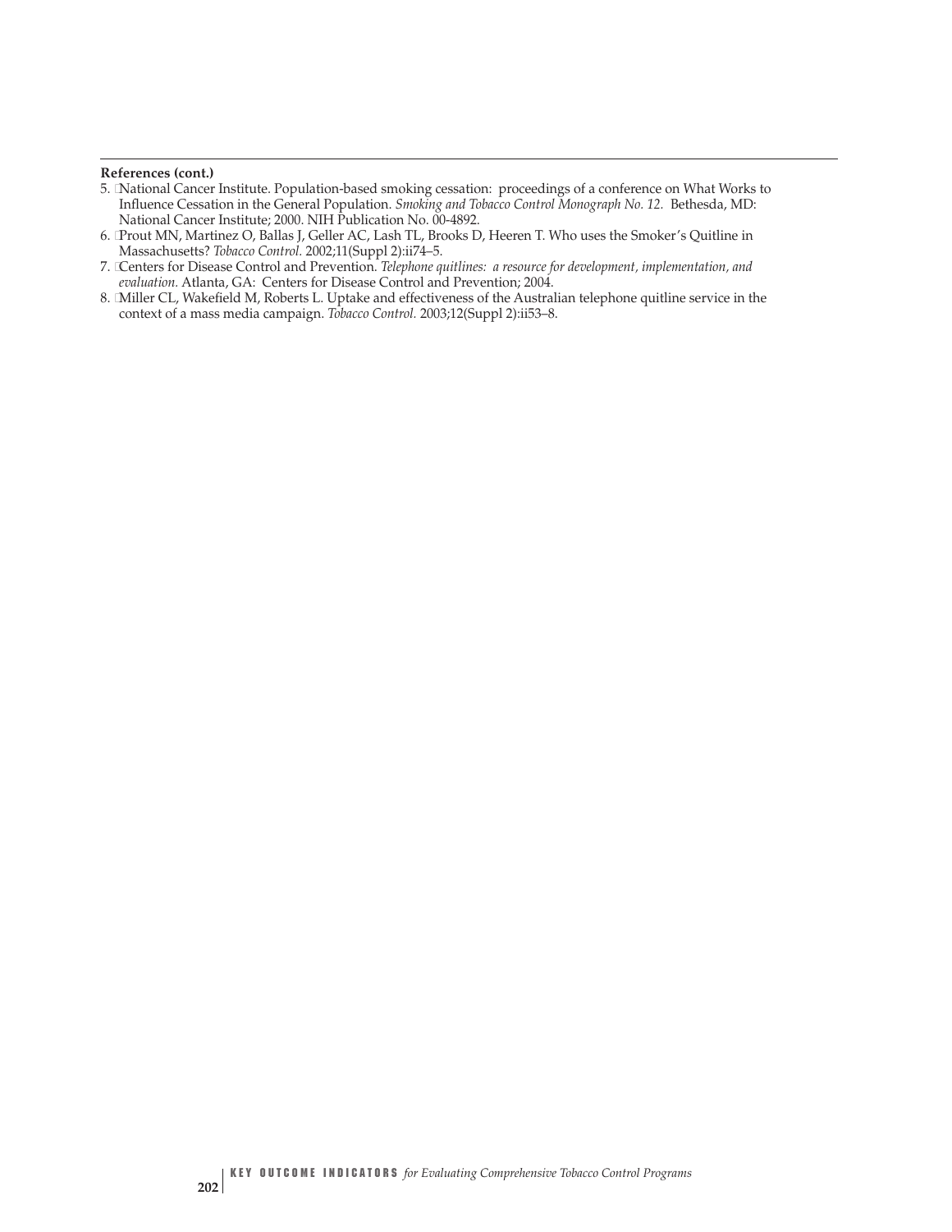**References (cont.)**

5. National Cancer Institute. Population-based smoking cessation: proceedings of a conference on What Works to Influence Cessation in the General Population. *Smoking and Tobacco Control Monograph No. 12.* Bethesda, MD: National Cancer Institute; 2000. NIH Publication No. 00-4892.
6. Prout MN, Martinez O, Ballas J, Geller AC, Lash TL, Brooks D, Heeren T. Who uses the Smoker's Quitline in Massachusetts? *Tobacco Control.* 2002;11(Suppl 2):ii74–5.
7. Centers for Disease Control and Prevention. *Telephone quitlines: a resource for development, implementation, and evaluation.* Atlanta, GA: Centers for Disease Control and Prevention; 2004.
8. Miller CL, Wakefield M, Roberts L. Uptake and effectiveness of the Australian telephone quitline service in the context of a mass media campaign. *Tobacco Control.* 2003;12(Suppl 2):ii53–8.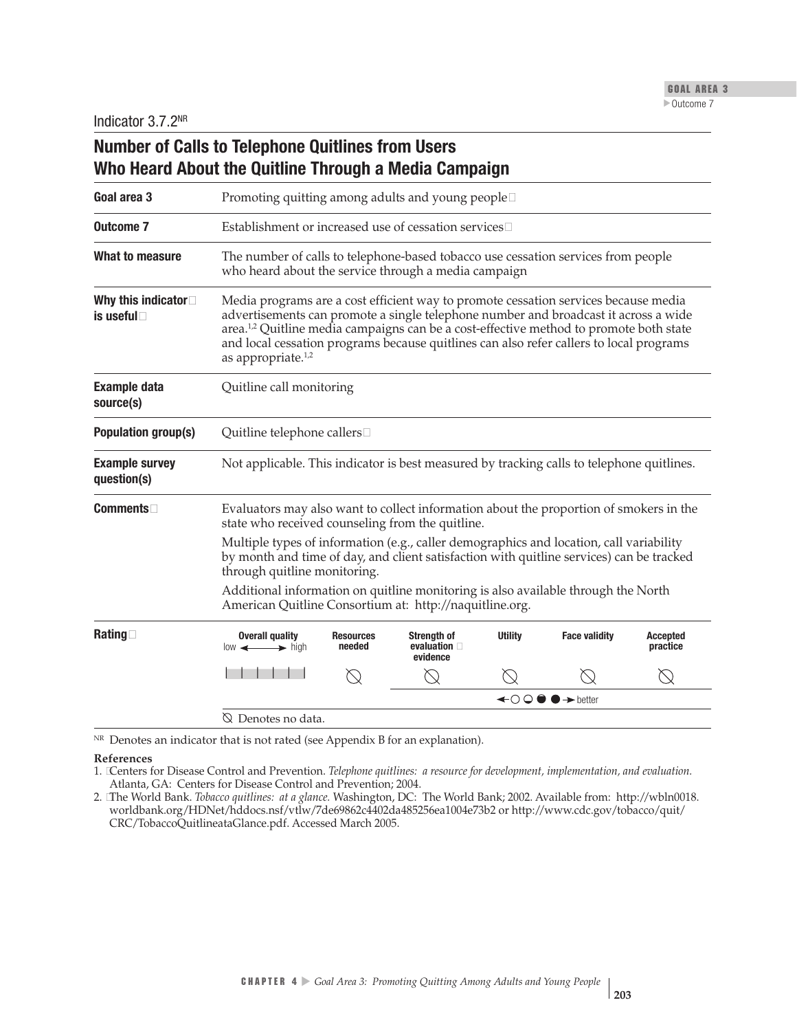Indicator 3.7.2[NR]

## Number of Calls to Telephone Quitlines from Users Who Heard About the Quitline Through a Media Campaign

| | |
|---|---|
| **Goal area 3** | Promoting quitting among adults and young people |
| **Outcome 7** | Establishment or increased use of cessation services |
| **What to measure** | The number of calls to telephone-based tobacco use cessation services from people who heard about the service through a media campaign |
| **Why this indicator is useful** | Media programs are a cost efficient way to promote cessation services because media advertisements can promote a single telephone number and broadcast it across a wide area.[1,2] Quitline media campaigns can be a cost-effective method to promote both state and local cessation programs because quitlines can also refer callers to local programs as appropriate.[1,2] |
| **Example data source(s)** | Quitline call monitoring |
| **Population group(s)** | Quitline telephone callers |
| **Example survey question(s)** | Not applicable. This indicator is best measured by tracking calls to telephone quitlines. |
| **Comments** | Evaluators may also want to collect information about the proportion of smokers in the state who received counseling from the quitline. Multiple types of information (e.g., caller demographics and location, call variability by month and time of day, and client satisfaction with quitline services) can be tracked through quitline monitoring. Additional information on quitline monitoring is also available through the North American Quitline Consortium at: http://naquitline.org. |

**Rating**

| Overall quality (low ↔ high) | Resources needed | Strength of evaluation evidence | Utility | Face validity | Accepted practice |
|---|---|---|---|---|---|
| | ⦸ | ⦸ | ⦸ | ⦸ | ⦸ |

⦸ Denotes no data.

[NR] Denotes an indicator that is not rated (see Appendix B for an explanation).

**References**

1. Centers for Disease Control and Prevention. *Telephone quitlines: a resource for development, implementation, and evaluation.* Atlanta, GA: Centers for Disease Control and Prevention; 2004.
2. The World Bank. *Tobacco quitlines: at a glance.* Washington, DC: The World Bank; 2002. Available from: http://wbln0018.worldbank.org/HDNet/hddocs.nsf/vtlw/7de69862c4402da485256ea1004e73b2 or http://www.cdc.gov/tobacco/quit/CRC/TobaccoQuitlineataGlance.pdf. Accessed March 2005.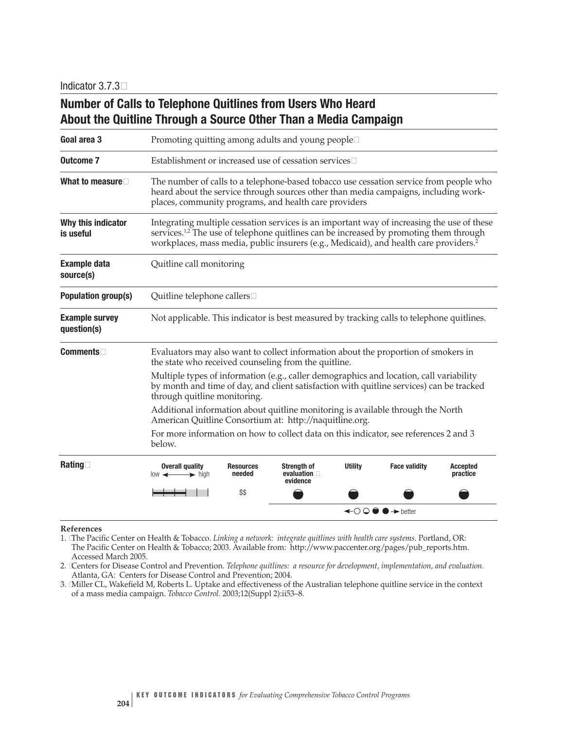Indicator 3.7.3

## Number of Calls to Telephone Quitlines from Users Who Heard About the Quitline Through a Source Other Than a Media Campaign

| | |
|---|---|
| **Goal area 3** | Promoting quitting among adults and young people |
| **Outcome 7** | Establishment or increased use of cessation services |
| **What to measure** | The number of calls to a telephone-based tobacco use cessation service from people who heard about the service through sources other than media campaigns, including workplaces, community programs, and health care providers |
| **Why this indicator is useful** | Integrating multiple cessation services is an important way of increasing the use of these services.[1,2] The use of telephone quitlines can be increased by promoting them through workplaces, mass media, public insurers (e.g., Medicaid), and health care providers.[2] |
| **Example data source(s)** | Quitline call monitoring |
| **Population group(s)** | Quitline telephone callers |
| **Example survey question(s)** | Not applicable. This indicator is best measured by tracking calls to telephone quitlines. |
| **Comments** | Evaluators may also want to collect information about the proportion of smokers in the state who received counseling from the quitline. Multiple types of information (e.g., caller demographics and location, call variability by month and time of day, and client satisfaction with quitline services) can be tracked through quitline monitoring. Additional information about quitline monitoring is available through the North American Quitline Consortium at: http://naquitline.org. For more information on how to collect data on this indicator, see references 2 and 3 below. |

**Rating**

| Overall quality (low ← → high) | Resources needed | Strength of evaluation evidence | Utility | Face validity | Accepted practice |
|---|---|---|---|---|---|
| 3 of 5 | $$ | ◒ | ◒ | ◒ | ◒ |

← ○ ◒ ◓ ● → better

**References**

1. The Pacific Center on Health & Tobacco. *Linking a network: integrate quitlines with health care systems.* Portland, OR: The Pacific Center on Health & Tobacco; 2003. Available from: http://www.paccenter.org/pages/pub_reports.htm. Accessed March 2005.
2. Centers for Disease Control and Prevention. *Telephone quitlines: a resource for development, implementation, and evaluation.* Atlanta, GA: Centers for Disease Control and Prevention; 2004.
3. Miller CL, Wakefield M, Roberts L. Uptake and effectiveness of the Australian telephone quitline service in the context of a mass media campaign. *Tobacco Control.* 2003;12(Suppl 2):ii53–8.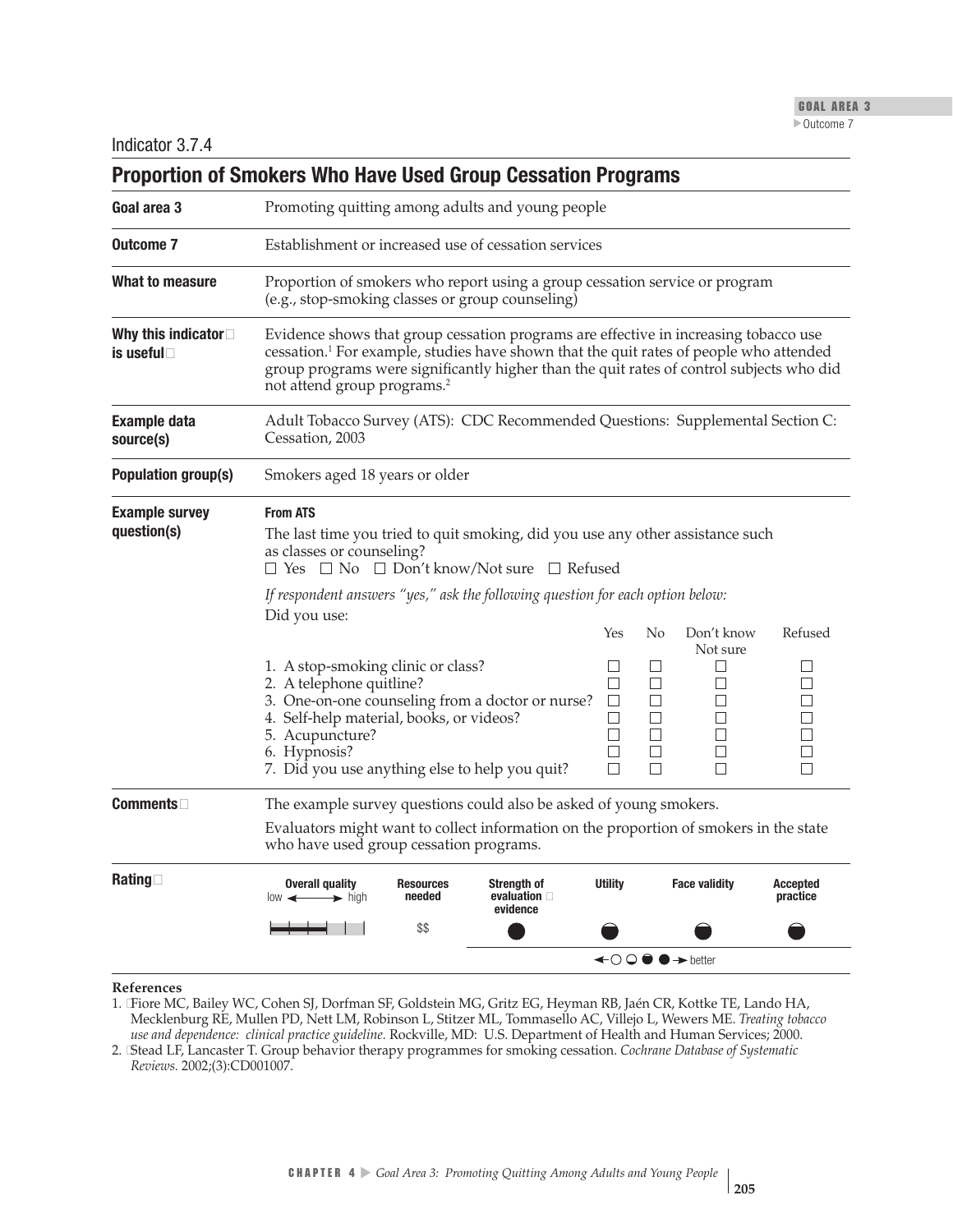Indicator 3.7.4

## Proportion of Smokers Who Have Used Group Cessation Programs

**Goal area 3**

Promoting quitting among adults and young people

**Outcome 7**

Establishment or increased use of cessation services

**What to measure**

Proportion of smokers who report using a group cessation service or program (e.g., stop-smoking classes or group counseling)

**Why this indicator is useful**

Evidence shows that group cessation programs are effective in increasing tobacco use cessation.[1] For example, studies have shown that the quit rates of people who attended group programs were significantly higher than the quit rates of control subjects who did not attend group programs.[2]

**Example data source(s)**

Adult Tobacco Survey (ATS): CDC Recommended Questions: Supplemental Section C: Cessation, 2003

**Population group(s)**

Smokers aged 18 years or older

**Example survey question(s)**

**From ATS**

The last time you tried to quit smoking, did you use any other assistance such as classes or counseling?

☐ Yes ☐ No ☐ Don't know/Not sure ☐ Refused

*If respondent answers "yes," ask the following question for each option below:*

Did you use:

| | Yes | No | Don't know Not sure | Refused |
|---|---|---|---|---|
| 1. A stop-smoking clinic or class? | ☐ | ☐ | ☐ | ☐ |
| 2. A telephone quitline? | ☐ | ☐ | ☐ | ☐ |
| 3. One-on-one counseling from a doctor or nurse? | ☐ | ☐ | ☐ | ☐ |
| 4. Self-help material, books, or videos? | ☐ | ☐ | ☐ | ☐ |
| 5. Acupuncture? | ☐ | ☐ | ☐ | ☐ |
| 6. Hypnosis? | ☐ | ☐ | ☐ | ☐ |
| 7. Did you use anything else to help you quit? | ☐ | ☐ | ☐ | ☐ |

**Comments**

The example survey questions could also be asked of young smokers.

Evaluators might want to collect information on the proportion of smokers in the state who have used group cessation programs.

**Rating**

| Overall quality (low ← → high) | Resources needed | Strength of evaluation evidence | Utility | Face validity | Accepted practice |
|---|---|---|---|---|---|
| 3 of 5 | $$ | ● | ◓ | ◓ | ◓ |

←○ ◒ ◓ ●→ better

**References**

1. Fiore MC, Bailey WC, Cohen SJ, Dorfman SF, Goldstein MG, Gritz EG, Heyman RB, Jaén CR, Kottke TE, Lando HA, Mecklenburg RE, Mullen PD, Nett LM, Robinson L, Stitzer ML, Tommasello AC, Villejo L, Wewers ME. *Treating tobacco use and dependence: clinical practice guideline.* Rockville, MD: U.S. Department of Health and Human Services; 2000.
2. Stead LF, Lancaster T. Group behavior therapy programmes for smoking cessation. *Cochrane Database of Systematic Reviews.* 2002;(3):CD001007.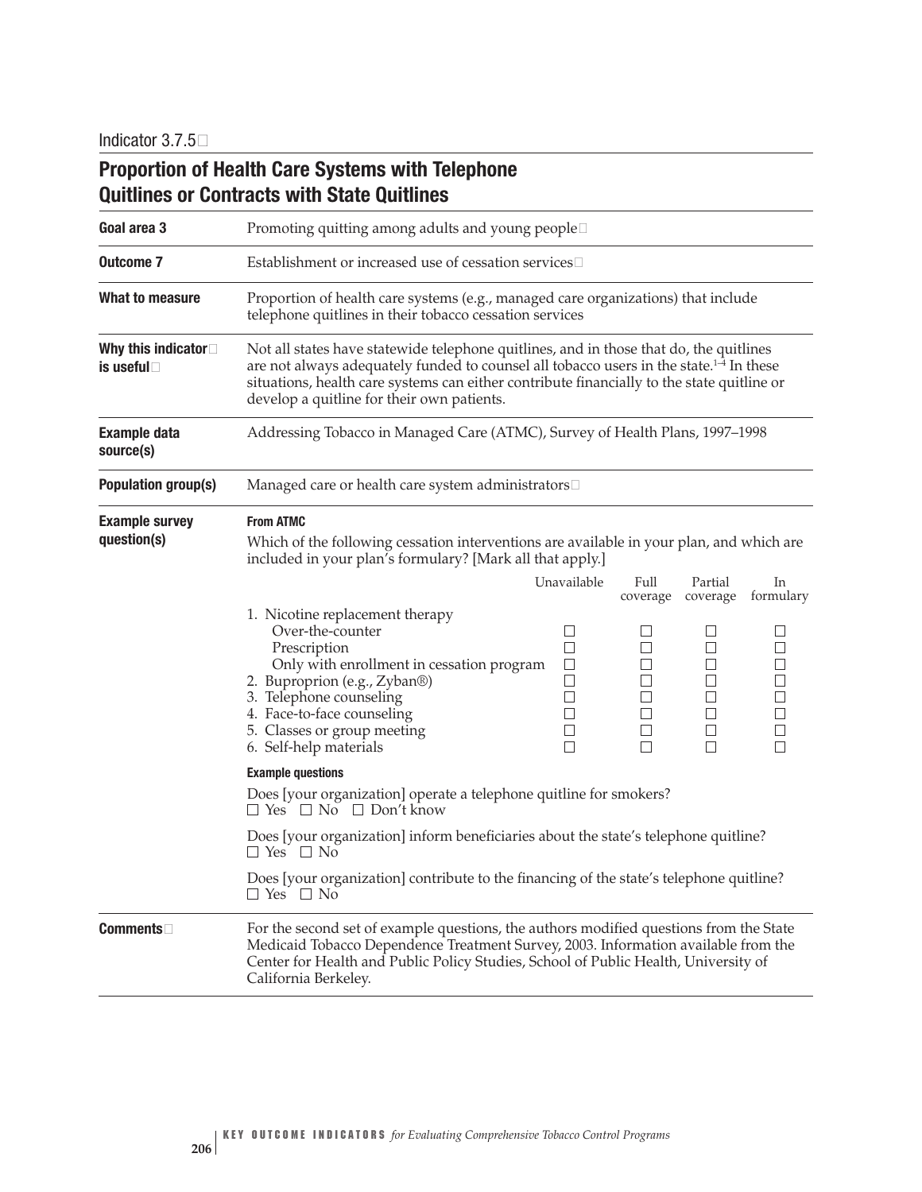Indicator 3.7.5

# Proportion of Health Care Systems with Telephone Quitlines or Contracts with State Quitlines

**Goal area 3**

Promoting quitting among adults and young people

**Outcome 7**

Establishment or increased use of cessation services

**What to measure**

Proportion of health care systems (e.g., managed care organizations) that include telephone quitlines in their tobacco cessation services

**Why this indicator is useful**

Not all states have statewide telephone quitlines, and in those that do, the quitlines are not always adequately funded to counsel all tobacco users in the state.[1–4] In these situations, health care systems can either contribute financially to the state quitline or develop a quitline for their own patients.

**Example data source(s)**

Addressing Tobacco in Managed Care (ATMC), Survey of Health Plans, 1997–1998

**Population group(s)**

Managed care or health care system administrators

**Example survey question(s)**

**From ATMC**

Which of the following cessation interventions are available in your plan, and which are included in your plan's formulary? [Mark all that apply.]

| | Unavailable | Full coverage | Partial coverage | In formulary |
|---|---|---|---|---|
| 1. Nicotine replacement therapy | | | | |
| Over-the-counter | ☐ | ☐ | ☐ | ☐ |
| Prescription | ☐ | ☐ | ☐ | ☐ |
| Only with enrollment in cessation program | ☐ | ☐ | ☐ | ☐ |
| 2. Buproprion (e.g., Zyban®) | ☐ | ☐ | ☐ | ☐ |
| 3. Telephone counseling | ☐ | ☐ | ☐ | ☐ |
| 4. Face-to-face counseling | ☐ | ☐ | ☐ | ☐ |
| 5. Classes or group meeting | ☐ | ☐ | ☐ | ☐ |
| 6. Self-help materials | ☐ | ☐ | ☐ | ☐ |

**Example questions**

Does [your organization] operate a telephone quitline for smokers?
☐ Yes ☐ No ☐ Don't know

Does [your organization] inform beneficiaries about the state's telephone quitline?
☐ Yes ☐ No

Does [your organization] contribute to the financing of the state's telephone quitline?
☐ Yes ☐ No

**Comments**

For the second set of example questions, the authors modified questions from the State Medicaid Tobacco Dependence Treatment Survey, 2003. Information available from the Center for Health and Public Policy Studies, School of Public Health, University of California Berkeley.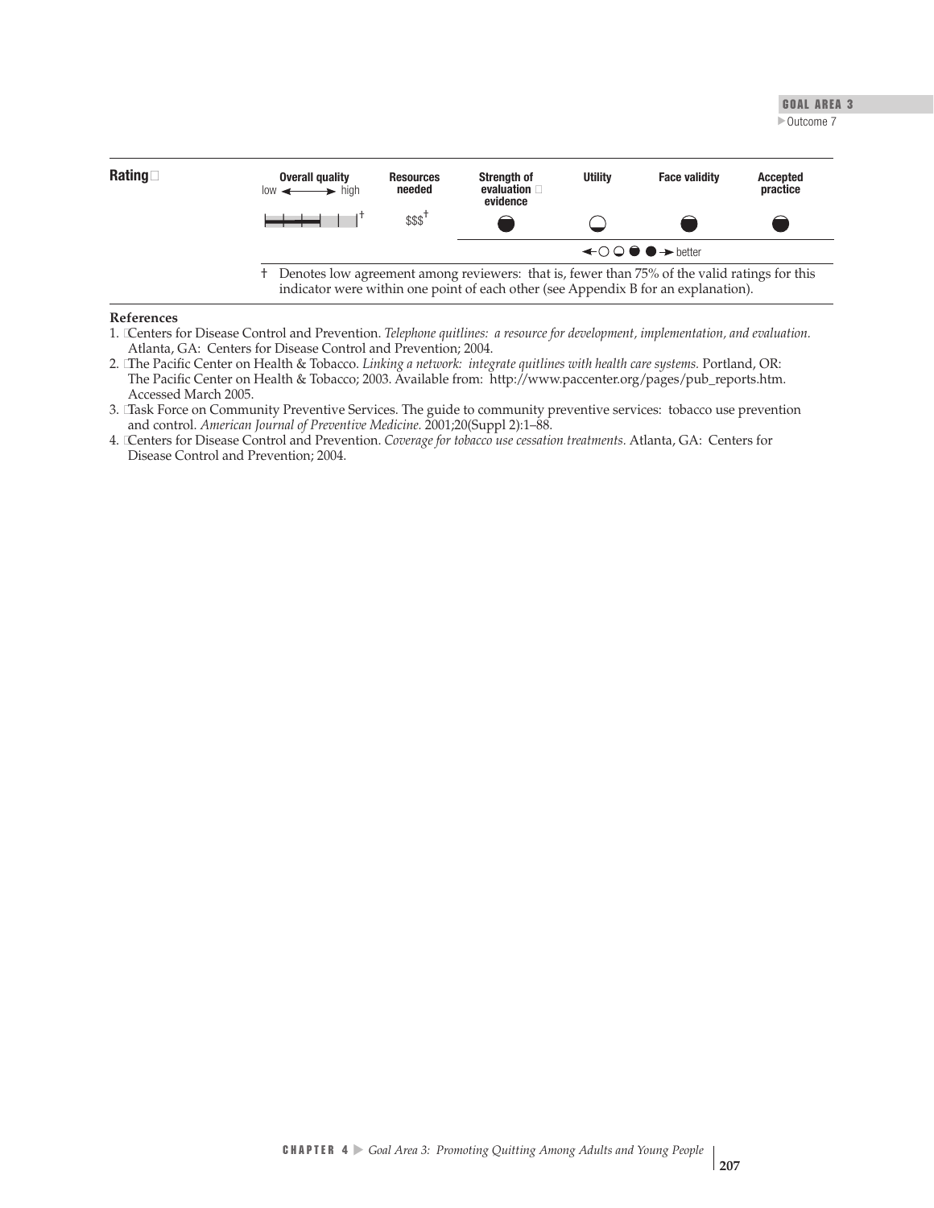| Rating | Overall quality (low ⟷ high) | Resources needed | Strength of evaluation evidence | Utility | Face validity | Accepted practice |
|---|---|---|---|---|---|---|
| | † | $$$† | ◒ | ◡ | ◒ | ◒ |

←○ ◡ ◒ ● → better

† Denotes low agreement among reviewers: that is, fewer than 75% of the valid ratings for this indicator were within one point of each other (see Appendix B for an explanation).

**References**

1. Centers for Disease Control and Prevention. *Telephone quitlines: a resource for development, implementation, and evaluation.* Atlanta, GA: Centers for Disease Control and Prevention; 2004.
2. The Pacific Center on Health & Tobacco. *Linking a network: integrate quitlines with health care systems.* Portland, OR: The Pacific Center on Health & Tobacco; 2003. Available from: http://www.paccenter.org/pages/pub_reports.htm. Accessed March 2005.
3. Task Force on Community Preventive Services. The guide to community preventive services: tobacco use prevention and control. *American Journal of Preventive Medicine.* 2001;20(Suppl 2):1–88.
4. Centers for Disease Control and Prevention. *Coverage for tobacco use cessation treatments.* Atlanta, GA: Centers for Disease Control and Prevention; 2004.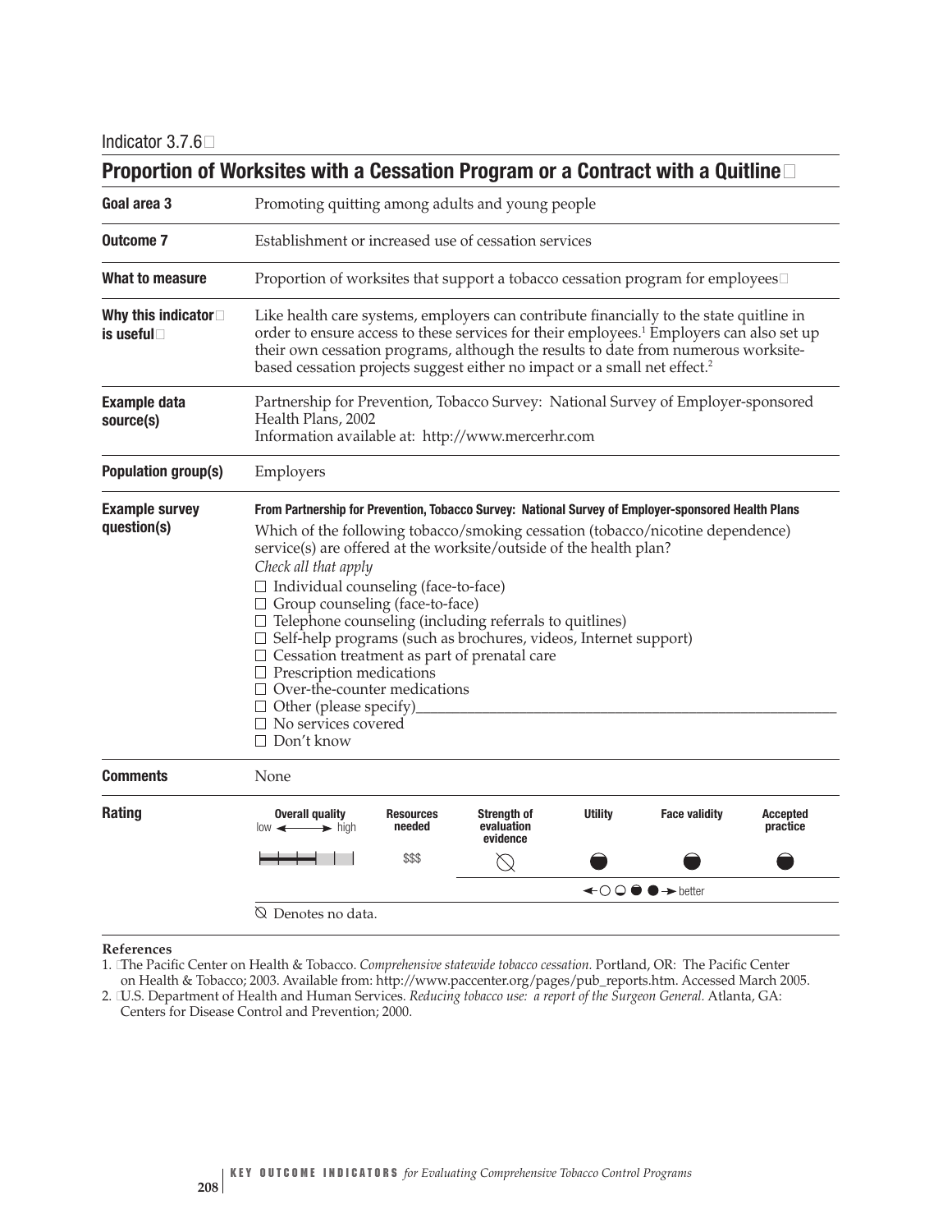Indicator 3.7.6

## Proportion of Worksites with a Cessation Program or a Contract with a Quitline

| | |
|---|---|
| **Goal area 3** | Promoting quitting among adults and young people |
| **Outcome 7** | Establishment or increased use of cessation services |
| **What to measure** | Proportion of worksites that support a tobacco cessation program for employees |
| **Why this indicator is useful** | Like health care systems, employers can contribute financially to the state quitline in order to ensure access to these services for their employees.[1] Employers can also set up their own cessation programs, although the results to date from numerous worksite-based cessation projects suggest either no impact or a small net effect.[2] |
| **Example data source(s)** | Partnership for Prevention, Tobacco Survey: National Survey of Employer-sponsored Health Plans, 2002<br>Information available at: http://www.mercerhr.com |
| **Population group(s)** | Employers |
| **Example survey question(s)** | **From Partnership for Prevention, Tobacco Survey: National Survey of Employer-sponsored Health Plans**<br>Which of the following tobacco/smoking cessation (tobacco/nicotine dependence) service(s) are offered at the worksite/outside of the health plan?<br>*Check all that apply*<br>☐ Individual counseling (face-to-face)<br>☐ Group counseling (face-to-face)<br>☐ Telephone counseling (including referrals to quitlines)<br>☐ Self-help programs (such as brochures, videos, Internet support)<br>☐ Cessation treatment as part of prenatal care<br>☐ Prescription medications<br>☐ Over-the-counter medications<br>☐ Other (please specify)________<br>☐ No services covered<br>☐ Don't know |
| **Comments** | None |

**Rating**

| Overall quality (low ← → high) | Resources needed | Strength of evaluation evidence | Utility | Face validity | Accepted practice |
|---|---|---|---|---|---|
| ■■■□□ | $$$ | ⦰ | ◒ | ◒ | ◒ |

←○ ◒ ◓ ●→ better

⦰ Denotes no data.

**References**

1. The Pacific Center on Health & Tobacco. *Comprehensive statewide tobacco cessation.* Portland, OR: The Pacific Center on Health & Tobacco; 2003. Available from: http://www.paccenter.org/pages/pub_reports.htm. Accessed March 2005.
2. U.S. Department of Health and Human Services. *Reducing tobacco use: a report of the Surgeon General.* Atlanta, GA: Centers for Disease Control and Prevention; 2000.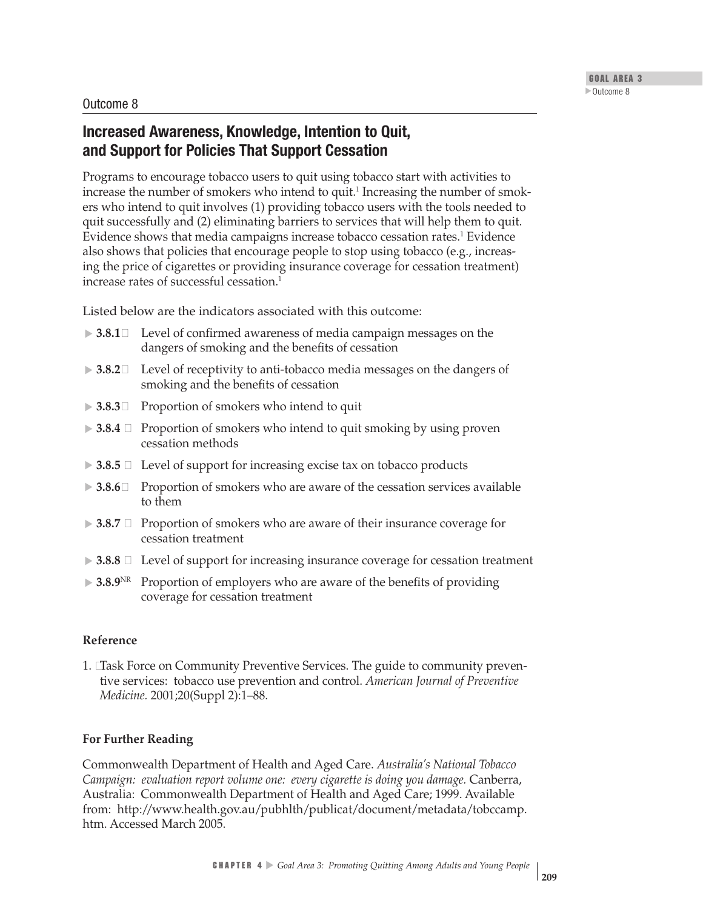Outcome 8

## Increased Awareness, Knowledge, Intention to Quit, and Support for Policies That Support Cessation

Programs to encourage tobacco users to quit using tobacco start with activities to increase the number of smokers who intend to quit.[1] Increasing the number of smokers who intend to quit involves (1) providing tobacco users with the tools needed to quit successfully and (2) eliminating barriers to services that will help them to quit. Evidence shows that media campaigns increase tobacco cessation rates.[1] Evidence also shows that policies that encourage people to stop using tobacco (e.g., increasing the price of cigarettes or providing insurance coverage for cessation treatment) increase rates of successful cessation.[1]

Listed below are the indicators associated with this outcome:

- ▶ **3.8.1** Level of confirmed awareness of media campaign messages on the dangers of smoking and the benefits of cessation
- ▶ **3.8.2** Level of receptivity to anti-tobacco media messages on the dangers of smoking and the benefits of cessation
- ▶ **3.8.3** Proportion of smokers who intend to quit
- ▶ **3.8.4** Proportion of smokers who intend to quit smoking by using proven cessation methods
- ▶ **3.8.5** Level of support for increasing excise tax on tobacco products
- ▶ **3.8.6** Proportion of smokers who are aware of the cessation services available to them
- ▶ **3.8.7** Proportion of smokers who are aware of their insurance coverage for cessation treatment
- ▶ **3.8.8** Level of support for increasing insurance coverage for cessation treatment
- ▶ **3.8.9**[NR] Proportion of employers who are aware of the benefits of providing coverage for cessation treatment

**Reference**

1. Task Force on Community Preventive Services. The guide to community preventive services: tobacco use prevention and control. *American Journal of Preventive Medicine.* 2001;20(Suppl 2):1–88.

**For Further Reading**

Commonwealth Department of Health and Aged Care. *Australia's National Tobacco Campaign: evaluation report volume one: every cigarette is doing you damage.* Canberra, Australia: Commonwealth Department of Health and Aged Care; 1999. Available from: http://www.health.gov.au/pubhlth/publicat/document/metadata/tobccamp.htm. Accessed March 2005.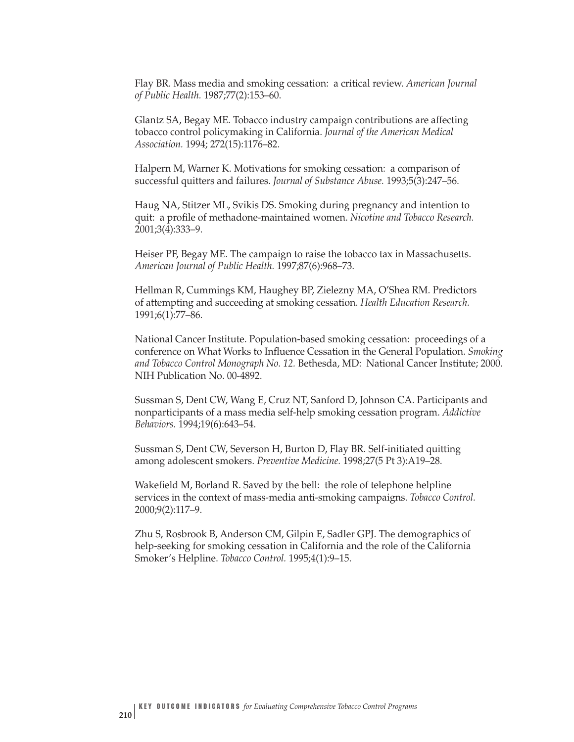Flay BR. Mass media and smoking cessation: a critical review. *American Journal of Public Health.* 1987;77(2):153–60.

Glantz SA, Begay ME. Tobacco industry campaign contributions are affecting tobacco control policymaking in California. *Journal of the American Medical Association.* 1994; 272(15):1176–82.

Halpern M, Warner K. Motivations for smoking cessation: a comparison of successful quitters and failures. *Journal of Substance Abuse.* 1993;5(3):247–56.

Haug NA, Stitzer ML, Svikis DS. Smoking during pregnancy and intention to quit: a profile of methadone-maintained women. *Nicotine and Tobacco Research.* 2001;3(4):333–9.

Heiser PF, Begay ME. The campaign to raise the tobacco tax in Massachusetts. *American Journal of Public Health.* 1997;87(6):968–73.

Hellman R, Cummings KM, Haughey BP, Zielezny MA, O'Shea RM. Predictors of attempting and succeeding at smoking cessation. *Health Education Research.* 1991;6(1):77–86.

National Cancer Institute. Population-based smoking cessation: proceedings of a conference on What Works to Influence Cessation in the General Population. *Smoking and Tobacco Control Monograph No. 12.* Bethesda, MD: National Cancer Institute; 2000. NIH Publication No. 00-4892.

Sussman S, Dent CW, Wang E, Cruz NT, Sanford D, Johnson CA. Participants and nonparticipants of a mass media self-help smoking cessation program. *Addictive Behaviors.* 1994;19(6):643–54.

Sussman S, Dent CW, Severson H, Burton D, Flay BR. Self-initiated quitting among adolescent smokers. *Preventive Medicine.* 1998;27(5 Pt 3):A19–28.

Wakefield M, Borland R. Saved by the bell: the role of telephone helpline services in the context of mass-media anti-smoking campaigns. *Tobacco Control.* 2000;9(2):117–9.

Zhu S, Rosbrook B, Anderson CM, Gilpin E, Sadler GPJ. The demographics of help-seeking for smoking cessation in California and the role of the California Smoker's Helpline. *Tobacco Control.* 1995;4(1):9–15.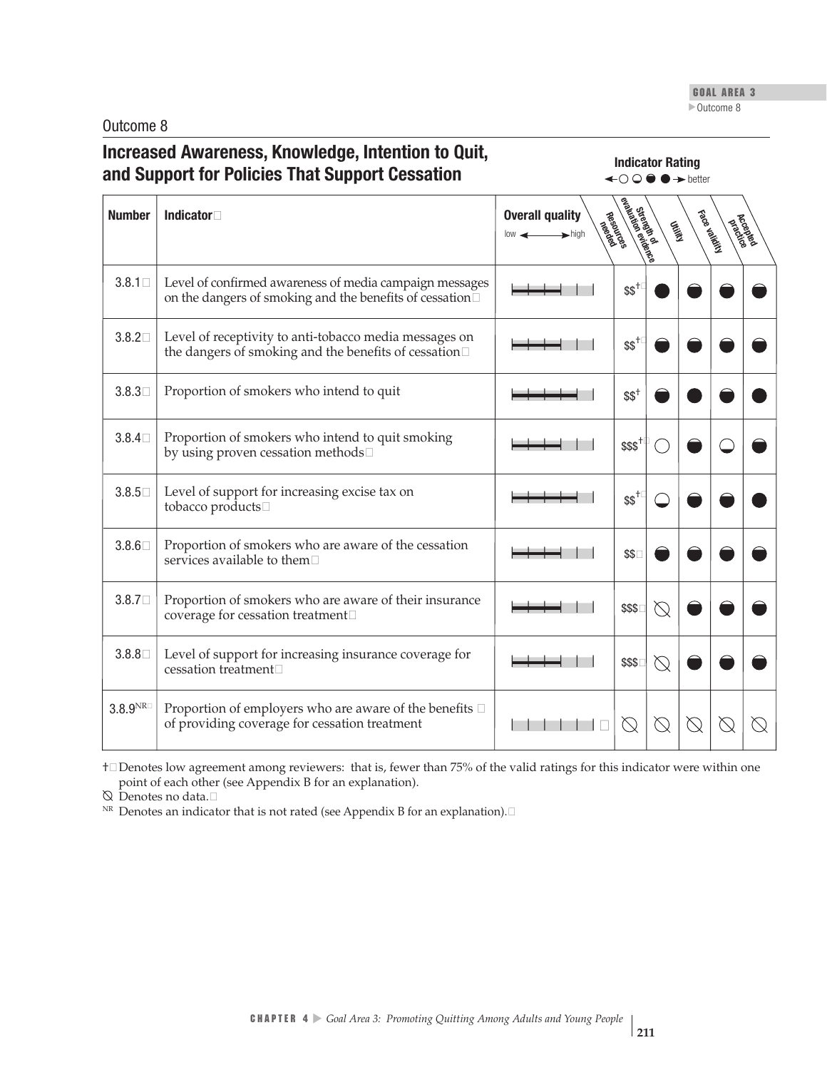Outcome 8

## Increased Awareness, Knowledge, Intention to Quit, and Support for Policies That Support Cessation

**Indicator Rating** ○ ◒ ◓ ● → better

| Number | Indicator | Overall quality (low → high) | Resources needed | Strength of evaluation evidence | Utility | Face validity | Accepted practice |
|---|---|---|---|---|---|---|---|
| 3.8.1 | Level of confirmed awareness of media campaign messages on the dangers of smoking and the benefits of cessation | | $$† | ● | ◓ | ◓ | ◓ |
| 3.8.2 | Level of receptivity to anti-tobacco media messages on the dangers of smoking and the benefits of cessation | | $$† | ◓ | ◓ | ◓ | ◓ |
| 3.8.3 | Proportion of smokers who intend to quit | | $$† | ◓ | ● | ◓ | ● |
| 3.8.4 | Proportion of smokers who intend to quit smoking by using proven cessation methods | | $$$† | ○ | ◓ | ◒ | ◓ |
| 3.8.5 | Level of support for increasing excise tax on tobacco products | | $$† | ◒ | ◓ | ◓ | ● |
| 3.8.6 | Proportion of smokers who are aware of the cessation services available to them | | $$ | ◓ | ◓ | ◓ | ◓ |
| 3.8.7 | Proportion of smokers who are aware of their insurance coverage for cessation treatment | | $$$ | ⦰ | ◓ | ◓ | ◓ |
| 3.8.8 | Level of support for increasing insurance coverage for cessation treatment | | $$$ | ⦰ | ◓ | ◓ | ◓ |
| 3.8.9NR | Proportion of employers who are aware of the benefits of providing coverage for cessation treatment | | ⦰ | ⦰ | ⦰ | ⦰ | ⦰ |

† Denotes low agreement among reviewers: that is, fewer than 75% of the valid ratings for this indicator were within one point of each other (see Appendix B for an explanation).

⦰ Denotes no data.

NR Denotes an indicator that is not rated (see Appendix B for an explanation).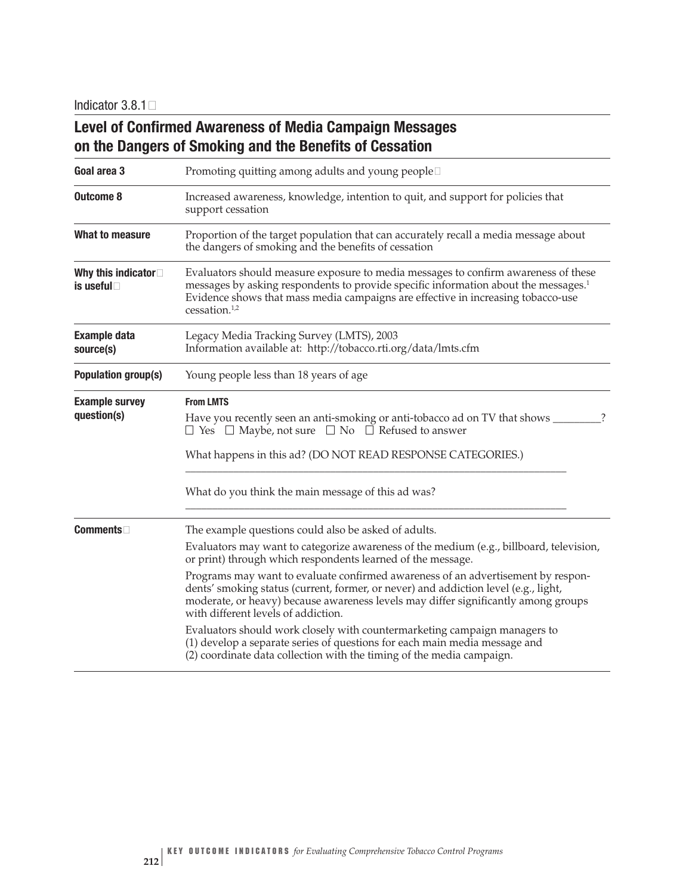Indicator 3.8.1

# Level of Confirmed Awareness of Media Campaign Messages on the Dangers of Smoking and the Benefits of Cessation

| | |
|---|---|
| **Goal area 3** | Promoting quitting among adults and young people |
| **Outcome 8** | Increased awareness, knowledge, intention to quit, and support for policies that support cessation |
| **What to measure** | Proportion of the target population that can accurately recall a media message about the dangers of smoking and the benefits of cessation |
| **Why this indicator is useful** | Evaluators should measure exposure to media messages to confirm awareness of these messages by asking respondents to provide specific information about the messages.[1] Evidence shows that mass media campaigns are effective in increasing tobacco-use cessation.[1,2] |
| **Example data source(s)** | Legacy Media Tracking Survey (LMTS), 2003<br>Information available at: http://tobacco.rti.org/data/lmts.cfm |
| **Population group(s)** | Young people less than 18 years of age |
| **Example survey question(s)** | **From LMTS**<br>Have you recently seen an anti-smoking or anti-tobacco ad on TV that shows _________?<br>☐ Yes ☐ Maybe, not sure ☐ No ☐ Refused to answer<br><br>What happens in this ad? (DO NOT READ RESPONSE CATEGORIES.)<br>_______________________________________________<br><br>What do you think the main message of this ad was?<br>_______________________________________________ |
| **Comments** | The example questions could also be asked of adults.<br><br>Evaluators may want to categorize awareness of the medium (e.g., billboard, television, or print) through which respondents learned of the message.<br><br>Programs may want to evaluate confirmed awareness of an advertisement by respondents' smoking status (current, former, or never) and addiction level (e.g., light, moderate, or heavy) because awareness levels may differ significantly among groups with different levels of addiction.<br><br>Evaluators should work closely with countermarketing campaign managers to (1) develop a separate series of questions for each main media message and (2) coordinate data collection with the timing of the media campaign. |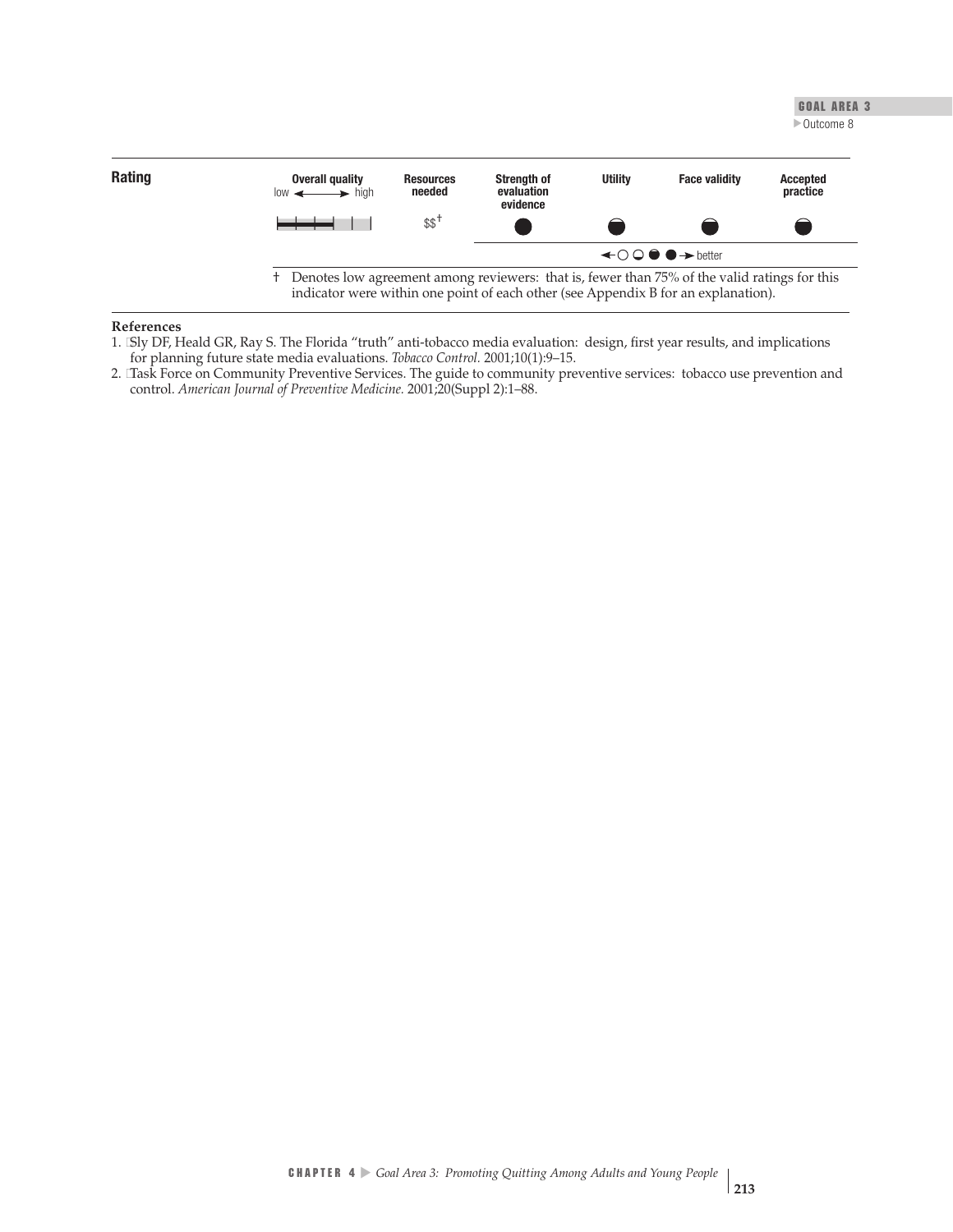## Rating

| Overall quality (low ↔ high) | Resources needed | Strength of evaluation evidence | Utility | Face validity | Accepted practice |
|---|---|---|---|---|---|
| ▬▬▬▬▬▬▬▬▬▬▬ | $$† | ● | ◒ | ◒ | ◒ |

← ○ ◒ ◒ ● → better

† Denotes low agreement among reviewers: that is, fewer than 75% of the valid ratings for this indicator were within one point of each other (see Appendix B for an explanation).

**References**

1. Sly DF, Heald GR, Ray S. The Florida "truth" anti-tobacco media evaluation: design, first year results, and implications for planning future state media evaluations. *Tobacco Control.* 2001;10(1):9–15.
2. Task Force on Community Preventive Services. The guide to community preventive services: tobacco use prevention and control. *American Journal of Preventive Medicine.* 2001;20(Suppl 2):1–88.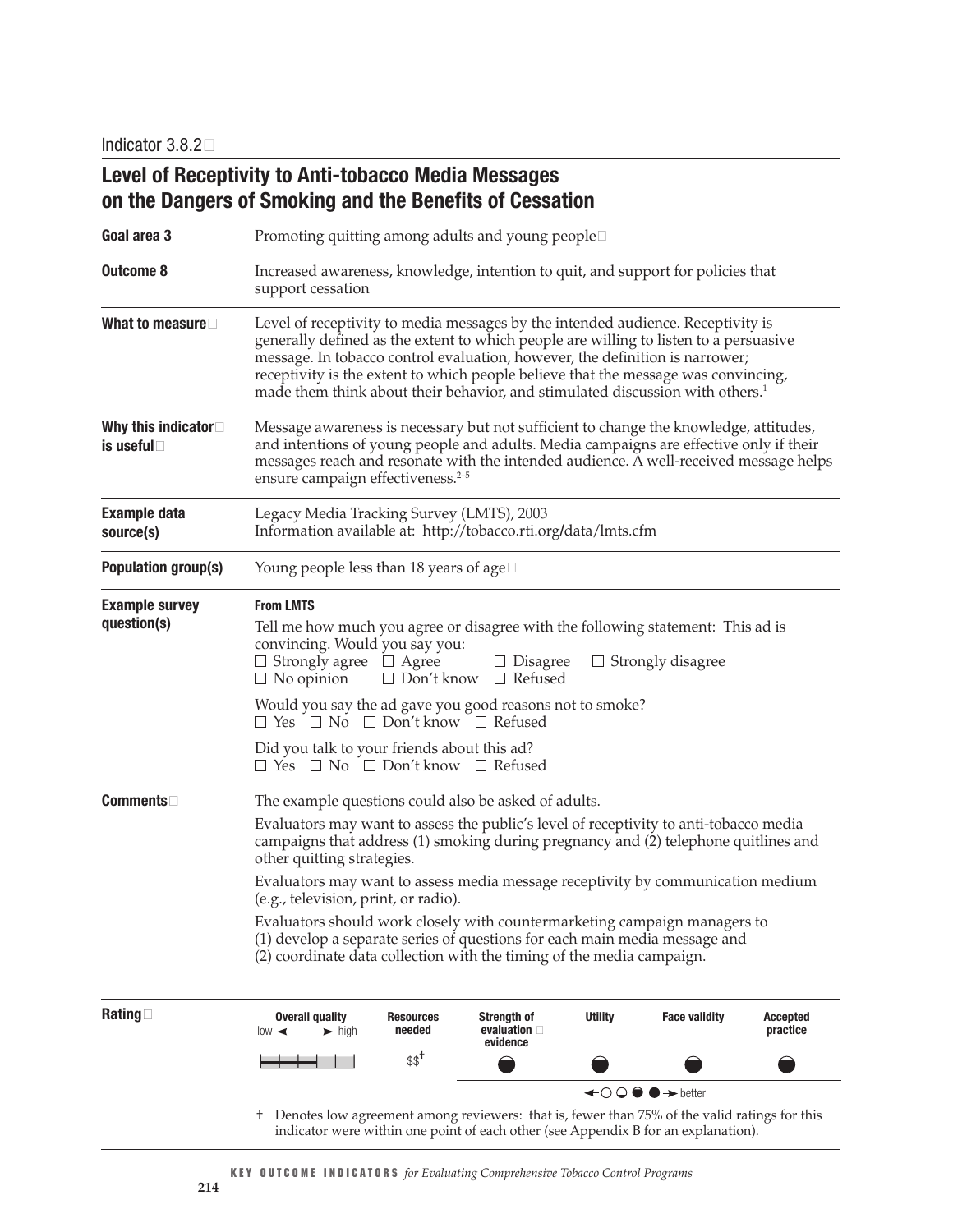Indicator 3.8.2

# Level of Receptivity to Anti-tobacco Media Messages on the Dangers of Smoking and the Benefits of Cessation

**Goal area 3**

Promoting quitting among adults and young people

**Outcome 8**

Increased awareness, knowledge, intention to quit, and support for policies that support cessation

**What to measure**

Level of receptivity to media messages by the intended audience. Receptivity is generally defined as the extent to which people are willing to listen to a persuasive message. In tobacco control evaluation, however, the definition is narrower; receptivity is the extent to which people believe that the message was convincing, made them think about their behavior, and stimulated discussion with others.[1]

**Why this indicator is useful**

Message awareness is necessary but not sufficient to change the knowledge, attitudes, and intentions of young people and adults. Media campaigns are effective only if their messages reach and resonate with the intended audience. A well-received message helps ensure campaign effectiveness.[2–5]

**Example data source(s)**

Legacy Media Tracking Survey (LMTS), 2003
Information available at: http://tobacco.rti.org/data/lmts.cfm

**Population group(s)**

Young people less than 18 years of age

**Example survey question(s)**

**From LMTS**

Tell me how much you agree or disagree with the following statement: This ad is convincing. Would you say you:
☐ Strongly agree ☐ Agree ☐ Disagree ☐ Strongly disagree
☐ No opinion ☐ Don't know ☐ Refused

Would you say the ad gave you good reasons not to smoke?
☐ Yes ☐ No ☐ Don't know ☐ Refused

Did you talk to your friends about this ad?
☐ Yes ☐ No ☐ Don't know ☐ Refused

**Comments**

The example questions could also be asked of adults.

Evaluators may want to assess the public's level of receptivity to anti-tobacco media campaigns that address (1) smoking during pregnancy and (2) telephone quitlines and other quitting strategies.

Evaluators may want to assess media message receptivity by communication medium (e.g., television, print, or radio).

Evaluators should work closely with countermarketing campaign managers to (1) develop a separate series of questions for each main media message and (2) coordinate data collection with the timing of the media campaign.

**Rating**

| Overall quality (low ← → high) | Resources needed | Strength of evaluation evidence | Utility | Face validity | Accepted practice |
|---|---|---|---|---|---|
| ▮▮▮▮▯▯ | $$† | ◓ | ◓ | ◓ | ◓ |

← ○ ◒ ◓ ● → better

† Denotes low agreement among reviewers: that is, fewer than 75% of the valid ratings for this indicator were within one point of each other (see Appendix B for an explanation).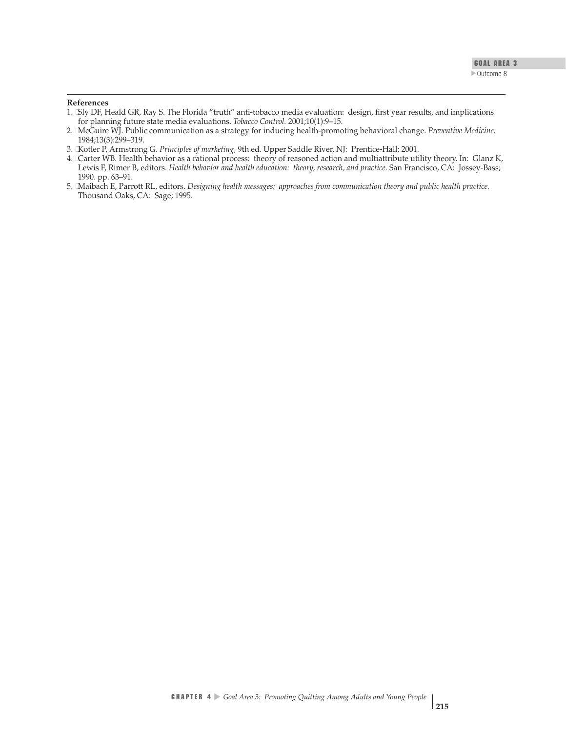**References**

1. Sly DF, Heald GR, Ray S. The Florida "truth" anti-tobacco media evaluation: design, first year results, and implications for planning future state media evaluations. *Tobacco Control.* 2001;10(1):9–15.
2. McGuire WJ. Public communication as a strategy for inducing health-promoting behavioral change. *Preventive Medicine.* 1984;13(3):299–319.
3. Kotler P, Armstrong G. *Principles of marketing,* 9th ed. Upper Saddle River, NJ: Prentice-Hall; 2001.
4. Carter WB. Health behavior as a rational process: theory of reasoned action and multiattribute utility theory. In: Glanz K, Lewis F, Rimer B, editors. *Health behavior and health education: theory, research, and practice.* San Francisco, CA: Jossey-Bass; 1990. pp. 63–91.
5. Maibach E, Parrott RL, editors. *Designing health messages: approaches from communication theory and public health practice.* Thousand Oaks, CA: Sage; 1995.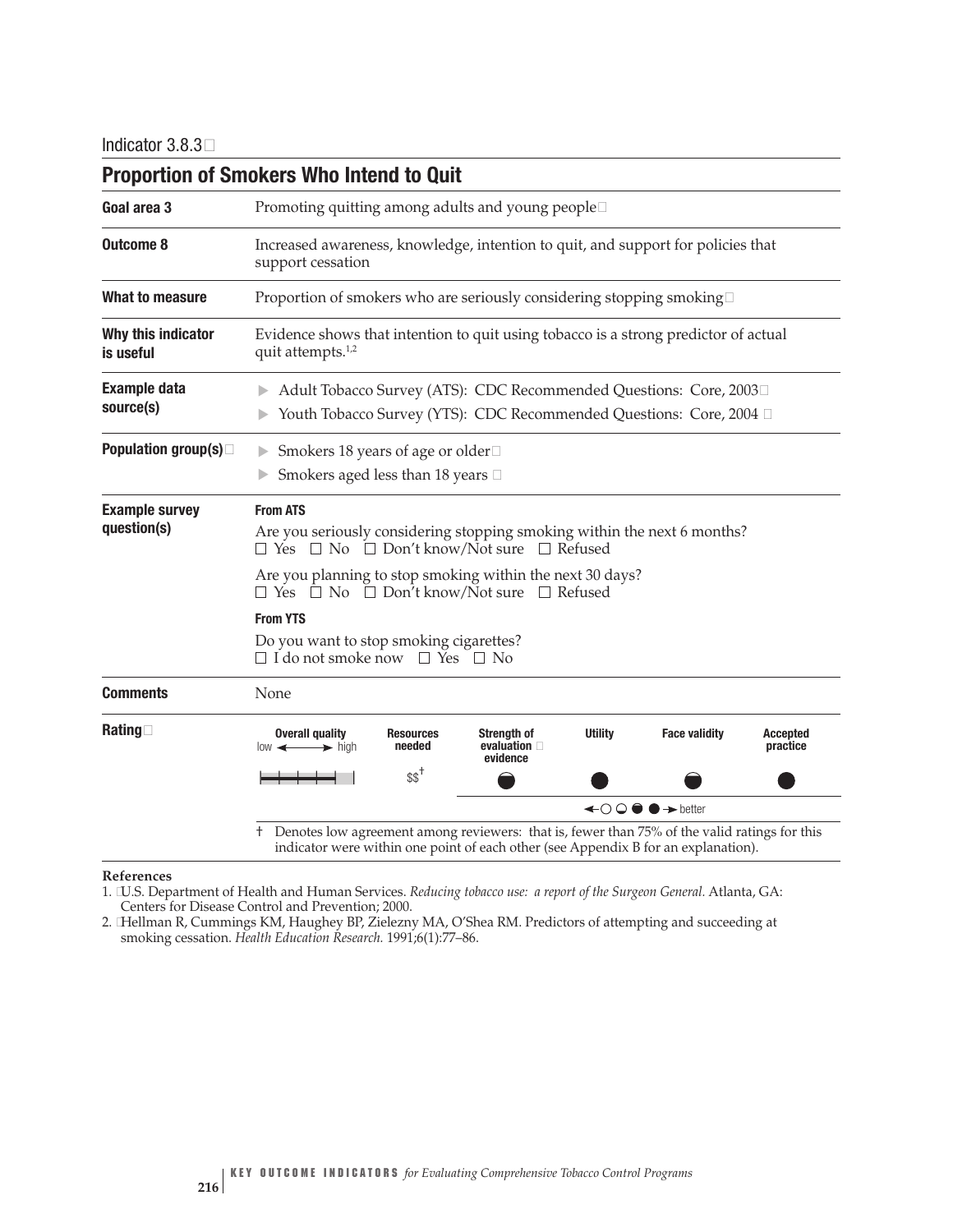Indicator 3.8.3

## Proportion of Smokers Who Intend to Quit

| | |
|---|---|
| **Goal area 3** | Promoting quitting among adults and young people |
| **Outcome 8** | Increased awareness, knowledge, intention to quit, and support for policies that support cessation |
| **What to measure** | Proportion of smokers who are seriously considering stopping smoking |
| **Why this indicator is useful** | Evidence shows that intention to quit using tobacco is a strong predictor of actual quit attempts.[1,2] |
| **Example data source(s)** | ▶ Adult Tobacco Survey (ATS): CDC Recommended Questions: Core, 2003<br>▶ Youth Tobacco Survey (YTS): CDC Recommended Questions: Core, 2004 |
| **Population group(s)** | ▶ Smokers 18 years of age or older<br>▶ Smokers aged less than 18 years |
| **Example survey question(s)** | **From ATS**<br>Are you seriously considering stopping smoking within the next 6 months?<br>☐ Yes ☐ No ☐ Don't know/Not sure ☐ Refused<br>Are you planning to stop smoking within the next 30 days?<br>☐ Yes ☐ No ☐ Don't know/Not sure ☐ Refused<br>**From YTS**<br>Do you want to stop smoking cigarettes?<br>☐ I do not smoke now ☐ Yes ☐ No |
| **Comments** | None |

**Rating**

| Overall quality (low ← → high) | Resources needed | Strength of evaluation evidence | Utility | Face validity | Accepted practice |
|---|---|---|---|---|---|
| 4 of 5 | $$† | ◒ | ● | ◒ | ● |

← ○ ◔ ◒ ● → better

† Denotes low agreement among reviewers: that is, fewer than 75% of the valid ratings for this indicator were within one point of each other (see Appendix B for an explanation).

**References**

1. U.S. Department of Health and Human Services. *Reducing tobacco use: a report of the Surgeon General.* Atlanta, GA: Centers for Disease Control and Prevention; 2000.
2. Hellman R, Cummings KM, Haughey BP, Zielezny MA, O'Shea RM. Predictors of attempting and succeeding at smoking cessation. *Health Education Research.* 1991;6(1):77–86.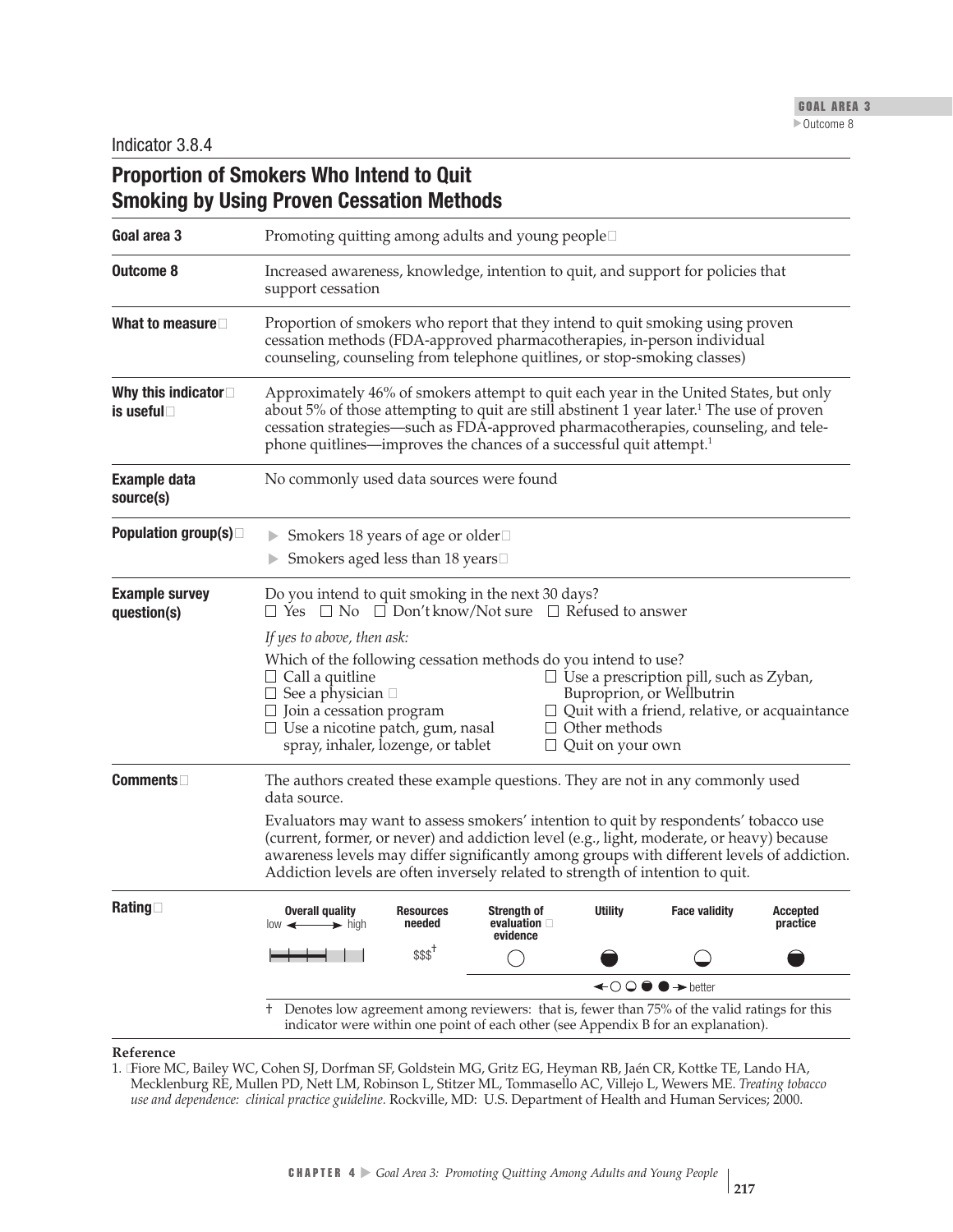Indicator 3.8.4

## Proportion of Smokers Who Intend to Quit Smoking by Using Proven Cessation Methods

**Goal area 3**

Promoting quitting among adults and young people

**Outcome 8**

Increased awareness, knowledge, intention to quit, and support for policies that support cessation

**What to measure**

Proportion of smokers who report that they intend to quit smoking using proven cessation methods (FDA-approved pharmacotherapies, in-person individual counseling, counseling from telephone quitlines, or stop-smoking classes)

**Why this indicator is useful**

Approximately 46% of smokers attempt to quit each year in the United States, but only about 5% of those attempting to quit are still abstinent 1 year later.[1] The use of proven cessation strategies—such as FDA-approved pharmacotherapies, counseling, and telephone quitlines—improves the chances of a successful quit attempt.[1]

**Example data source(s)**

No commonly used data sources were found

**Population group(s)**

- Smokers 18 years of age or older
- Smokers aged less than 18 years

**Example survey question(s)**

Do you intend to quit smoking in the next 30 days?
☐ Yes ☐ No ☐ Don't know/Not sure ☐ Refused to answer

*If yes to above, then ask:*

Which of the following cessation methods do you intend to use?

- ☐ Call a quitline
- ☐ See a physician
- ☐ Join a cessation program
- ☐ Use a nicotine patch, gum, nasal spray, inhaler, lozenge, or tablet
- ☐ Use a prescription pill, such as Zyban, Buproprion, or Wellbutrin
- ☐ Quit with a friend, relative, or acquaintance
- ☐ Other methods
- ☐ Quit on your own

**Comments**

The authors created these example questions. They are not in any commonly used data source.

Evaluators may want to assess smokers' intention to quit by respondents' tobacco use (current, former, or never) and addiction level (e.g., light, moderate, or heavy) because awareness levels may differ significantly among groups with different levels of addiction. Addiction levels are often inversely related to strength of intention to quit.

**Rating**

| Overall quality (low ← → high) | Resources needed | Strength of evaluation evidence | Utility | Face validity | Accepted practice |
|---|---|---|---|---|---|
| ▮▮▮▯▯ | \$\$\$† | ○ | ◒ | ◡ | ◒ |

←○ ◡ ◒ ● → better

† Denotes low agreement among reviewers: that is, fewer than 75% of the valid ratings for this indicator were within one point of each other (see Appendix B for an explanation).

**Reference**

1. Fiore MC, Bailey WC, Cohen SJ, Dorfman SF, Goldstein MG, Gritz EG, Heyman RB, Jaén CR, Kottke TE, Lando HA, Mecklenburg RE, Mullen PD, Nett LM, Robinson L, Stitzer ML, Tommasello AC, Villejo L, Wewers ME. *Treating tobacco use and dependence: clinical practice guideline.* Rockville, MD: U.S. Department of Health and Human Services; 2000.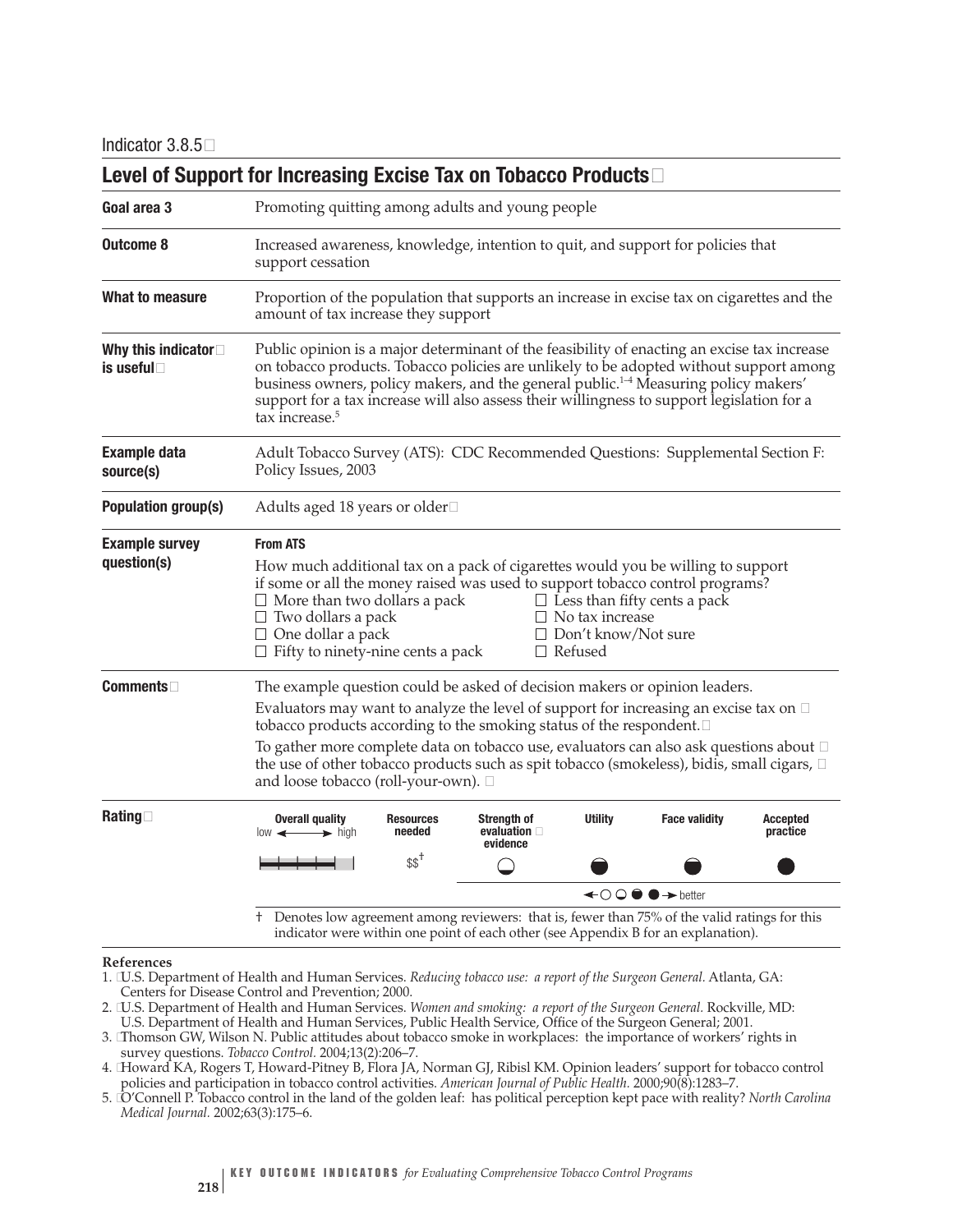Indicator 3.8.5

## Level of Support for Increasing Excise Tax on Tobacco Products

| | |
|---|---|
| **Goal area 3** | Promoting quitting among adults and young people |
| **Outcome 8** | Increased awareness, knowledge, intention to quit, and support for policies that support cessation |
| **What to measure** | Proportion of the population that supports an increase in excise tax on cigarettes and the amount of tax increase they support |
| **Why this indicator is useful** | Public opinion is a major determinant of the feasibility of enacting an excise tax increase on tobacco products. Tobacco policies are unlikely to be adopted without support among business owners, policy makers, and the general public.[1–4] Measuring policy makers' support for a tax increase will also assess their willingness to support legislation for a tax increase.[5] |
| **Example data source(s)** | Adult Tobacco Survey (ATS): CDC Recommended Questions: Supplemental Section F: Policy Issues, 2003 |
| **Population group(s)** | Adults aged 18 years or older |
| **Example survey question(s)** | **From ATS**<br>How much additional tax on a pack of cigarettes would you be willing to support if some or all the money raised was used to support tobacco control programs?<br>☐ More than two dollars a pack<br>☐ Two dollars a pack<br>☐ One dollar a pack<br>☐ Fifty to ninety-nine cents a pack<br>☐ Less than fifty cents a pack<br>☐ No tax increase<br>☐ Don't know/Not sure<br>☐ Refused |
| **Comments** | The example question could be asked of decision makers or opinion leaders.<br>Evaluators may want to analyze the level of support for increasing an excise tax on tobacco products according to the smoking status of the respondent.<br>To gather more complete data on tobacco use, evaluators can also ask questions about the use of other tobacco products such as spit tobacco (smokeless), bidis, small cigars, and loose tobacco (roll-your-own). |

**Rating**

| Overall quality (low ↔ high) | Resources needed | Strength of evaluation evidence | Utility | Face validity | Accepted practice |
|---|---|---|---|---|---|
| ▮▮▮▮▯ | \$\$† | ◒ (low) | ◓ | ◓ | ● |

← ○ ◒ ◓ ● → better

† Denotes low agreement among reviewers: that is, fewer than 75% of the valid ratings for this indicator were within one point of each other (see Appendix B for an explanation).

**References**

1. U.S. Department of Health and Human Services. *Reducing tobacco use: a report of the Surgeon General.* Atlanta, GA: Centers for Disease Control and Prevention; 2000.
2. U.S. Department of Health and Human Services. *Women and smoking: a report of the Surgeon General.* Rockville, MD: U.S. Department of Health and Human Services, Public Health Service, Office of the Surgeon General; 2001.
3. Thomson GW, Wilson N. Public attitudes about tobacco smoke in workplaces: the importance of workers' rights in survey questions. *Tobacco Control.* 2004;13(2):206–7.
4. Howard KA, Rogers T, Howard-Pitney B, Flora JA, Norman GJ, Ribisl KM. Opinion leaders' support for tobacco control policies and participation in tobacco control activities. *American Journal of Public Health.* 2000;90(8):1283–7.
5. O'Connell P. Tobacco control in the land of the golden leaf: has political perception kept pace with reality? *North Carolina Medical Journal.* 2002;63(3):175–6.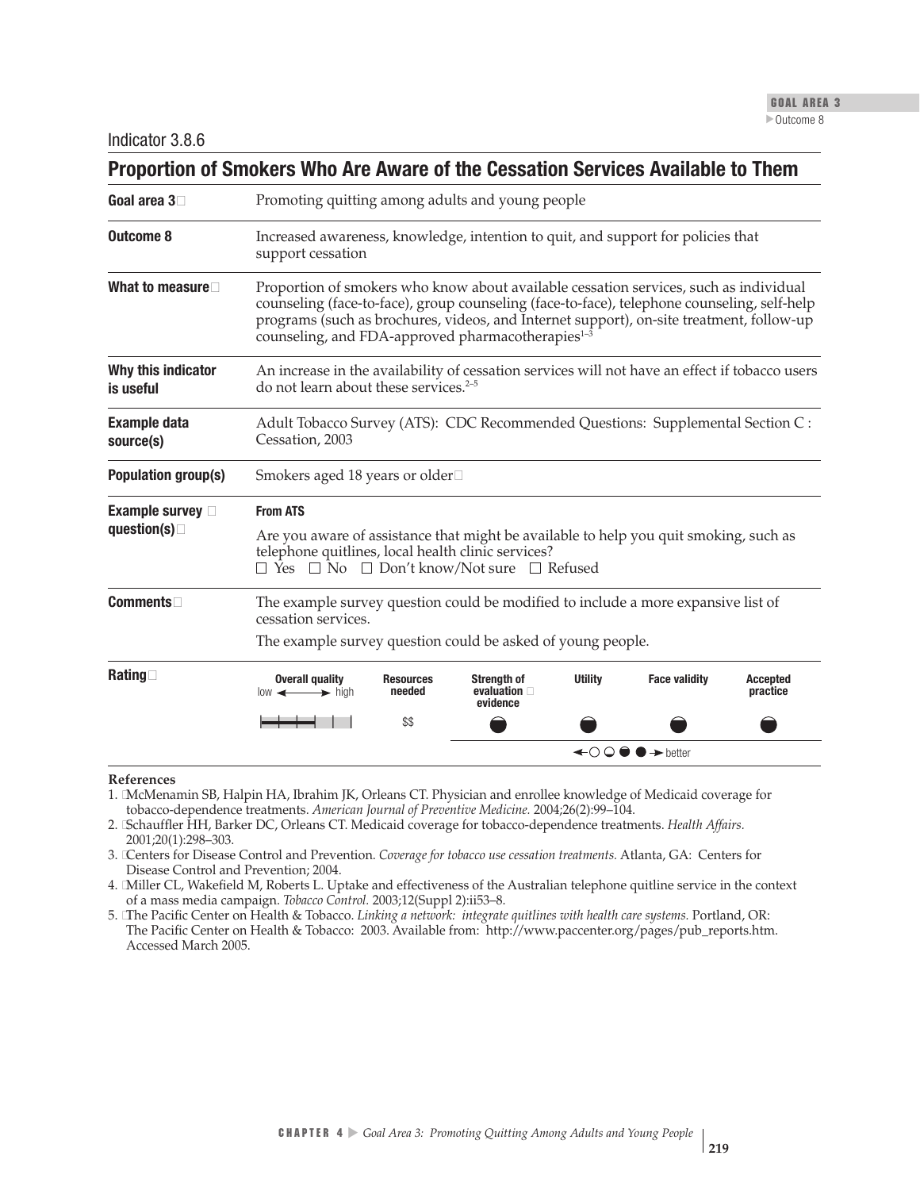Indicator 3.8.6

## Proportion of Smokers Who Are Aware of the Cessation Services Available to Them

| | |
|---|---|
| **Goal area 3** | Promoting quitting among adults and young people |
| **Outcome 8** | Increased awareness, knowledge, intention to quit, and support for policies that support cessation |
| **What to measure** | Proportion of smokers who know about available cessation services, such as individual counseling (face-to-face), group counseling (face-to-face), telephone counseling, self-help programs (such as brochures, videos, and Internet support), on-site treatment, follow-up counseling, and FDA-approved pharmacotherapies[1–3] |
| **Why this indicator is useful** | An increase in the availability of cessation services will not have an effect if tobacco users do not learn about these services.[2–5] |
| **Example data source(s)** | Adult Tobacco Survey (ATS): CDC Recommended Questions: Supplemental Section C : Cessation, 2003 |
| **Population group(s)** | Smokers aged 18 years or older |
| **Example survey question(s)** | **From ATS**<br>Are you aware of assistance that might be available to help you quit smoking, such as telephone quitlines, local health clinic services?<br>☐ Yes ☐ No ☐ Don't know/Not sure ☐ Refused |
| **Comments** | The example survey question could be modified to include a more expansive list of cessation services.<br>The example survey question could be asked of young people. |
| **Rating** | See rating table below |

| Overall quality (low ↔ high) | Resources needed | Strength of evaluation evidence | Utility | Face validity | Accepted practice |
|---|---|---|---|---|---|
| 3 of 5 | $$ | ◓ | ◓ | ◓ | ◓ |

←○ ◔ ◓ ● → better

**References**

1. McMenamin SB, Halpin HA, Ibrahim JK, Orleans CT. Physician and enrollee knowledge of Medicaid coverage for tobacco-dependence treatments. *American Journal of Preventive Medicine.* 2004;26(2):99–104.
2. Schauffler HH, Barker DC, Orleans CT. Medicaid coverage for tobacco-dependence treatments. *Health Affairs.* 2001;20(1):298–303.
3. Centers for Disease Control and Prevention. *Coverage for tobacco use cessation treatments.* Atlanta, GA: Centers for Disease Control and Prevention; 2004.
4. Miller CL, Wakefield M, Roberts L. Uptake and effectiveness of the Australian telephone quitline service in the context of a mass media campaign. *Tobacco Control.* 2003;12(Suppl 2):ii53–8.
5. The Pacific Center on Health & Tobacco. *Linking a network: integrate quitlines with health care systems.* Portland, OR: The Pacific Center on Health & Tobacco: 2003. Available from: http://www.paccenter.org/pages/pub_reports.htm. Accessed March 2005.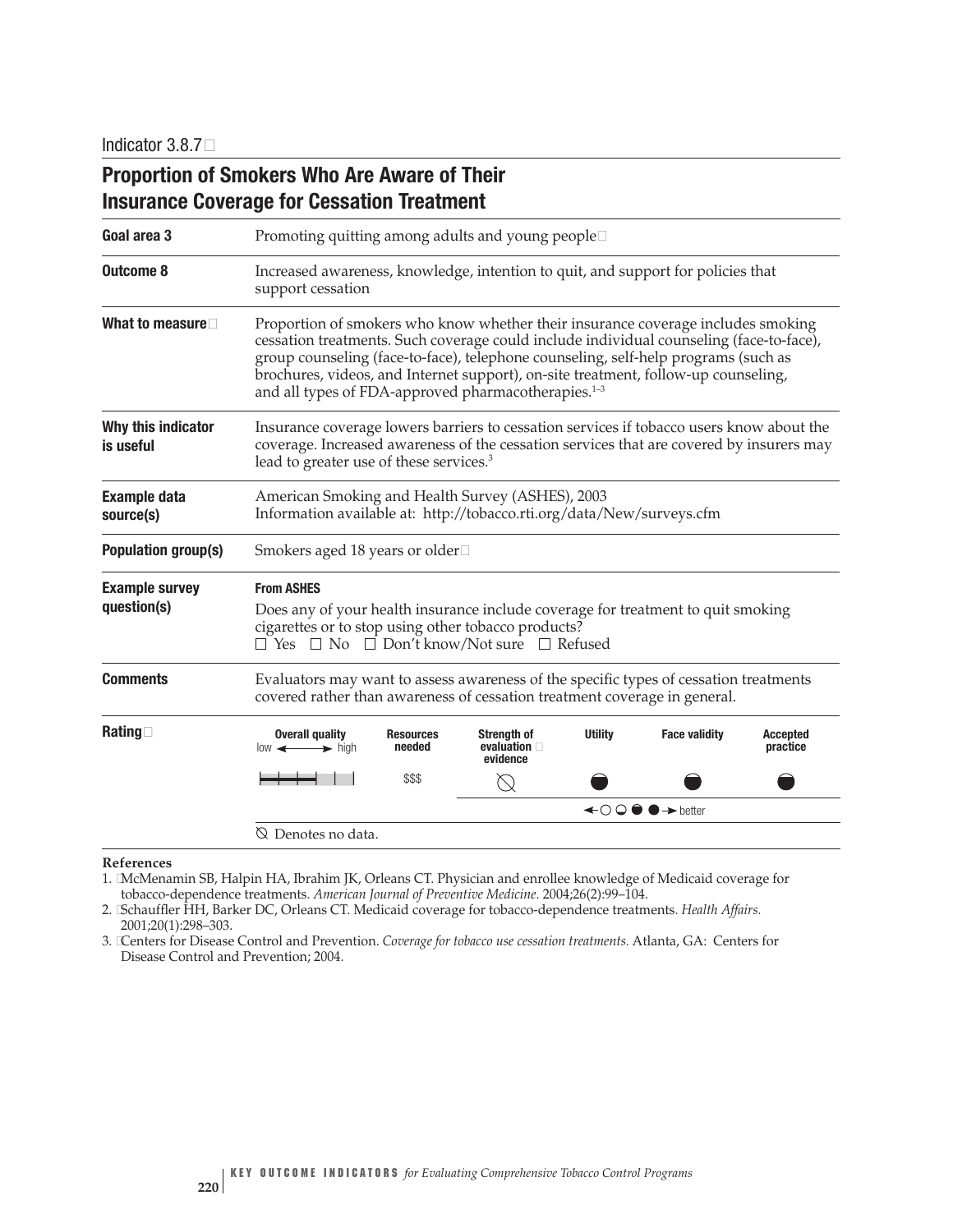Indicator 3.8.7

# Proportion of Smokers Who Are Aware of Their Insurance Coverage for Cessation Treatment

| | |
|---|---|
| **Goal area 3** | Promoting quitting among adults and young people |
| **Outcome 8** | Increased awareness, knowledge, intention to quit, and support for policies that support cessation |
| **What to measure** | Proportion of smokers who know whether their insurance coverage includes smoking cessation treatments. Such coverage could include individual counseling (face-to-face), group counseling (face-to-face), telephone counseling, self-help programs (such as brochures, videos, and Internet support), on-site treatment, follow-up counseling, and all types of FDA-approved pharmacotherapies.[1–3] |
| **Why this indicator is useful** | Insurance coverage lowers barriers to cessation services if tobacco users know about the coverage. Increased awareness of the cessation services that are covered by insurers may lead to greater use of these services.[3] |
| **Example data source(s)** | American Smoking and Health Survey (ASHES), 2003<br>Information available at: http://tobacco.rti.org/data/New/surveys.cfm |
| **Population group(s)** | Smokers aged 18 years or older |
| **Example survey question(s)** | **From ASHES**<br>Does any of your health insurance include coverage for treatment to quit smoking cigarettes or to stop using other tobacco products?<br>☐ Yes ☐ No ☐ Don't know/Not sure ☐ Refused |
| **Comments** | Evaluators may want to assess awareness of the specific types of cessation treatments covered rather than awareness of cessation treatment coverage in general. |

**Rating**

| Overall quality (low ← → high) | Resources needed | Strength of evaluation evidence | Utility | Face validity | Accepted practice |
|---|---|---|---|---|---|
| ▬▬▬ (3 of 5) | $$$ | ⃠ | ◒ | ◒ | ◒ |

←○ ◔ ◒ ● → better

⃠ Denotes no data.

**References**

1. McMenamin SB, Halpin HA, Ibrahim JK, Orleans CT. Physician and enrollee knowledge of Medicaid coverage for tobacco-dependence treatments. *American Journal of Preventive Medicine.* 2004;26(2):99–104.
2. Schauffler HH, Barker DC, Orleans CT. Medicaid coverage for tobacco-dependence treatments. *Health Affairs.* 2001;20(1):298–303.
3. Centers for Disease Control and Prevention. *Coverage for tobacco use cessation treatments.* Atlanta, GA: Centers for Disease Control and Prevention; 2004.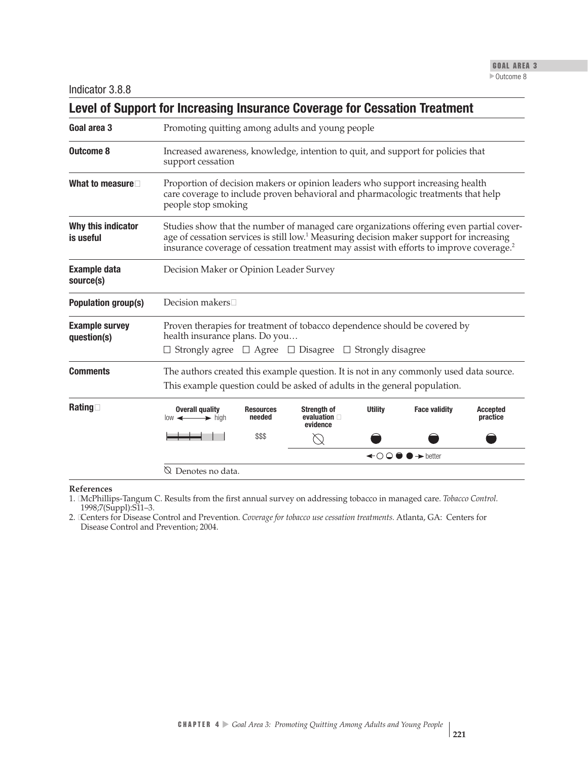Indicator 3.8.8

## Level of Support for Increasing Insurance Coverage for Cessation Treatment

**Goal area 3** Promoting quitting among adults and young people

**Outcome 8** Increased awareness, knowledge, intention to quit, and support for policies that support cessation

**What to measure** Proportion of decision makers or opinion leaders who support increasing health care coverage to include proven behavioral and pharmacologic treatments that help people stop smoking

**Why this indicator is useful** Studies show that the number of managed care organizations offering even partial coverage of cessation services is still low.[1] Measuring decision maker support for increasing insurance coverage of cessation treatment may assist with efforts to improve coverage.[2]

**Example data source(s)** Decision Maker or Opinion Leader Survey

**Population group(s)** Decision makers

**Example survey question(s)** Proven therapies for treatment of tobacco dependence should be covered by health insurance plans. Do you…

☐ Strongly agree ☐ Agree ☐ Disagree ☐ Strongly disagree

**Comments** The authors created this example question. It is not in any commonly used data source.

This example question could be asked of adults in the general population.

**Rating**

| Overall quality (low ← → high) | Resources needed | Strength of evaluation evidence | Utility | Face validity | Accepted practice |
|---|---|---|---|---|---|
| ▬▬▬ | $$$ | ⦸ | ◓ | ◓ | ◓ |

← ○ ◒ ◓ ● → better

⦸ Denotes no data.

**References**

1. McPhillips-Tangum C. Results from the first annual survey on addressing tobacco in managed care. *Tobacco Control.* 1998;7(Suppl):S11–3.
2. Centers for Disease Control and Prevention. *Coverage for tobacco use cessation treatments.* Atlanta, GA: Centers for Disease Control and Prevention; 2004.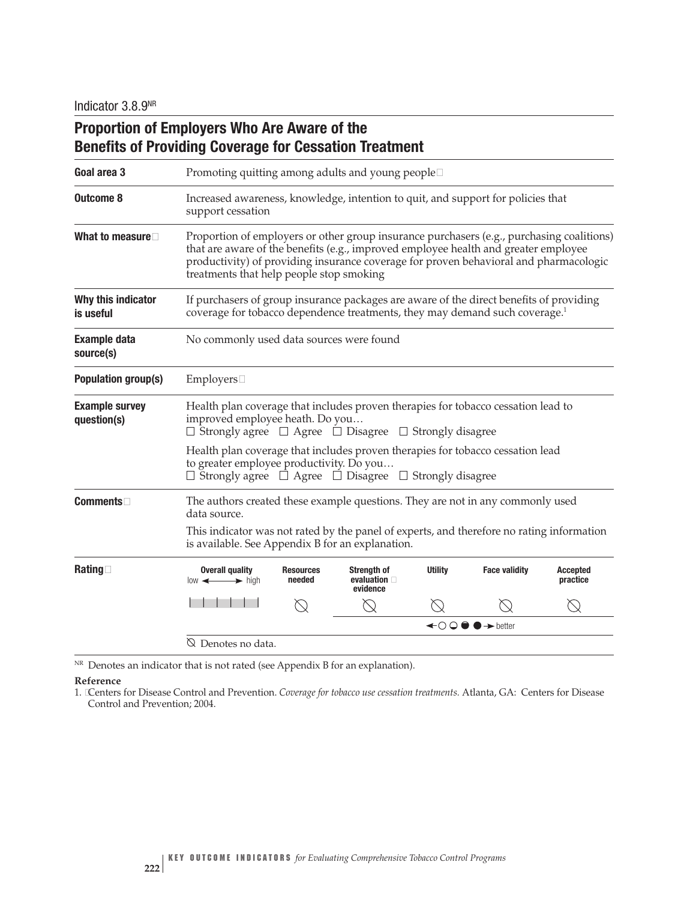Indicator 3.8.9[NR]

## Proportion of Employers Who Are Aware of the Benefits of Providing Coverage for Cessation Treatment

| | |
|---|---|
| **Goal area 3** | Promoting quitting among adults and young people |
| **Outcome 8** | Increased awareness, knowledge, intention to quit, and support for policies that support cessation |
| **What to measure** | Proportion of employers or other group insurance purchasers (e.g., purchasing coalitions) that are aware of the benefits (e.g., improved employee health and greater employee productivity) of providing insurance coverage for proven behavioral and pharmacologic treatments that help people stop smoking |
| **Why this indicator is useful** | If purchasers of group insurance packages are aware of the direct benefits of providing coverage for tobacco dependence treatments, they may demand such coverage.[1] |
| **Example data source(s)** | No commonly used data sources were found |
| **Population group(s)** | Employers |
| **Example survey question(s)** | Health plan coverage that includes proven therapies for tobacco cessation lead to improved employee heath. Do you… ☐ Strongly agree ☐ Agree ☐ Disagree ☐ Strongly disagree<br><br>Health plan coverage that includes proven therapies for tobacco cessation lead to greater employee productivity. Do you… ☐ Strongly agree ☐ Agree ☐ Disagree ☐ Strongly disagree |
| **Comments** | The authors created these example questions. They are not in any commonly used data source.<br><br>This indicator was not rated by the panel of experts, and therefore no rating information is available. See Appendix B for an explanation. |

**Rating**

| Overall quality (low ←→ high) | Resources needed | Strength of evaluation evidence | Utility | Face validity | Accepted practice |
|---|---|---|---|---|---|
| &#124; &#124; &#124; &#124; &#124; &#124; | ⦰ | ⦰ | ⦰ | ⦰ | ⦰ |

←○ ◒ ◓ ● → better

⦰ Denotes no data.

[NR] Denotes an indicator that is not rated (see Appendix B for an explanation).

**Reference**

1. Centers for Disease Control and Prevention. *Coverage for tobacco use cessation treatments.* Atlanta, GA: Centers for Disease Control and Prevention; 2004.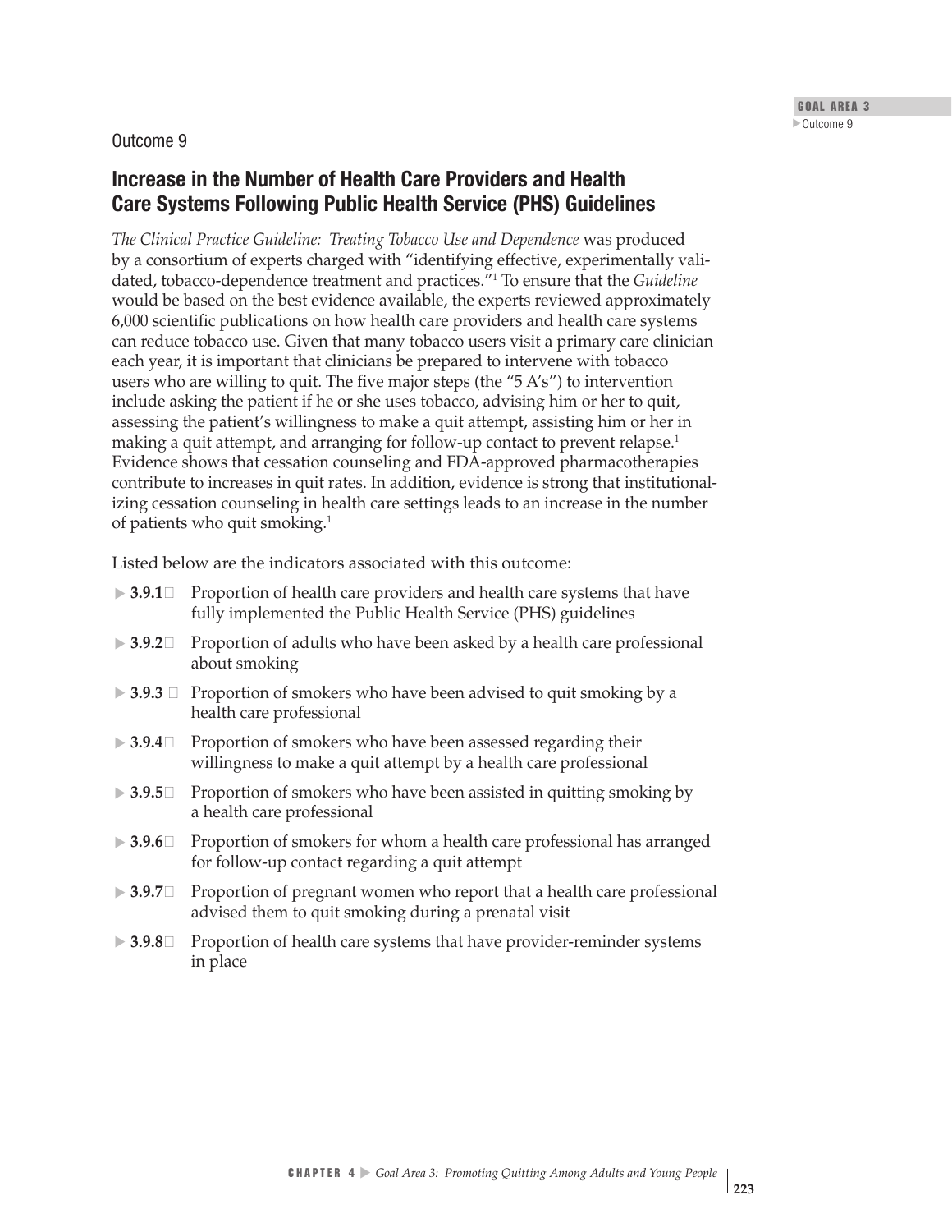Outcome 9

## Increase in the Number of Health Care Providers and Health Care Systems Following Public Health Service (PHS) Guidelines

*The Clinical Practice Guideline: Treating Tobacco Use and Dependence* was produced by a consortium of experts charged with "identifying effective, experimentally validated, tobacco-dependence treatment and practices."[1] To ensure that the *Guideline* would be based on the best evidence available, the experts reviewed approximately 6,000 scientific publications on how health care providers and health care systems can reduce tobacco use. Given that many tobacco users visit a primary care clinician each year, it is important that clinicians be prepared to intervene with tobacco users who are willing to quit. The five major steps (the "5 A's") to intervention include asking the patient if he or she uses tobacco, advising him or her to quit, assessing the patient's willingness to make a quit attempt, assisting him or her in making a quit attempt, and arranging for follow-up contact to prevent relapse.[1] Evidence shows that cessation counseling and FDA-approved pharmacotherapies contribute to increases in quit rates. In addition, evidence is strong that institutionalizing cessation counseling in health care settings leads to an increase in the number of patients who quit smoking.[1]

Listed below are the indicators associated with this outcome:

- **3.9.1** Proportion of health care providers and health care systems that have fully implemented the Public Health Service (PHS) guidelines
- **3.9.2** Proportion of adults who have been asked by a health care professional about smoking
- **3.9.3** Proportion of smokers who have been advised to quit smoking by a health care professional
- **3.9.4** Proportion of smokers who have been assessed regarding their willingness to make a quit attempt by a health care professional
- **3.9.5** Proportion of smokers who have been assisted in quitting smoking by a health care professional
- **3.9.6** Proportion of smokers for whom a health care professional has arranged for follow-up contact regarding a quit attempt
- **3.9.7** Proportion of pregnant women who report that a health care professional advised them to quit smoking during a prenatal visit
- **3.9.8** Proportion of health care systems that have provider-reminder systems in place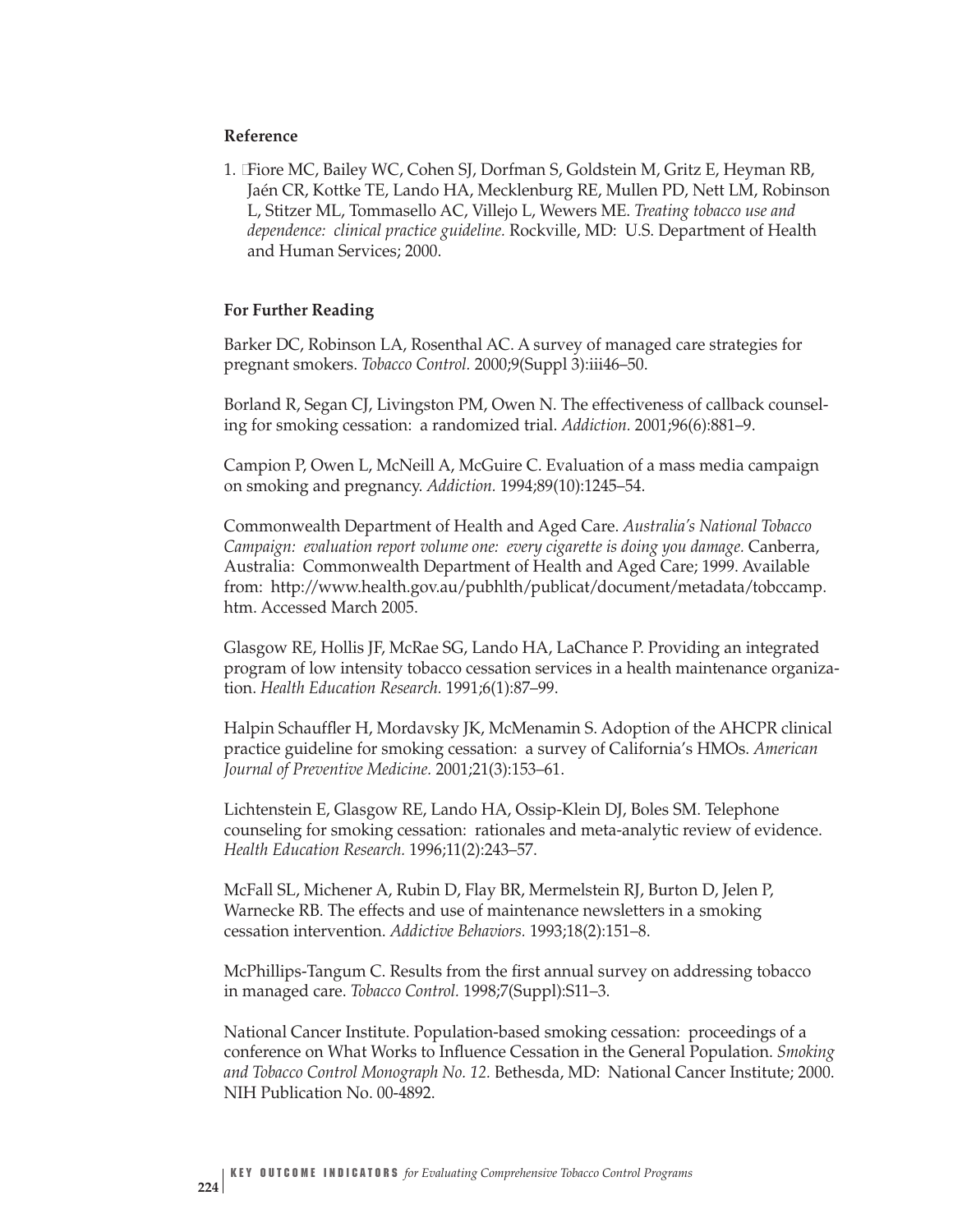### Reference

1. Fiore MC, Bailey WC, Cohen SJ, Dorfman S, Goldstein M, Gritz E, Heyman RB, Jaén CR, Kottke TE, Lando HA, Mecklenburg RE, Mullen PD, Nett LM, Robinson L, Stitzer ML, Tommasello AC, Villejo L, Wewers ME. *Treating tobacco use and dependence: clinical practice guideline.* Rockville, MD: U.S. Department of Health and Human Services; 2000.

### For Further Reading

Barker DC, Robinson LA, Rosenthal AC. A survey of managed care strategies for pregnant smokers. *Tobacco Control.* 2000;9(Suppl 3):iii46–50.

Borland R, Segan CJ, Livingston PM, Owen N. The effectiveness of callback counseling for smoking cessation: a randomized trial. *Addiction.* 2001;96(6):881–9.

Campion P, Owen L, McNeill A, McGuire C. Evaluation of a mass media campaign on smoking and pregnancy. *Addiction.* 1994;89(10):1245–54.

Commonwealth Department of Health and Aged Care. *Australia's National Tobacco Campaign: evaluation report volume one: every cigarette is doing you damage.* Canberra, Australia: Commonwealth Department of Health and Aged Care; 1999. Available from: http://www.health.gov.au/pubhlth/publicat/document/metadata/tobccamp.htm. Accessed March 2005.

Glasgow RE, Hollis JF, McRae SG, Lando HA, LaChance P. Providing an integrated program of low intensity tobacco cessation services in a health maintenance organization. *Health Education Research.* 1991;6(1):87–99.

Halpin Schauffler H, Mordavsky JK, McMenamin S. Adoption of the AHCPR clinical practice guideline for smoking cessation: a survey of California's HMOs. *American Journal of Preventive Medicine.* 2001;21(3):153–61.

Lichtenstein E, Glasgow RE, Lando HA, Ossip-Klein DJ, Boles SM. Telephone counseling for smoking cessation: rationales and meta-analytic review of evidence. *Health Education Research.* 1996;11(2):243–57.

McFall SL, Michener A, Rubin D, Flay BR, Mermelstein RJ, Burton D, Jelen P, Warnecke RB. The effects and use of maintenance newsletters in a smoking cessation intervention. *Addictive Behaviors.* 1993;18(2):151–8.

McPhillips-Tangum C. Results from the first annual survey on addressing tobacco in managed care. *Tobacco Control.* 1998;7(Suppl):S11–3.

National Cancer Institute. Population-based smoking cessation: proceedings of a conference on What Works to Influence Cessation in the General Population. *Smoking and Tobacco Control Monograph No. 12.* Bethesda, MD: National Cancer Institute; 2000. NIH Publication No. 00-4892.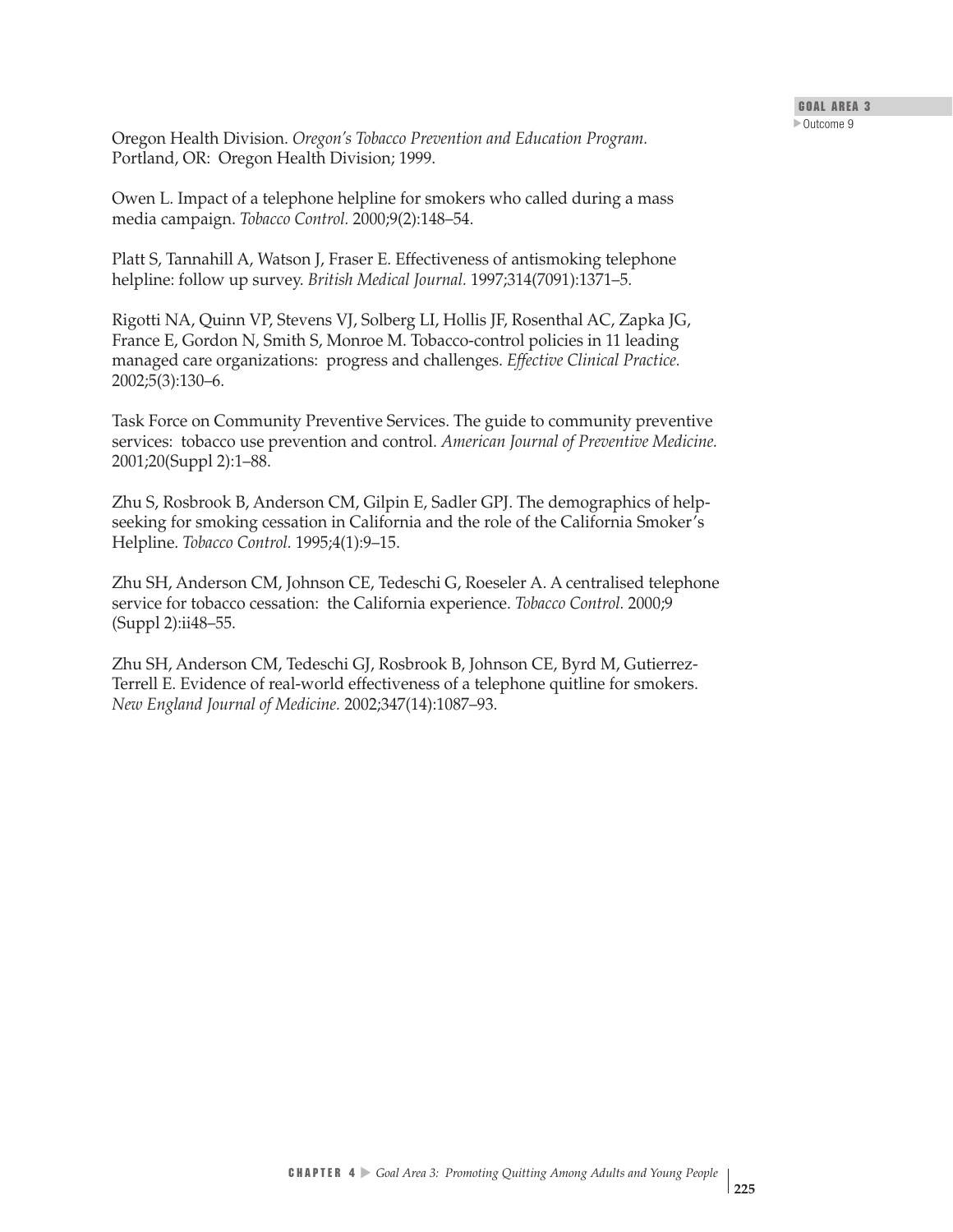Oregon Health Division. *Oregon's Tobacco Prevention and Education Program.* Portland, OR: Oregon Health Division; 1999.

Owen L. Impact of a telephone helpline for smokers who called during a mass media campaign. *Tobacco Control.* 2000;9(2):148–54.

Platt S, Tannahill A, Watson J, Fraser E. Effectiveness of antismoking telephone helpline: follow up survey. *British Medical Journal.* 1997;314(7091):1371–5.

Rigotti NA, Quinn VP, Stevens VJ, Solberg LI, Hollis JF, Rosenthal AC, Zapka JG, France E, Gordon N, Smith S, Monroe M. Tobacco-control policies in 11 leading managed care organizations: progress and challenges. *Effective Clinical Practice.* 2002;5(3):130–6.

Task Force on Community Preventive Services. The guide to community preventive services: tobacco use prevention and control. *American Journal of Preventive Medicine.* 2001;20(Suppl 2):1–88.

Zhu S, Rosbrook B, Anderson CM, Gilpin E, Sadler GPJ. The demographics of help-seeking for smoking cessation in California and the role of the California Smoker's Helpline. *Tobacco Control.* 1995;4(1):9–15.

Zhu SH, Anderson CM, Johnson CE, Tedeschi G, Roeseler A. A centralised telephone service for tobacco cessation: the California experience. *Tobacco Control.* 2000;9 (Suppl 2):ii48–55.

Zhu SH, Anderson CM, Tedeschi GJ, Rosbrook B, Johnson CE, Byrd M, Gutierrez-Terrell E. Evidence of real-world effectiveness of a telephone quitline for smokers. *New England Journal of Medicine.* 2002;347(14):1087–93.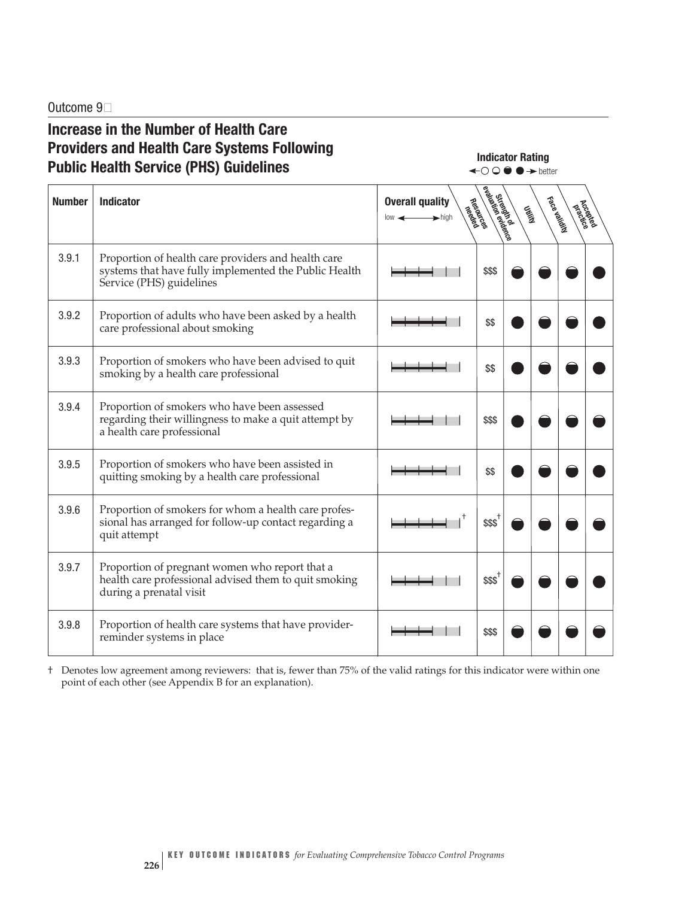Outcome 9

## Increase in the Number of Health Care Providers and Health Care Systems Following Public Health Service (PHS) Guidelines

**Indicator Rating**
← ○ ◒ ◓ ● → better

| Number | Indicator | Overall quality (low ← → high) | Resources needed | Strength of evaluation evidence | Utility | Face validity | Accepted practice |
|---|---|---|---|---|---|---|---|
| 3.9.1 | Proportion of health care providers and health care systems that have fully implemented the Public Health Service (PHS) guidelines | ▬▬▬ | $$$ | ◓ | ◓ | ◓ | ● |
| 3.9.2 | Proportion of adults who have been asked by a health care professional about smoking | ▬▬▬▬ | $$ | ● | ◓ | ◓ | ● |
| 3.9.3 | Proportion of smokers who have been advised to quit smoking by a health care professional | ▬▬▬▬ | $$ | ● | ◓ | ◓ | ● |
| 3.9.4 | Proportion of smokers who have been assessed regarding their willingness to make a quit attempt by a health care professional | ▬▬▬ | $$$ | ● | ◓ | ◓ | ◓ |
| 3.9.5 | Proportion of smokers who have been assisted in quitting smoking by a health care professional | ▬▬▬▬ | $$ | ● | ◓ | ◓ | ● |
| 3.9.6 | Proportion of smokers for whom a health care professional has arranged for follow-up contact regarding a quit attempt | ▬▬▬▬ † | $$$ † | ◓ | ◓ | ◓ | ◓ |
| 3.9.7 | Proportion of pregnant women who report that a health care professional advised them to quit smoking during a prenatal visit | ▬▬▬ | $$$ † | ◓ | ◓ | ◓ | ● |
| 3.9.8 | Proportion of health care systems that have provider-reminder systems in place | ▬▬▬ | $$$ | ◓ | ◓ | ◓ | ◓ |

† Denotes low agreement among reviewers: that is, fewer than 75% of the valid ratings for this indicator were within one point of each other (see Appendix B for an explanation).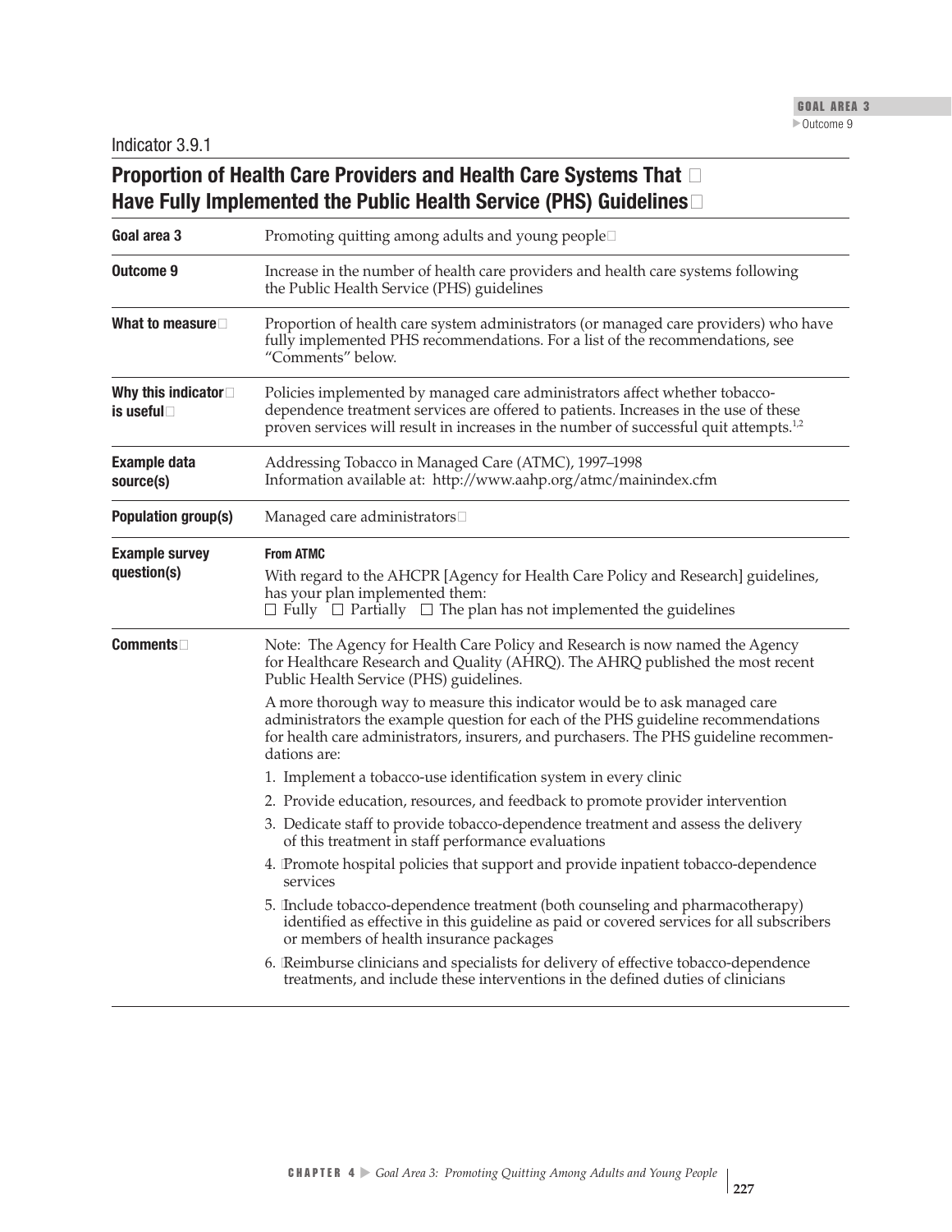Indicator 3.9.1

## Proportion of Health Care Providers and Health Care Systems That Have Fully Implemented the Public Health Service (PHS) Guidelines

| | |
|---|---|
| **Goal area 3** | Promoting quitting among adults and young people |
| **Outcome 9** | Increase in the number of health care providers and health care systems following the Public Health Service (PHS) guidelines |
| **What to measure** | Proportion of health care system administrators (or managed care providers) who have fully implemented PHS recommendations. For a list of the recommendations, see "Comments" below. |
| **Why this indicator is useful** | Policies implemented by managed care administrators affect whether tobacco-dependence treatment services are offered to patients. Increases in the use of these proven services will result in increases in the number of successful quit attempts.[1,2] |
| **Example data source(s)** | Addressing Tobacco in Managed Care (ATMC), 1997–1998<br>Information available at: http://www.aahp.org/atmc/mainindex.cfm |
| **Population group(s)** | Managed care administrators |
| **Example survey question(s)** | **From ATMC**<br>With regard to the AHCPR [Agency for Health Care Policy and Research] guidelines, has your plan implemented them:<br>☐ Fully ☐ Partially ☐ The plan has not implemented the guidelines |
| **Comments** | Note: The Agency for Health Care Policy and Research is now named the Agency for Healthcare Research and Quality (AHRQ). The AHRQ published the most recent Public Health Service (PHS) guidelines.<br>A more thorough way to measure this indicator would be to ask managed care administrators the example question for each of the PHS guideline recommendations for health care administrators, insurers, and purchasers. The PHS guideline recommendations are:<br>1. Implement a tobacco-use identification system in every clinic<br>2. Provide education, resources, and feedback to promote provider intervention<br>3. Dedicate staff to provide tobacco-dependence treatment and assess the delivery of this treatment in staff performance evaluations<br>4. Promote hospital policies that support and provide inpatient tobacco-dependence services<br>5. Include tobacco-dependence treatment (both counseling and pharmacotherapy) identified as effective in this guideline as paid or covered services for all subscribers or members of health insurance packages<br>6. Reimburse clinicians and specialists for delivery of effective tobacco-dependence treatments, and include these interventions in the defined duties of clinicians |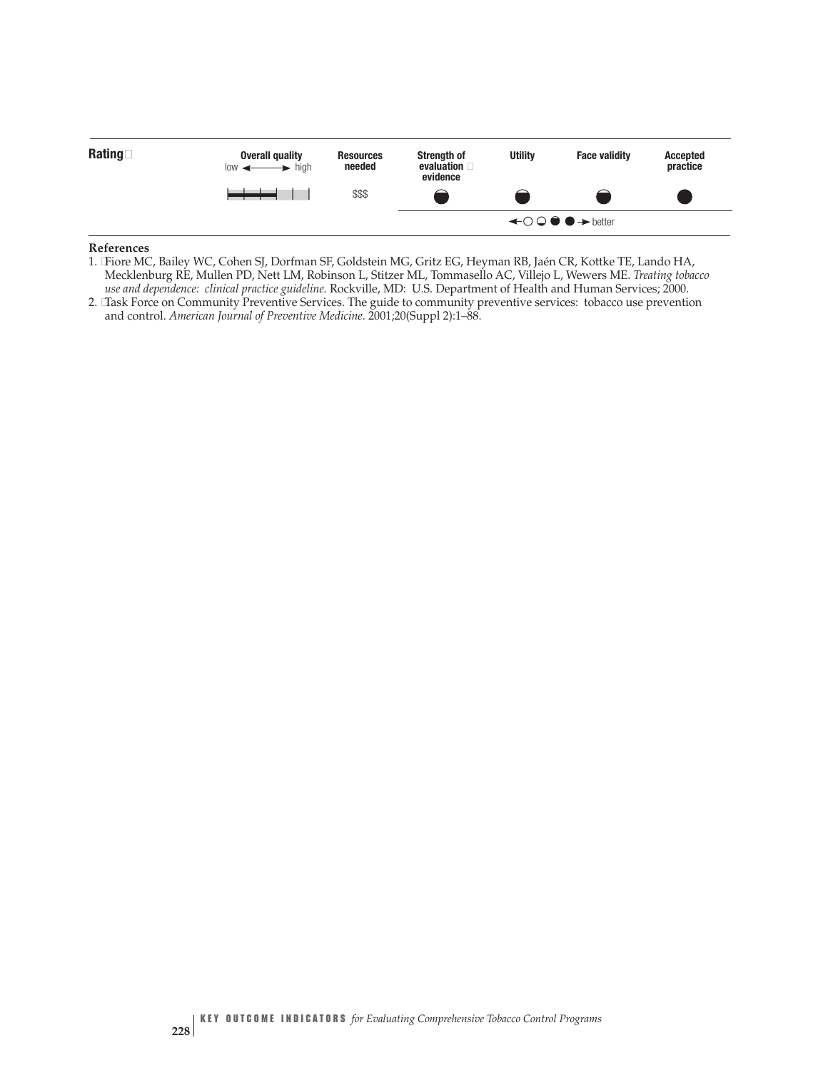| Rating | Overall quality (low ← → high) | Resources needed | Strength of evaluation evidence | Utility | Face validity | Accepted practice |
|---|---|---|---|---|---|---|
| | | $$$ | ◓ | ◓ | ◓ | ● |

← ○ ◒ ◓ ● → better

**References**

1. Fiore MC, Bailey WC, Cohen SJ, Dorfman SF, Goldstein MG, Gritz EG, Heyman RB, Jaén CR, Kottke TE, Lando HA, Mecklenburg RE, Mullen PD, Nett LM, Robinson L, Stitzer ML, Tommasello AC, Villejo L, Wewers ME. *Treating tobacco use and dependence: clinical practice guideline.* Rockville, MD: U.S. Department of Health and Human Services; 2000.
2. Task Force on Community Preventive Services. The guide to community preventive services: tobacco use prevention and control. *American Journal of Preventive Medicine.* 2001;20(Suppl 2):1–88.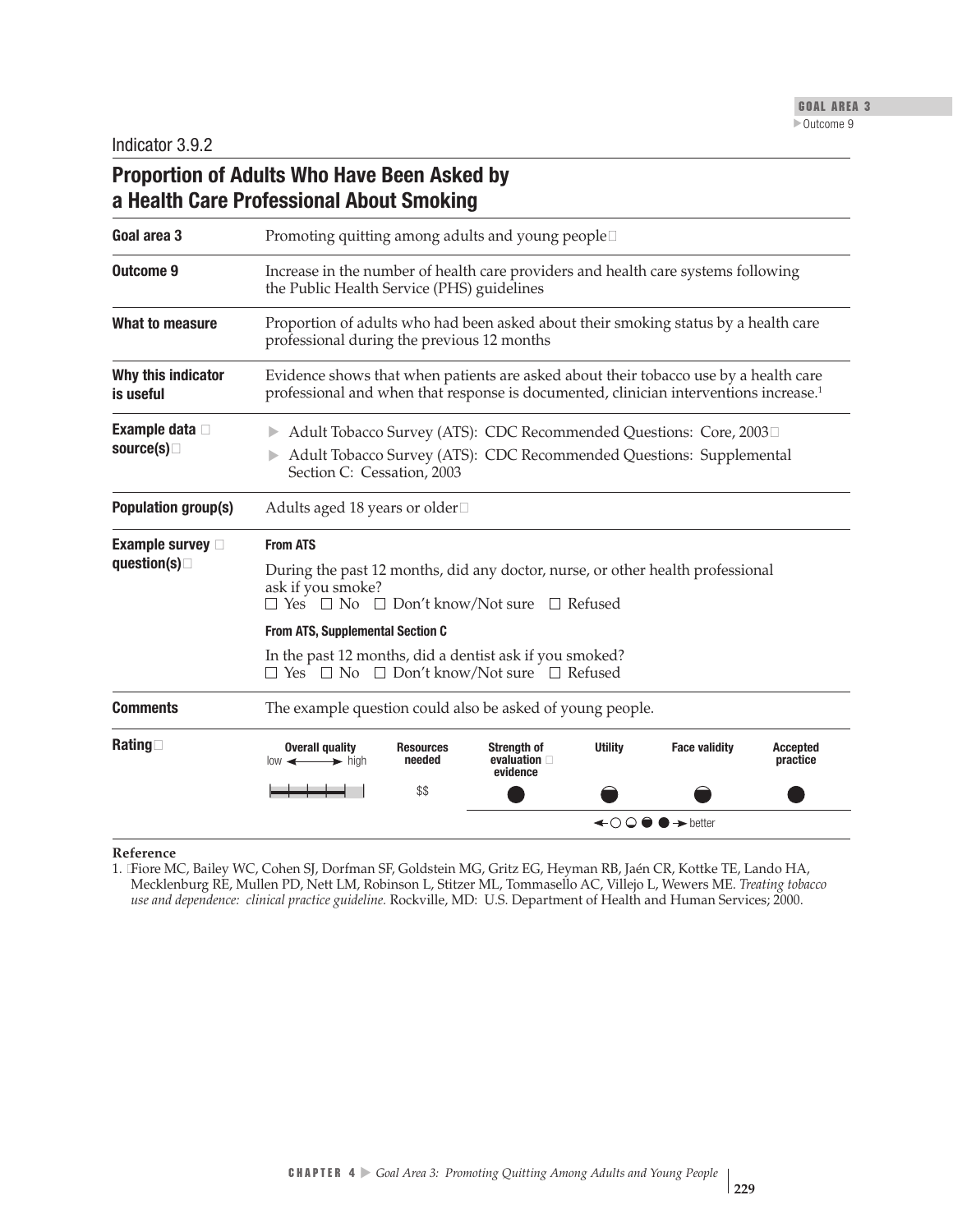Indicator 3.9.2

# Proportion of Adults Who Have Been Asked by a Health Care Professional About Smoking

| | |
|---|---|
| **Goal area 3** | Promoting quitting among adults and young people |
| **Outcome 9** | Increase in the number of health care providers and health care systems following the Public Health Service (PHS) guidelines |
| **What to measure** | Proportion of adults who had been asked about their smoking status by a health care professional during the previous 12 months |
| **Why this indicator is useful** | Evidence shows that when patients are asked about their tobacco use by a health care professional and when that response is documented, clinician interventions increase.[1] |
| **Example data source(s)** | ▶ Adult Tobacco Survey (ATS): CDC Recommended Questions: Core, 2003<br>▶ Adult Tobacco Survey (ATS): CDC Recommended Questions: Supplemental Section C: Cessation, 2003 |
| **Population group(s)** | Adults aged 18 years or older |
| **Example survey question(s)** | **From ATS**<br>During the past 12 months, did any doctor, nurse, or other health professional ask if you smoke?<br>☐ Yes ☐ No ☐ Don't know/Not sure ☐ Refused<br>**From ATS, Supplemental Section C**<br>In the past 12 months, did a dentist ask if you smoked?<br>☐ Yes ☐ No ☐ Don't know/Not sure ☐ Refused |
| **Comments** | The example question could also be asked of young people. |

**Rating**

| Overall quality (low ← → high) | Resources needed | Strength of evaluation evidence | Utility | Face validity | Accepted practice |
|---|---|---|---|---|---|
| ▮▮▮▮▯ | $$ | ● | ◒ | ◒ | ● |

←○ ◒ ◓ ●→ better

**Reference**

1. Fiore MC, Bailey WC, Cohen SJ, Dorfman SF, Goldstein MG, Gritz EG, Heyman RB, Jaén CR, Kottke TE, Lando HA, Mecklenburg RE, Mullen PD, Nett LM, Robinson L, Stitzer ML, Tommasello AC, Villejo L, Wewers ME. *Treating tobacco use and dependence: clinical practice guideline.* Rockville, MD: U.S. Department of Health and Human Services; 2000.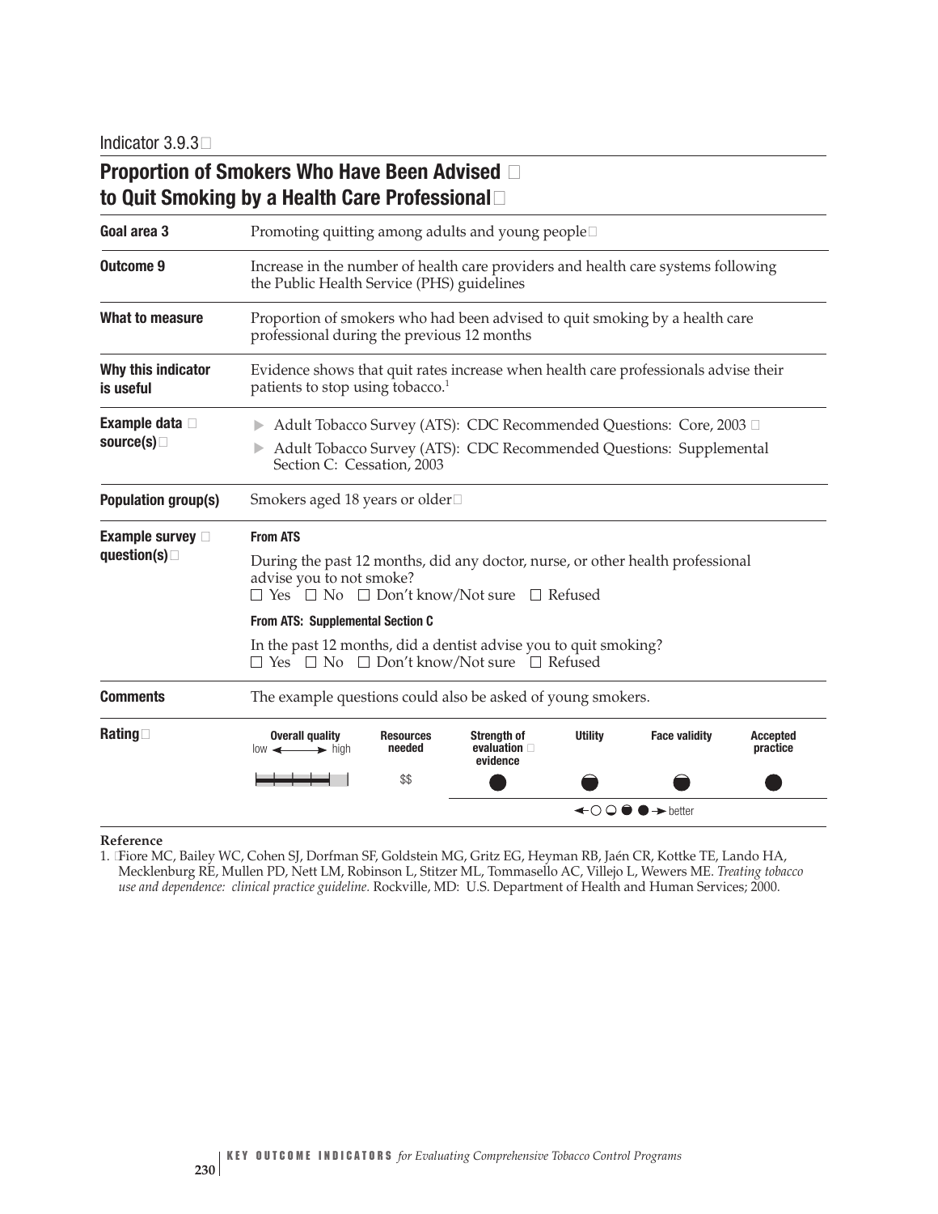Indicator 3.9.3

## Proportion of Smokers Who Have Been Advised to Quit Smoking by a Health Care Professional

| | |
|---|---|
| **Goal area 3** | Promoting quitting among adults and young people |
| **Outcome 9** | Increase in the number of health care providers and health care systems following the Public Health Service (PHS) guidelines |
| **What to measure** | Proportion of smokers who had been advised to quit smoking by a health care professional during the previous 12 months |
| **Why this indicator is useful** | Evidence shows that quit rates increase when health care professionals advise their patients to stop using tobacco.[1] |
| **Example data source(s)** | ▶ Adult Tobacco Survey (ATS): CDC Recommended Questions: Core, 2003<br>▶ Adult Tobacco Survey (ATS): CDC Recommended Questions: Supplemental Section C: Cessation, 2003 |
| **Population group(s)** | Smokers aged 18 years or older |
| **Example survey question(s)** | **From ATS**<br>During the past 12 months, did any doctor, nurse, or other health professional advise you to not smoke?<br>☐ Yes ☐ No ☐ Don't know/Not sure ☐ Refused<br>**From ATS: Supplemental Section C**<br>In the past 12 months, did a dentist advise you to quit smoking?<br>☐ Yes ☐ No ☐ Don't know/Not sure ☐ Refused |
| **Comments** | The example questions could also be asked of young smokers. |

**Rating**

| Overall quality (low ↔ high) | Resources needed | Strength of evaluation evidence | Utility | Face validity | Accepted practice |
|---|---|---|---|---|---|
| 4 of 5 | $$ | ● | ◒ | ◒ | ● |

←○ ◒ ◒ ●→ better

**Reference**

1. Fiore MC, Bailey WC, Cohen SJ, Dorfman SF, Goldstein MG, Gritz EG, Heyman RB, Jaén CR, Kottke TE, Lando HA, Mecklenburg RE, Mullen PD, Nett LM, Robinson L, Stitzer ML, Tommasello AC, Villejo L, Wewers ME. *Treating tobacco use and dependence: clinical practice guideline.* Rockville, MD: U.S. Department of Health and Human Services; 2000.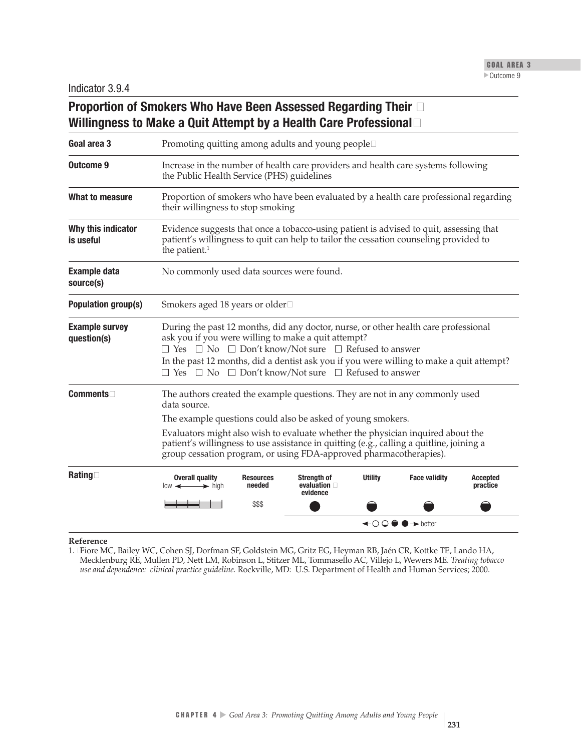Indicator 3.9.4

## Proportion of Smokers Who Have Been Assessed Regarding Their Willingness to Make a Quit Attempt by a Health Care Professional

| | |
|---|---|
| **Goal area 3** | Promoting quitting among adults and young people |
| **Outcome 9** | Increase in the number of health care providers and health care systems following the Public Health Service (PHS) guidelines |
| **What to measure** | Proportion of smokers who have been evaluated by a health care professional regarding their willingness to stop smoking |
| **Why this indicator is useful** | Evidence suggests that once a tobacco-using patient is advised to quit, assessing that patient's willingness to quit can help to tailor the cessation counseling provided to the patient.[1] |
| **Example data source(s)** | No commonly used data sources were found. |
| **Population group(s)** | Smokers aged 18 years or older |
| **Example survey question(s)** | During the past 12 months, did any doctor, nurse, or other health care professional ask you if you were willing to make a quit attempt? ☐ Yes ☐ No ☐ Don't know/Not sure ☐ Refused to answer<br>In the past 12 months, did a dentist ask you if you were willing to make a quit attempt? ☐ Yes ☐ No ☐ Don't know/Not sure ☐ Refused to answer |
| **Comments** | The authors created the example questions. They are not in any commonly used data source.<br>The example questions could also be asked of young smokers.<br>Evaluators might also wish to evaluate whether the physician inquired about the patient's willingness to use assistance in quitting (e.g., calling a quitline, joining a group cessation program, or using FDA-approved pharmacotherapies). |

**Rating**

| Overall quality (low ↔ high) | Resources needed | Strength of evaluation evidence | Utility | Face validity | Accepted practice |
|---|---|---|---|---|---|
| ▮▮▮ | $$$ | ● | ◒ | ◒ | ◒ |

◀ ○ ◔ ◒ ● ▶ better

**Reference**

1. Fiore MC, Bailey WC, Cohen SJ, Dorfman SF, Goldstein MG, Gritz EG, Heyman RB, Jaén CR, Kottke TE, Lando HA, Mecklenburg RE, Mullen PD, Nett LM, Robinson L, Stitzer ML, Tommasello AC, Villejo L, Wewers ME. *Treating tobacco use and dependence: clinical practice guideline.* Rockville, MD: U.S. Department of Health and Human Services; 2000.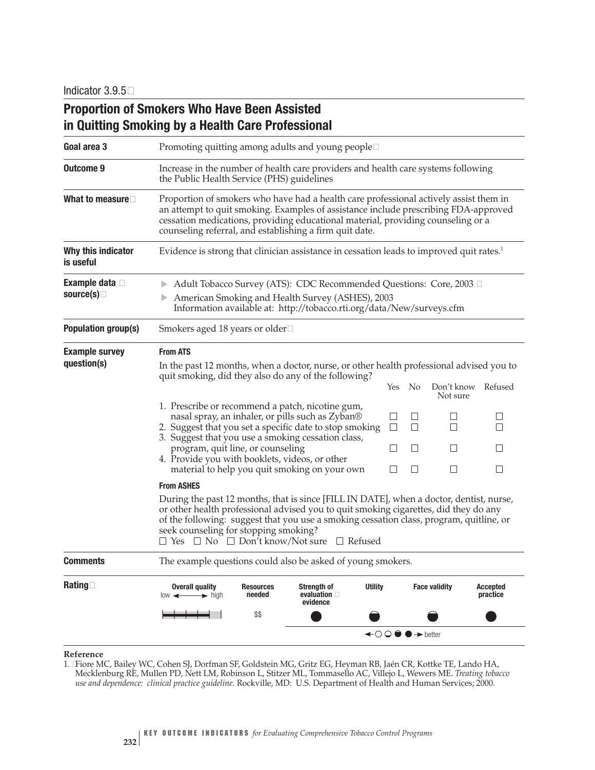Indicator 3.9.5

# Proportion of Smokers Who Have Been Assisted in Quitting Smoking by a Health Care Professional

**Goal area 3**

Promoting quitting among adults and young people

**Outcome 9**

Increase in the number of health care providers and health care systems following the Public Health Service (PHS) guidelines

**What to measure**

Proportion of smokers who have had a health care professional actively assist them in an attempt to quit smoking. Examples of assistance include prescribing FDA-approved cessation medications, providing educational material, providing counseling or a counseling referral, and establishing a firm quit date.

**Why this indicator is useful**

Evidence is strong that clinician assistance in cessation leads to improved quit rates.[1]

**Example data source(s)**

- Adult Tobacco Survey (ATS): CDC Recommended Questions: Core, 2003
- American Smoking and Health Survey (ASHES), 2003
  Information available at: http://tobacco.rti.org/data/New/surveys.cfm

**Population group(s)**

Smokers aged 18 years or older

**Example survey question(s)**

**From ATS**

In the past 12 months, when a doctor, nurse, or other health professional advised you to quit smoking, did they also do any of the following?

| | Yes | No | Don't know Not sure | Refused |
|---|---|---|---|---|
| 1. Prescribe or recommend a patch, nicotine gum, nasal spray, an inhaler, or pills such as Zyban® | ☐ | ☐ | ☐ | ☐ |
| 2. Suggest that you set a specific date to stop smoking | ☐ | ☐ | ☐ | ☐ |
| 3. Suggest that you use a smoking cessation class, program, quit line, or counseling | ☐ | ☐ | ☐ | ☐ |
| 4. Provide you with booklets, videos, or other material to help you quit smoking on your own | ☐ | ☐ | ☐ | ☐ |

**From ASHES**

During the past 12 months, that is since [FILL IN DATE], when a doctor, dentist, nurse, or other health professional advised you to quit smoking cigarettes, did they do any of the following: suggest that you use a smoking cessation class, program, quitline, or seek counseling for stopping smoking?

☐ Yes ☐ No ☐ Don't know/Not sure ☐ Refused

**Comments**

The example questions could also be asked of young smokers.

**Rating**

| Overall quality (low ← → high) | Resources needed | Strength of evaluation evidence | Utility | Face validity | Accepted practice |
|---|---|---|---|---|---|
| ▬▬▬▬ (4 of 5) | $$ | ● | ◓ | ◓ | ● |

←○ ◔ ◓ ● → better

**Reference**

1. Fiore MC, Bailey WC, Cohen SJ, Dorfman SF, Goldstein MG, Gritz EG, Heyman RB, Jaén CR, Kottke TE, Lando HA, Mecklenburg RE, Mullen PD, Nett LM, Robinson L, Stitzer ML, Tommasello AC, Villejo L, Wewers ME. *Treating tobacco use and dependence: clinical practice guideline.* Rockville, MD: U.S. Department of Health and Human Services; 2000.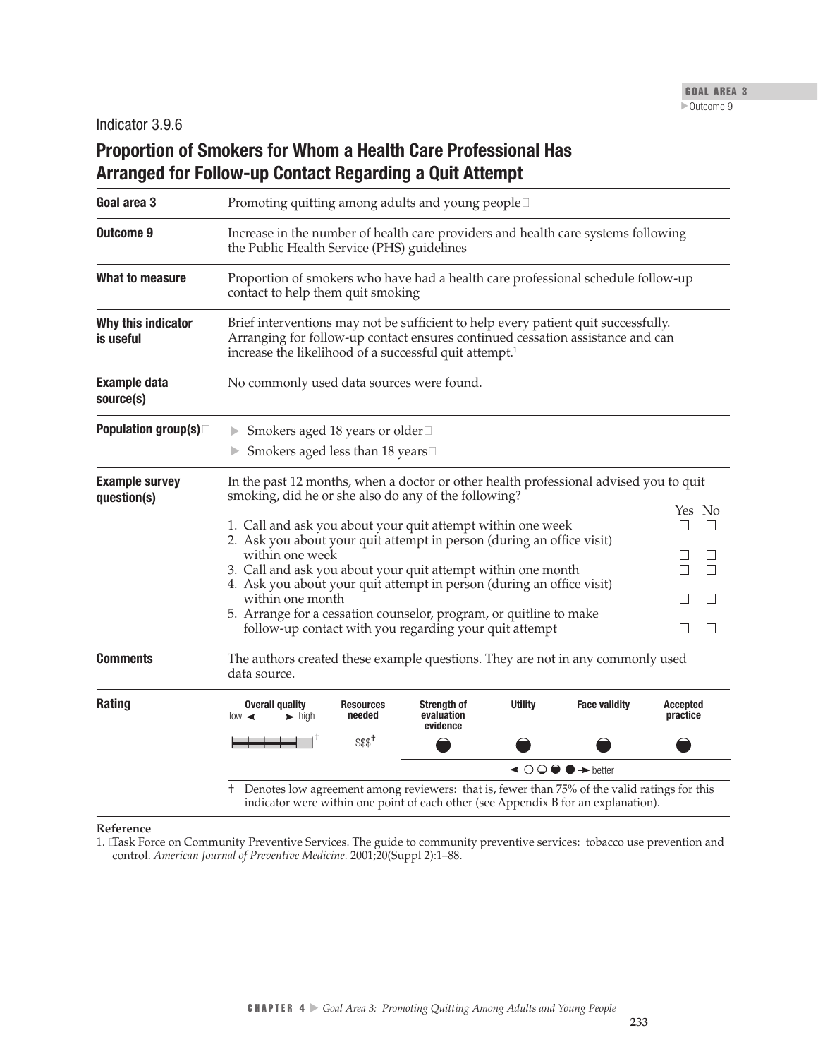Indicator 3.9.6

## Proportion of Smokers for Whom a Health Care Professional Has Arranged for Follow-up Contact Regarding a Quit Attempt

**Goal area 3**

Promoting quitting among adults and young people

**Outcome 9**

Increase in the number of health care providers and health care systems following the Public Health Service (PHS) guidelines

**What to measure**

Proportion of smokers who have had a health care professional schedule follow-up contact to help them quit smoking

**Why this indicator is useful**

Brief interventions may not be sufficient to help every patient quit successfully. Arranging for follow-up contact ensures continued cessation assistance and can increase the likelihood of a successful quit attempt.[1]

**Example data source(s)**

No commonly used data sources were found.

**Population group(s)**

- Smokers aged 18 years or older
- Smokers aged less than 18 years

**Example survey question(s)**

In the past 12 months, when a doctor or other health professional advised you to quit smoking, did he or she also do any of the following?

| | Yes | No |
|---|---|---|
| 1. Call and ask you about your quit attempt within one week | ☐ | ☐ |
| 2. Ask you about your quit attempt in person (during an office visit) within one week | ☐ | ☐ |
| 3. Call and ask you about your quit attempt within one month | ☐ | ☐ |
| 4. Ask you about your quit attempt in person (during an office visit) within one month | ☐ | ☐ |
| 5. Arrange for a cessation counselor, program, or quitline to make follow-up contact with you regarding your quit attempt | ☐ | ☐ |

**Comments**

The authors created these example questions. They are not in any commonly used data source.

**Rating**

| Overall quality (low ← → high) | Resources needed | Strength of evaluation evidence | Utility | Face validity | Accepted practice |
|---|---|---|---|---|---|
| ━━━━━━━ † | $$$† | ● | ● | ● | ● |

← ○ ◒ ◓ ● → better

† Denotes low agreement among reviewers: that is, fewer than 75% of the valid ratings for this indicator were within one point of each other (see Appendix B for an explanation).

**Reference**

1. Task Force on Community Preventive Services. The guide to community preventive services: tobacco use prevention and control. *American Journal of Preventive Medicine*. 2001;20(Suppl 2):1–88.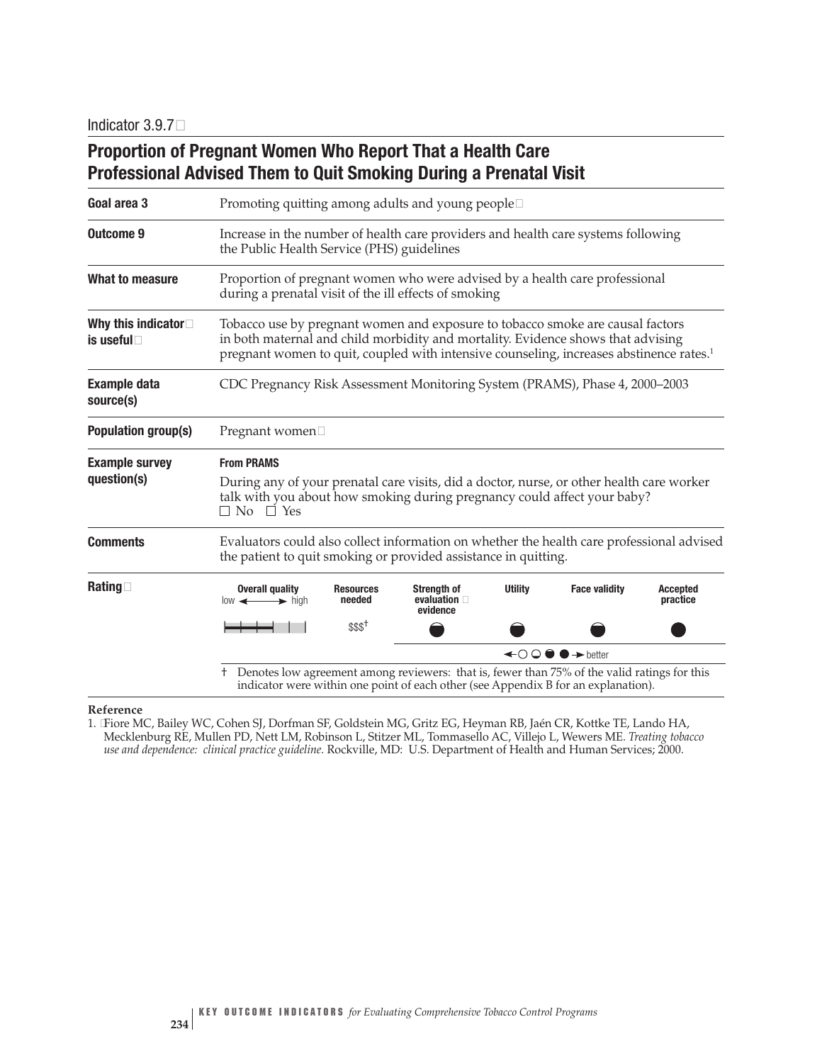Indicator 3.9.7

# Proportion of Pregnant Women Who Report That a Health Care Professional Advised Them to Quit Smoking During a Prenatal Visit

| | |
|---|---|
| **Goal area 3** | Promoting quitting among adults and young people |
| **Outcome 9** | Increase in the number of health care providers and health care systems following the Public Health Service (PHS) guidelines |
| **What to measure** | Proportion of pregnant women who were advised by a health care professional during a prenatal visit of the ill effects of smoking |
| **Why this indicator is useful** | Tobacco use by pregnant women and exposure to tobacco smoke are causal factors in both maternal and child morbidity and mortality. Evidence shows that advising pregnant women to quit, coupled with intensive counseling, increases abstinence rates.[1] |
| **Example data source(s)** | CDC Pregnancy Risk Assessment Monitoring System (PRAMS), Phase 4, 2000–2003 |
| **Population group(s)** | Pregnant women |
| **Example survey question(s)** | **From PRAMS** During any of your prenatal care visits, did a doctor, nurse, or other health care worker talk with you about how smoking during pregnancy could affect your baby? ☐ No ☐ Yes |
| **Comments** | Evaluators could also collect information on whether the health care professional advised the patient to quit smoking or provided assistance in quitting. |

**Rating**

| Overall quality (low ↔ high) | Resources needed | Strength of evaluation evidence | Utility | Face validity | Accepted practice |
|---|---|---|---|---|---|
| ▬▬▬ ▏ ▏ | $$$† | ◓ | ◓ | ◓ | ● |

←○ ◔ ◓ ● → better

† Denotes low agreement among reviewers: that is, fewer than 75% of the valid ratings for this indicator were within one point of each other (see Appendix B for an explanation).

**Reference**

1. Fiore MC, Bailey WC, Cohen SJ, Dorfman SF, Goldstein MG, Gritz EG, Heyman RB, Jaén CR, Kottke TE, Lando HA, Mecklenburg RE, Mullen PD, Nett LM, Robinson L, Stitzer ML, Tommasello AC, Villejo L, Wewers ME. *Treating tobacco use and dependence: clinical practice guideline.* Rockville, MD: U.S. Department of Health and Human Services; 2000.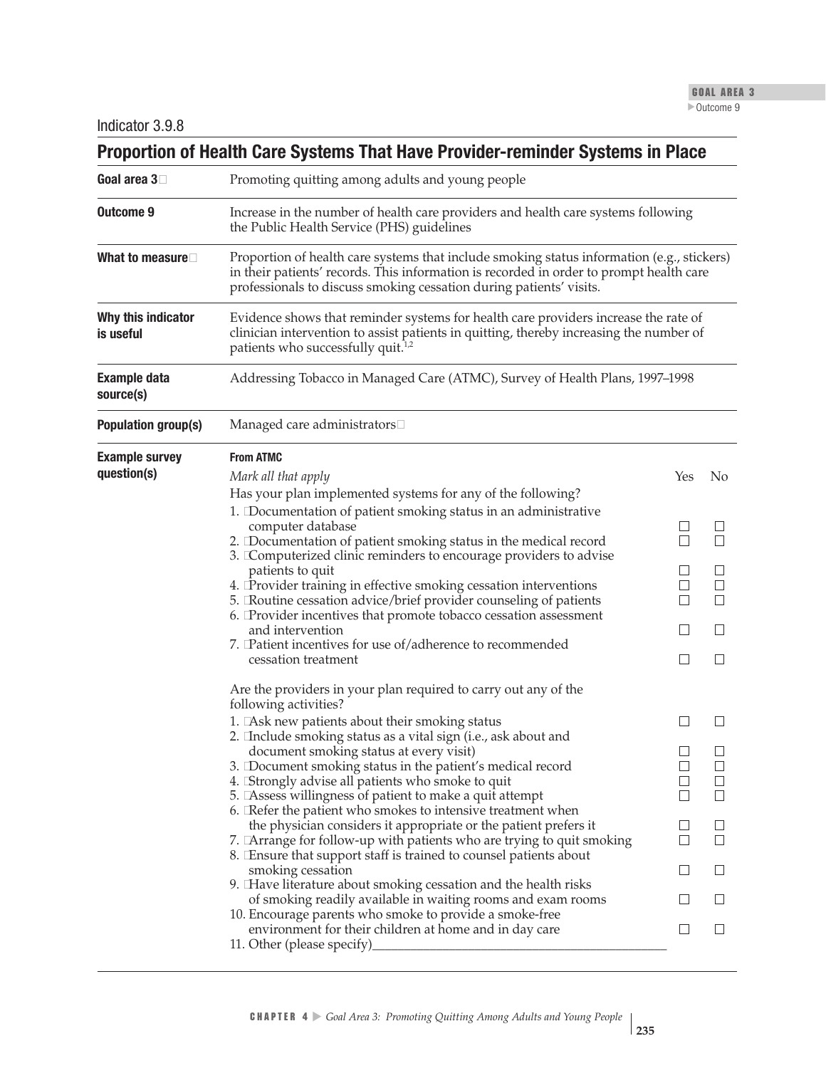Indicator 3.9.8

## Proportion of Health Care Systems That Have Provider-reminder Systems in Place

**Goal area 3**

Promoting quitting among adults and young people

**Outcome 9**

Increase in the number of health care providers and health care systems following the Public Health Service (PHS) guidelines

**What to measure**

Proportion of health care systems that include smoking status information (e.g., stickers) in their patients' records. This information is recorded in order to prompt health care professionals to discuss smoking cessation during patients' visits.

**Why this indicator is useful**

Evidence shows that reminder systems for health care providers increase the rate of clinician intervention to assist patients in quitting, thereby increasing the number of patients who successfully quit.[1,2]

**Example data source(s)**

Addressing Tobacco in Managed Care (ATMC), Survey of Health Plans, 1997–1998

**Population group(s)**

Managed care administrators

**Example survey question(s)**

**From ATMC**

*Mark all that apply*

Has your plan implemented systems for any of the following?

| | Yes | No |
|---|---|---|
| 1. Documentation of patient smoking status in an administrative computer database | ☐ | ☐ |
| 2. Documentation of patient smoking status in the medical record | ☐ | ☐ |
| 3. Computerized clinic reminders to encourage providers to advise patients to quit | ☐ | ☐ |
| 4. Provider training in effective smoking cessation interventions | ☐ | ☐ |
| 5. Routine cessation advice/brief provider counseling of patients | ☐ | ☐ |
| 6. Provider incentives that promote tobacco cessation assessment and intervention | ☐ | ☐ |
| 7. Patient incentives for use of/adherence to recommended cessation treatment | ☐ | ☐ |

Are the providers in your plan required to carry out any of the following activities?

| | Yes | No |
|---|---|---|
| 1. Ask new patients about their smoking status | ☐ | ☐ |
| 2. Include smoking status as a vital sign (i.e., ask about and document smoking status at every visit) | ☐ | ☐ |
| 3. Document smoking status in the patient's medical record | ☐ | ☐ |
| 4. Strongly advise all patients who smoke to quit | ☐ | ☐ |
| 5. Assess willingness of patient to make a quit attempt | ☐ | ☐ |
| 6. Refer the patient who smokes to intensive treatment when the physician considers it appropriate or the patient prefers it | ☐ | ☐ |
| 7. Arrange for follow-up with patients who are trying to quit smoking | ☐ | ☐ |
| 8. Ensure that support staff is trained to counsel patients about smoking cessation | ☐ | ☐ |
| 9. Have literature about smoking cessation and the health risks of smoking readily available in waiting rooms and exam rooms | ☐ | ☐ |
| 10. Encourage parents who smoke to provide a smoke-free environment for their children at home and in day care | ☐ | ☐ |
| 11. Other (please specify)___________________________ | | |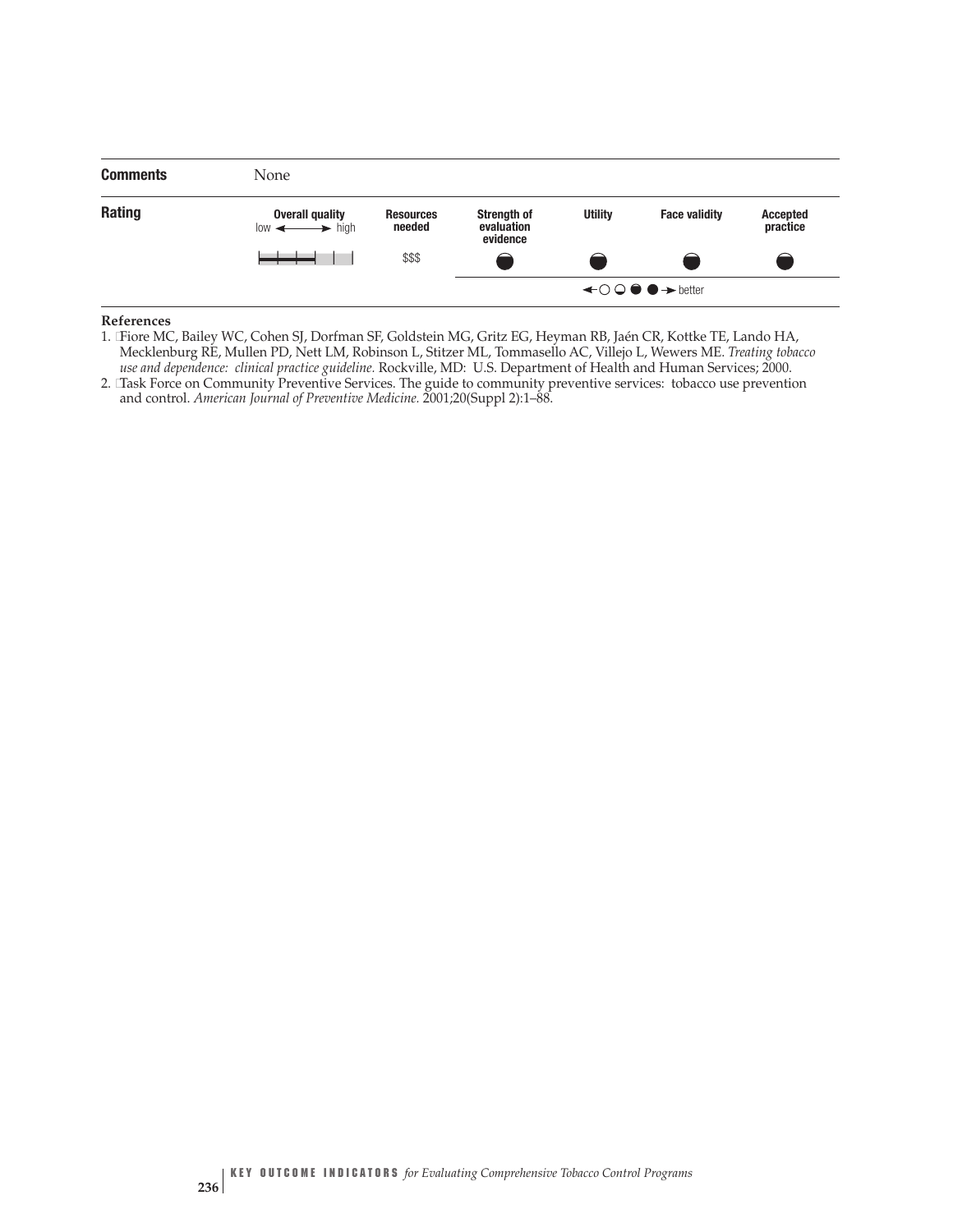| | | | | | | |
|---|---|---|---|---|---|---|
| **Comments** | None | | | | | |
| **Rating** | **Overall quality** (low ⟵⟶ high) | **Resources needed** | **Strength of evaluation evidence** | **Utility** | **Face validity** | **Accepted practice** |
| | ▮▮▮▯▯ | $$$ | ◓ | ◓ | ◓ | ◓ |
| | | | ⟵ ○ ◒ ◓ ● ⟶ better | | | |

**References**

1. Fiore MC, Bailey WC, Cohen SJ, Dorfman SF, Goldstein MG, Gritz EG, Heyman RB, Jaén CR, Kottke TE, Lando HA, Mecklenburg RE, Mullen PD, Nett LM, Robinson L, Stitzer ML, Tommasello AC, Villejo L, Wewers ME. *Treating tobacco use and dependence: clinical practice guideline.* Rockville, MD: U.S. Department of Health and Human Services; 2000.
2. Task Force on Community Preventive Services. The guide to community preventive services: tobacco use prevention and control. *American Journal of Preventive Medicine.* 2001;20(Suppl 2):1–88.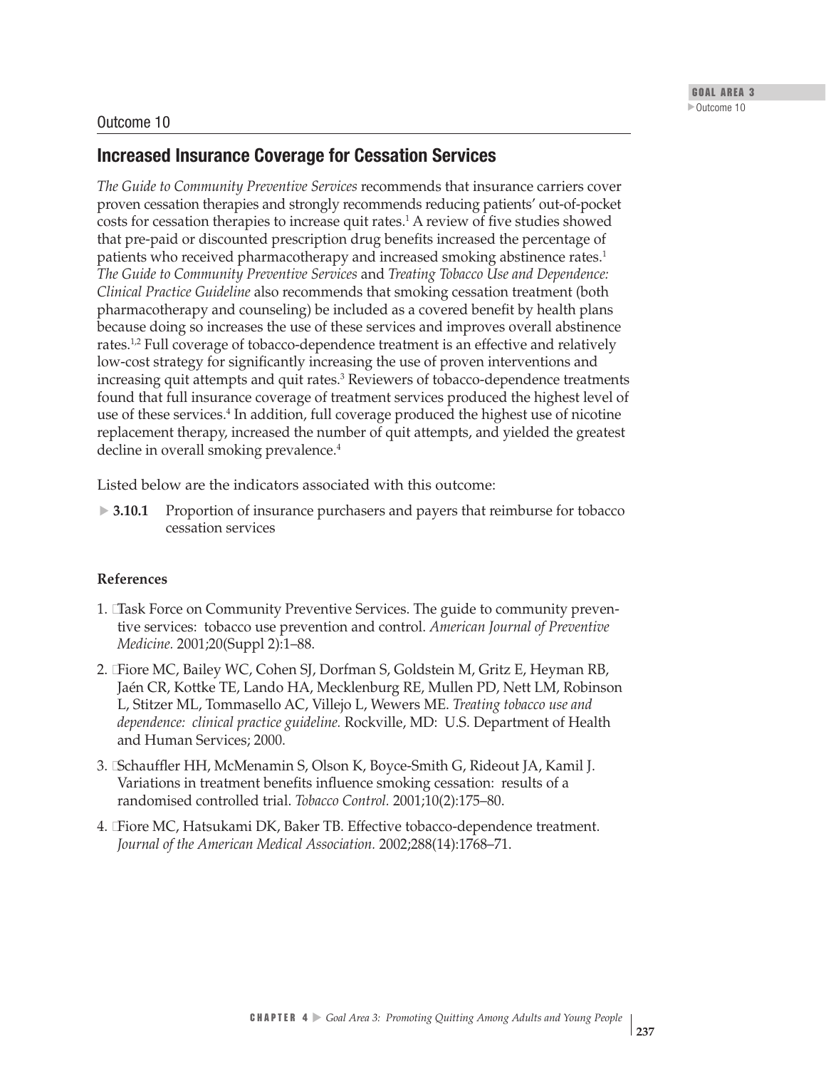Outcome 10

## Increased Insurance Coverage for Cessation Services

*The Guide to Community Preventive Services* recommends that insurance carriers cover proven cessation therapies and strongly recommends reducing patients' out-of-pocket costs for cessation therapies to increase quit rates.[1] A review of five studies showed that pre-paid or discounted prescription drug benefits increased the percentage of patients who received pharmacotherapy and increased smoking abstinence rates.[1] *The Guide to Community Preventive Services* and *Treating Tobacco Use and Dependence: Clinical Practice Guideline* also recommends that smoking cessation treatment (both pharmacotherapy and counseling) be included as a covered benefit by health plans because doing so increases the use of these services and improves overall abstinence rates.[1,2] Full coverage of tobacco-dependence treatment is an effective and relatively low-cost strategy for significantly increasing the use of proven interventions and increasing quit attempts and quit rates.[3] Reviewers of tobacco-dependence treatments found that full insurance coverage of treatment services produced the highest level of use of these services.[4] In addition, full coverage produced the highest use of nicotine replacement therapy, increased the number of quit attempts, and yielded the greatest decline in overall smoking prevalence.[4]

Listed below are the indicators associated with this outcome:

- **3.10.1** Proportion of insurance purchasers and payers that reimburse for tobacco cessation services

### References

1. Task Force on Community Preventive Services. The guide to community preventive services: tobacco use prevention and control. *American Journal of Preventive Medicine.* 2001;20(Suppl 2):1–88.
2. Fiore MC, Bailey WC, Cohen SJ, Dorfman S, Goldstein M, Gritz E, Heyman RB, Jaén CR, Kottke TE, Lando HA, Mecklenburg RE, Mullen PD, Nett LM, Robinson L, Stitzer ML, Tommasello AC, Villejo L, Wewers ME. *Treating tobacco use and dependence: clinical practice guideline.* Rockville, MD: U.S. Department of Health and Human Services; 2000.
3. Schauffler HH, McMenamin S, Olson K, Boyce-Smith G, Rideout JA, Kamil J. Variations in treatment benefits influence smoking cessation: results of a randomised controlled trial. *Tobacco Control.* 2001;10(2):175–80.
4. Fiore MC, Hatsukami DK, Baker TB. Effective tobacco-dependence treatment. *Journal of the American Medical Association.* 2002;288(14):1768–71.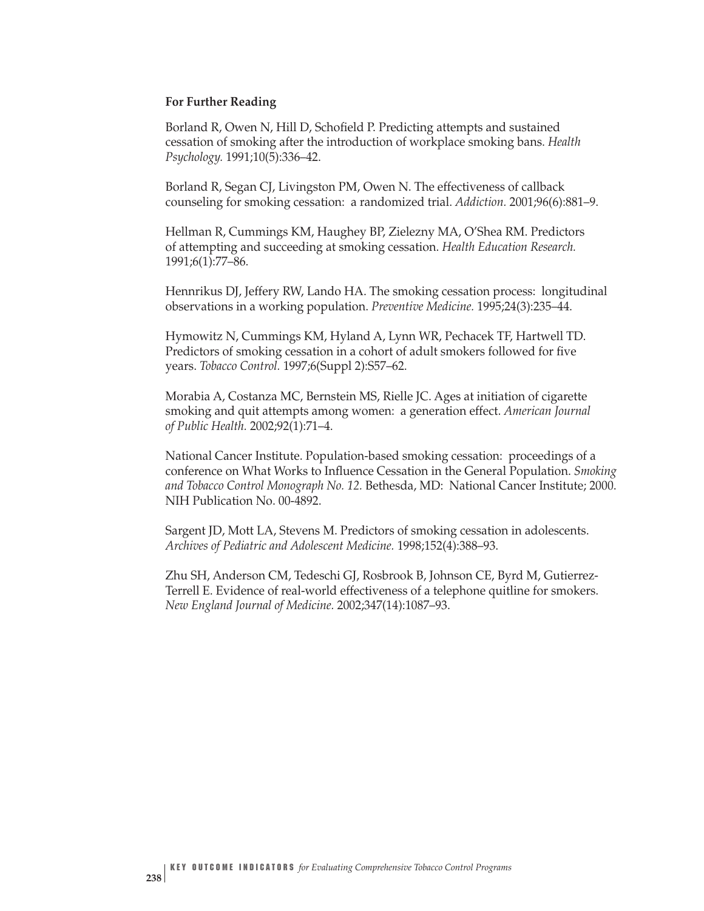**For Further Reading**

Borland R, Owen N, Hill D, Schofield P. Predicting attempts and sustained cessation of smoking after the introduction of workplace smoking bans. *Health Psychology.* 1991;10(5):336–42.

Borland R, Segan CJ, Livingston PM, Owen N. The effectiveness of callback counseling for smoking cessation: a randomized trial. *Addiction.* 2001;96(6):881–9.

Hellman R, Cummings KM, Haughey BP, Zielezny MA, O'Shea RM. Predictors of attempting and succeeding at smoking cessation. *Health Education Research.* 1991;6(1):77–86.

Hennrikus DJ, Jeffery RW, Lando HA. The smoking cessation process: longitudinal observations in a working population. *Preventive Medicine.* 1995;24(3):235–44.

Hymowitz N, Cummings KM, Hyland A, Lynn WR, Pechacek TF, Hartwell TD. Predictors of smoking cessation in a cohort of adult smokers followed for five years. *Tobacco Control.* 1997;6(Suppl 2):S57–62.

Morabia A, Costanza MC, Bernstein MS, Rielle JC. Ages at initiation of cigarette smoking and quit attempts among women: a generation effect. *American Journal of Public Health.* 2002;92(1):71–4.

National Cancer Institute. Population-based smoking cessation: proceedings of a conference on What Works to Influence Cessation in the General Population. *Smoking and Tobacco Control Monograph No. 12.* Bethesda, MD: National Cancer Institute; 2000. NIH Publication No. 00-4892.

Sargent JD, Mott LA, Stevens M. Predictors of smoking cessation in adolescents. *Archives of Pediatric and Adolescent Medicine.* 1998;152(4):388–93.

Zhu SH, Anderson CM, Tedeschi GJ, Rosbrook B, Johnson CE, Byrd M, Gutierrez-Terrell E. Evidence of real-world effectiveness of a telephone quitline for smokers. *New England Journal of Medicine.* 2002;347(14):1087–93.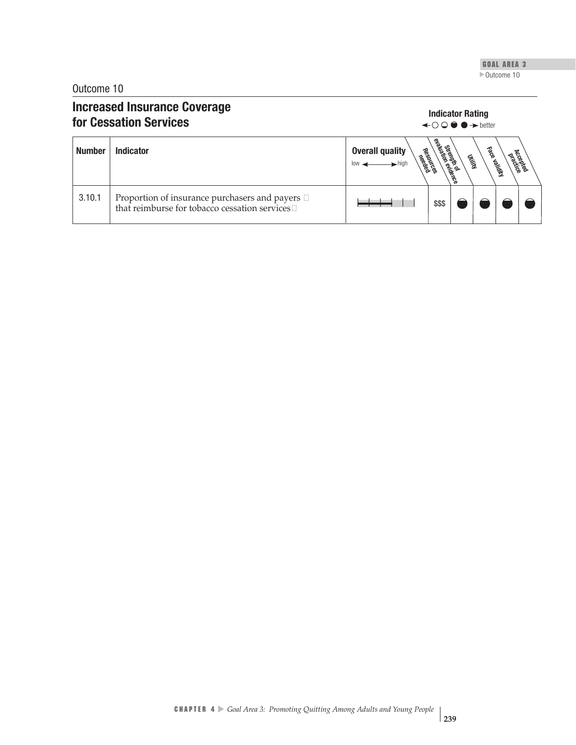## Outcome 10

# Increased Insurance Coverage for Cessation Services

**Indicator Rating** ← ○ ◒ ◓ ● → better

| Number | Indicator | Overall quality (low ↔ high) | Resources needed | Strength of evaluation evidence | Utility | Face validity | Accepted practice |
|---|---|---|---|---|---|---|---|
| 3.10.1 | Proportion of insurance purchasers and payers that reimburse for tobacco cessation services | | $$$ | ◓ | ◓ | ◓ | ◓ |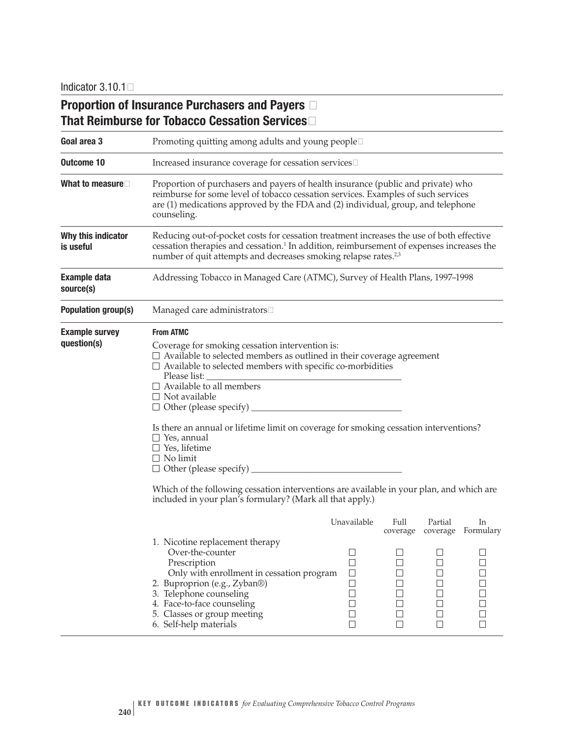Indicator 3.10.1

## Proportion of Insurance Purchasers and Payers That Reimburse for Tobacco Cessation Services

**Goal area 3**
Promoting quitting among adults and young people

**Outcome 10**
Increased insurance coverage for cessation services

**What to measure**
Proportion of purchasers and payers of health insurance (public and private) who reimburse for some level of tobacco cessation services. Examples of such services are (1) medications approved by the FDA and (2) individual, group, and telephone counseling.

**Why this indicator is useful**
Reducing out-of-pocket costs for cessation treatment increases the use of both effective cessation therapies and cessation.[1] In addition, reimbursement of expenses increases the number of quit attempts and decreases smoking relapse rates.[2,3]

**Example data source(s)**
Addressing Tobacco in Managed Care (ATMC), Survey of Health Plans, 1997–1998

**Population group(s)**
Managed care administrators

**Example survey question(s)**

**From ATMC**

Coverage for smoking cessation intervention is:
- ☐ Available to selected members as outlined in their coverage agreement
- ☐ Available to selected members with specific co-morbidities
  Please list: ____________________
- ☐ Available to all members
- ☐ Not available
- ☐ Other (please specify) ____________________

Is there an annual or lifetime limit on coverage for smoking cessation interventions?
- ☐ Yes, annual
- ☐ Yes, lifetime
- ☐ No limit
- ☐ Other (please specify) ____________________

Which of the following cessation interventions are available in your plan, and which are included in your plan's formulary? (Mark all that apply.)

| | Unavailable | Full coverage | Partial coverage | In Formulary |
|---|---|---|---|---|
| 1. Nicotine replacement therapy | | | | |
| Over-the-counter | ☐ | ☐ | ☐ | ☐ |
| Prescription | ☐ | ☐ | ☐ | ☐ |
| Only with enrollment in cessation program | ☐ | ☐ | ☐ | ☐ |
| 2. Buproprion (e.g., Zyban®) | ☐ | ☐ | ☐ | ☐ |
| 3. Telephone counseling | ☐ | ☐ | ☐ | ☐ |
| 4. Face-to-face counseling | ☐ | ☐ | ☐ | ☐ |
| 5. Classes or group meeting | ☐ | ☐ | ☐ | ☐ |
| 6. Self-help materials | ☐ | ☐ | ☐ | ☐ |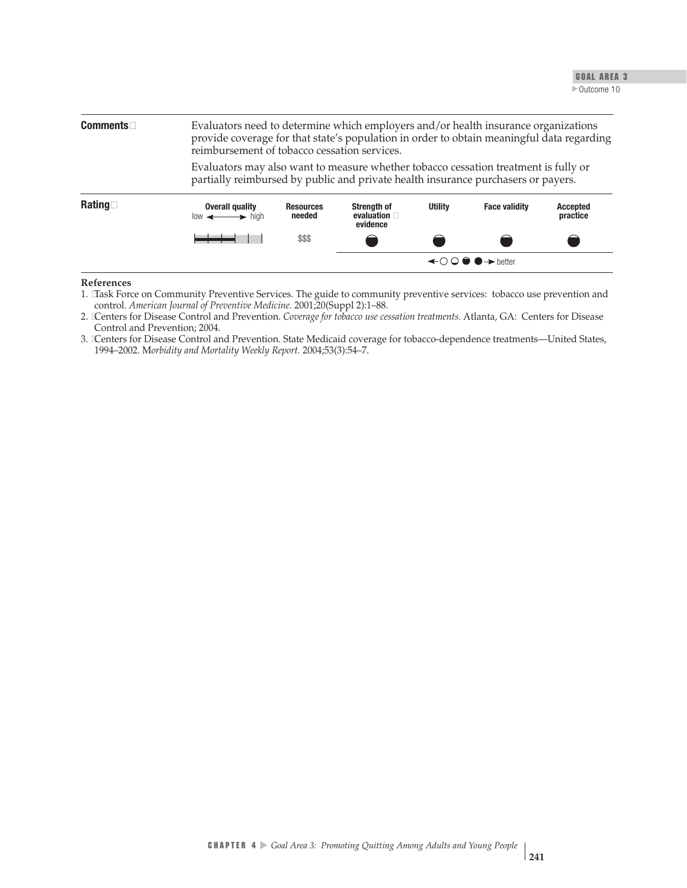**Comments** Evaluators need to determine which employers and/or health insurance organizations provide coverage for that state's population in order to obtain meaningful data regarding reimbursement of tobacco cessation services.

Evaluators may also want to measure whether tobacco cessation treatment is fully or partially reimbursed by public and private health insurance purchasers or payers.

**Rating**

| Overall quality (low ↔ high) | Resources needed | Strength of evaluation evidence | Utility | Face validity | Accepted practice |
|---|---|---|---|---|---|
| ▬▬▬ (3 of 5) | $$$ | ◒ | ◒ | ◒ | ◒ |

← ○ ◔ ◒ ● → better

**References**

1. Task Force on Community Preventive Services. The guide to community preventive services: tobacco use prevention and control. *American Journal of Preventive Medicine.* 2001;20(Suppl 2):1–88.
2. Centers for Disease Control and Prevention. *Coverage for tobacco use cessation treatments.* Atlanta, GA: Centers for Disease Control and Prevention; 2004.
3. Centers for Disease Control and Prevention. State Medicaid coverage for tobacco-dependence treatments—United States, 1994–2002. M*orbidity and Mortality Weekly Report.* 2004;53(3):54–7.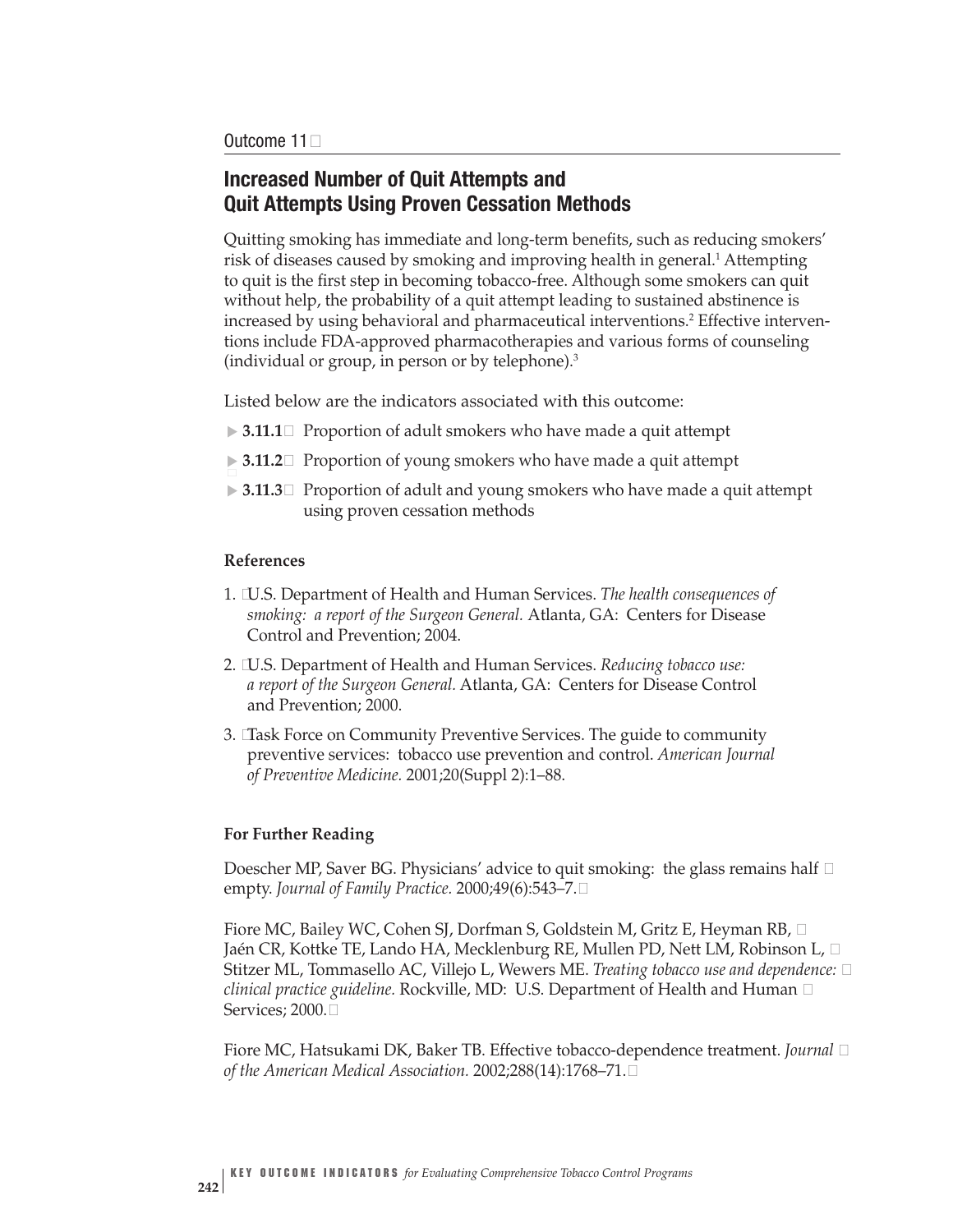Outcome 11

## Increased Number of Quit Attempts and Quit Attempts Using Proven Cessation Methods

Quitting smoking has immediate and long-term benefits, such as reducing smokers' risk of diseases caused by smoking and improving health in general.[1] Attempting to quit is the first step in becoming tobacco-free. Although some smokers can quit without help, the probability of a quit attempt leading to sustained abstinence is increased by using behavioral and pharmaceutical interventions.[2] Effective interventions include FDA-approved pharmacotherapies and various forms of counseling (individual or group, in person or by telephone).[3]

Listed below are the indicators associated with this outcome:

- **3.11.1** Proportion of adult smokers who have made a quit attempt
- **3.11.2** Proportion of young smokers who have made a quit attempt
- **3.11.3** Proportion of adult and young smokers who have made a quit attempt using proven cessation methods

**References**

1. U.S. Department of Health and Human Services. *The health consequences of smoking: a report of the Surgeon General.* Atlanta, GA: Centers for Disease Control and Prevention; 2004.
2. U.S. Department of Health and Human Services. *Reducing tobacco use: a report of the Surgeon General.* Atlanta, GA: Centers for Disease Control and Prevention; 2000.
3. Task Force on Community Preventive Services. The guide to community preventive services: tobacco use prevention and control. *American Journal of Preventive Medicine.* 2001;20(Suppl 2):1–88.

**For Further Reading**

Doescher MP, Saver BG. Physicians' advice to quit smoking: the glass remains half empty. *Journal of Family Practice.* 2000;49(6):543–7.

Fiore MC, Bailey WC, Cohen SJ, Dorfman S, Goldstein M, Gritz E, Heyman RB, Jaén CR, Kottke TE, Lando HA, Mecklenburg RE, Mullen PD, Nett LM, Robinson L, Stitzer ML, Tommasello AC, Villejo L, Wewers ME. *Treating tobacco use and dependence: clinical practice guideline.* Rockville, MD: U.S. Department of Health and Human Services; 2000.

Fiore MC, Hatsukami DK, Baker TB. Effective tobacco-dependence treatment. *Journal of the American Medical Association.* 2002;288(14):1768–71.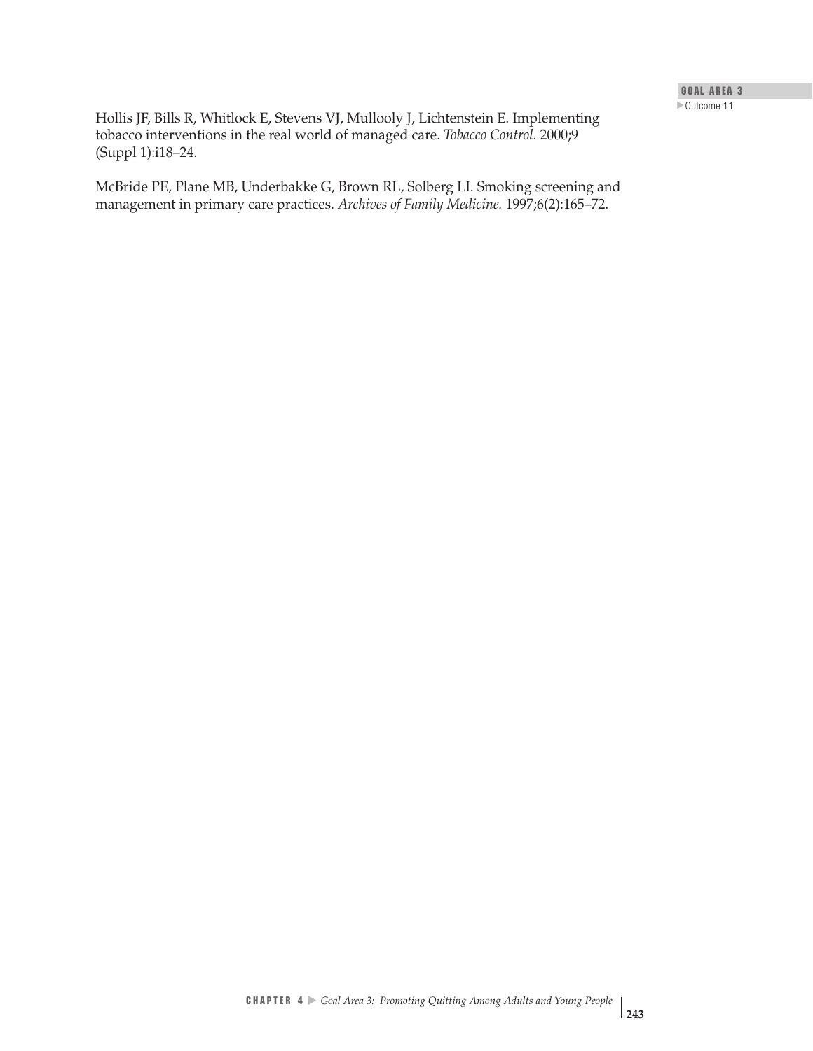Hollis JF, Bills R, Whitlock E, Stevens VJ, Mullooly J, Lichtenstein E. Implementing tobacco interventions in the real world of managed care. *Tobacco Control.* 2000;9 (Suppl 1):i18–24.

McBride PE, Plane MB, Underbakke G, Brown RL, Solberg LI. Smoking screening and management in primary care practices. *Archives of Family Medicine.* 1997;6(2):165–72.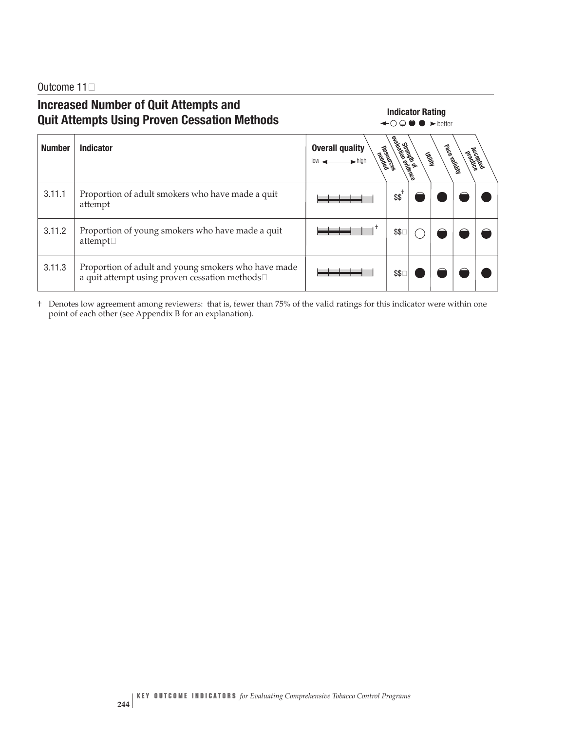Outcome 11

## Increased Number of Quit Attempts and Quit Attempts Using Proven Cessation Methods

**Indicator Rating** ◯ ◒ ◓ ● → better

| Number | Indicator | Overall quality (low ↔ high) | Resources needed | Strength of evaluation evidence | Utility | Face validity | Accepted practice |
|---|---|---|---|---|---|---|---|
| 3.11.1 | Proportion of adult smokers who have made a quit attempt | | $$† | ◓ | ● | ◓ | ● |
| 3.11.2 | Proportion of young smokers who have made a quit attempt | † | $$ | ◯ | ◓ | ◓ | ◓ |
| 3.11.3 | Proportion of adult and young smokers who have made a quit attempt using proven cessation methods | | $$ | ● | ◓ | ◓ | ● |

† Denotes low agreement among reviewers: that is, fewer than 75% of the valid ratings for this indicator were within one point of each other (see Appendix B for an explanation).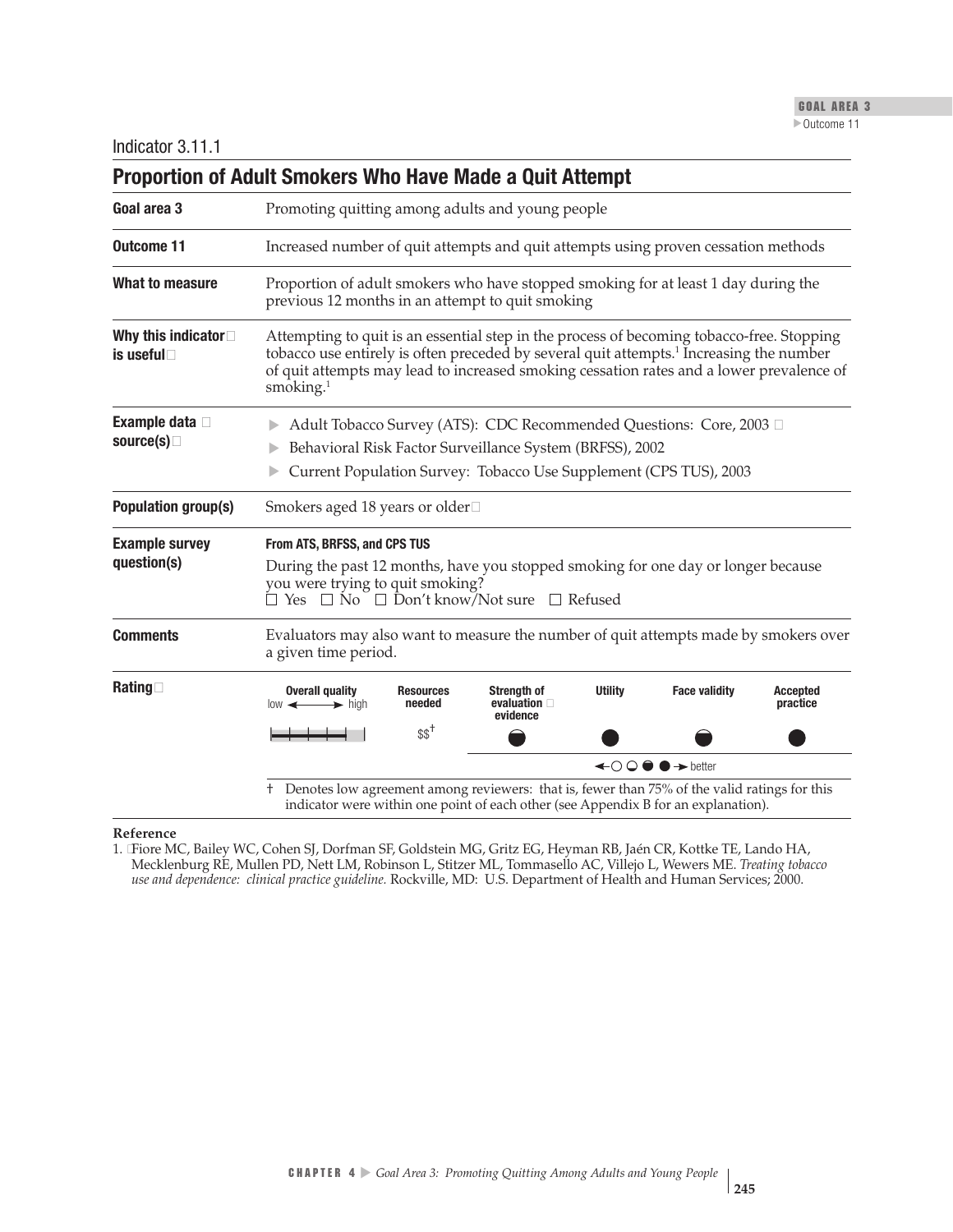Indicator 3.11.1

## Proportion of Adult Smokers Who Have Made a Quit Attempt

| | |
|---|---|
| **Goal area 3** | Promoting quitting among adults and young people |
| **Outcome 11** | Increased number of quit attempts and quit attempts using proven cessation methods |
| **What to measure** | Proportion of adult smokers who have stopped smoking for at least 1 day during the previous 12 months in an attempt to quit smoking |
| **Why this indicator is useful** | Attempting to quit is an essential step in the process of becoming tobacco-free. Stopping tobacco use entirely is often preceded by several quit attempts.[1] Increasing the number of quit attempts may lead to increased smoking cessation rates and a lower prevalence of smoking.[1] |
| **Example data source(s)** | ▶ Adult Tobacco Survey (ATS): CDC Recommended Questions: Core, 2003<br>▶ Behavioral Risk Factor Surveillance System (BRFSS), 2002<br>▶ Current Population Survey: Tobacco Use Supplement (CPS TUS), 2003 |
| **Population group(s)** | Smokers aged 18 years or older |
| **Example survey question(s)** | **From ATS, BRFSS, and CPS TUS**<br>During the past 12 months, have you stopped smoking for one day or longer because you were trying to quit smoking?<br>☐ Yes ☐ No ☐ Don't know/Not sure ☐ Refused |
| **Comments** | Evaluators may also want to measure the number of quit attempts made by smokers over a given time period. |

**Rating**

| Overall quality (low ↔ high) | Resources needed | Strength of evaluation evidence | Utility | Face validity | Accepted practice |
|---|---|---|---|---|---|
| 4 of 5 | $$† | ◒ | ● | ◒ | ● |

◀ ○ ◔ ◒ ● ▶ better

† Denotes low agreement among reviewers: that is, fewer than 75% of the valid ratings for this indicator were within one point of each other (see Appendix B for an explanation).

**Reference**

1. Fiore MC, Bailey WC, Cohen SJ, Dorfman SF, Goldstein MG, Gritz EG, Heyman RB, Jaén CR, Kottke TE, Lando HA, Mecklenburg RE, Mullen PD, Nett LM, Robinson L, Stitzer ML, Tommasello AC, Villejo L, Wewers ME. *Treating tobacco use and dependence: clinical practice guideline.* Rockville, MD: U.S. Department of Health and Human Services; 2000.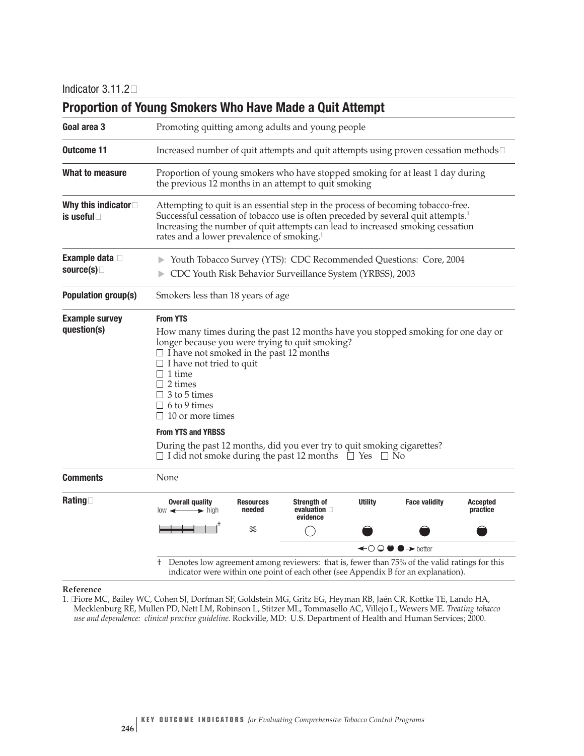Indicator 3.11.2

## Proportion of Young Smokers Who Have Made a Quit Attempt

| | |
|---|---|
| **Goal area 3** | Promoting quitting among adults and young people |
| **Outcome 11** | Increased number of quit attempts and quit attempts using proven cessation methods |
| **What to measure** | Proportion of young smokers who have stopped smoking for at least 1 day during the previous 12 months in an attempt to quit smoking |
| **Why this indicator is useful** | Attempting to quit is an essential step in the process of becoming tobacco-free. Successful cessation of tobacco use is often preceded by several quit attempts.[1] Increasing the number of quit attempts can lead to increased smoking cessation rates and a lower prevalence of smoking.[1] |
| **Example data source(s)** | ▶ Youth Tobacco Survey (YTS): CDC Recommended Questions: Core, 2004<br>▶ CDC Youth Risk Behavior Surveillance System (YRBSS), 2003 |
| **Population group(s)** | Smokers less than 18 years of age |
| **Example survey question(s)** | **From YTS**<br>How many times during the past 12 months have you stopped smoking for one day or longer because you were trying to quit smoking?<br>☐ I have not smoked in the past 12 months<br>☐ I have not tried to quit<br>☐ 1 time<br>☐ 2 times<br>☐ 3 to 5 times<br>☐ 6 to 9 times<br>☐ 10 or more times<br>**From YTS and YRBSS**<br>During the past 12 months, did you ever try to quit smoking cigarettes?<br>☐ I did not smoke during the past 12 months ☐ Yes ☐ No |
| **Comments** | None |

**Rating**

| Overall quality (low ↔ high) | Resources needed | Strength of evaluation evidence | Utility | Face validity | Accepted practice |
|---|---|---|---|---|---|
| † | $$ | ○ | ◒ | ◒ | ◒ |

←○ ◔ ◒ ● → better

† Denotes low agreement among reviewers: that is, fewer than 75% of the valid ratings for this indicator were within one point of each other (see Appendix B for an explanation).

**Reference**

1. Fiore MC, Bailey WC, Cohen SJ, Dorfman SF, Goldstein MG, Gritz EG, Heyman RB, Jaén CR, Kottke TE, Lando HA, Mecklenburg RE, Mullen PD, Nett LM, Robinson L, Stitzer ML, Tommasello AC, Villejo L, Wewers ME. *Treating tobacco use and dependence: clinical practice guideline.* Rockville, MD: U.S. Department of Health and Human Services; 2000.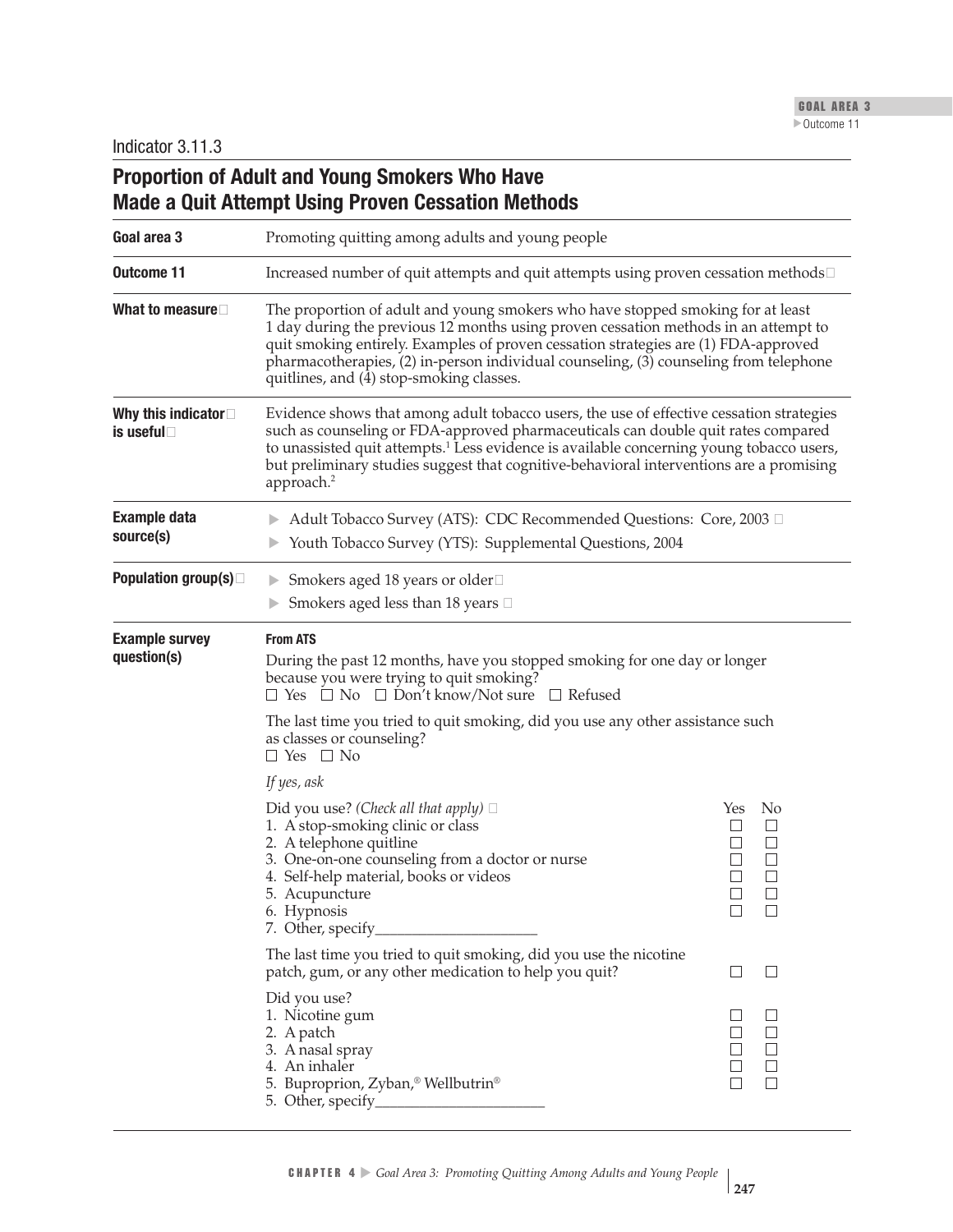Indicator 3.11.3

## Proportion of Adult and Young Smokers Who Have Made a Quit Attempt Using Proven Cessation Methods

| | |
|---|---|
| **Goal area 3** | Promoting quitting among adults and young people |
| **Outcome 11** | Increased number of quit attempts and quit attempts using proven cessation methods |
| **What to measure** | The proportion of adult and young smokers who have stopped smoking for at least 1 day during the previous 12 months using proven cessation methods in an attempt to quit smoking entirely. Examples of proven cessation strategies are (1) FDA-approved pharmacotherapies, (2) in-person individual counseling, (3) counseling from telephone quitlines, and (4) stop-smoking classes. |
| **Why this indicator is useful** | Evidence shows that among adult tobacco users, the use of effective cessation strategies such as counseling or FDA-approved pharmaceuticals can double quit rates compared to unassisted quit attempts.[1] Less evidence is available concerning young tobacco users, but preliminary studies suggest that cognitive-behavioral interventions are a promising approach.[2] |
| **Example data source(s)** | ▶ Adult Tobacco Survey (ATS): CDC Recommended Questions: Core, 2003<br>▶ Youth Tobacco Survey (YTS): Supplemental Questions, 2004 |
| **Population group(s)** | ▶ Smokers aged 18 years or older<br>▶ Smokers aged less than 18 years |

**Example survey question(s)**

**From ATS**

During the past 12 months, have you stopped smoking for one day or longer because you were trying to quit smoking?
☐ Yes ☐ No ☐ Don't know/Not sure ☐ Refused

The last time you tried to quit smoking, did you use any other assistance such as classes or counseling?
☐ Yes ☐ No

*If yes, ask*

Did you use? *(Check all that apply)*

| | Yes | No |
|---|---|---|
| 1. A stop-smoking clinic or class | ☐ | ☐ |
| 2. A telephone quitline | ☐ | ☐ |
| 3. One-on-one counseling from a doctor or nurse | ☐ | ☐ |
| 4. Self-help material, books or videos | ☐ | ☐ |
| 5. Acupuncture | ☐ | ☐ |
| 6. Hypnosis | ☐ | ☐ |
| 7. Other, specify_____________________ | | |

| | | |
|---|---|---|
| The last time you tried to quit smoking, did you use the nicotine patch, gum, or any other medication to help you quit? | ☐ | ☐ |

Did you use?

| | | |
|---|---|---|
| 1. Nicotine gum | ☐ | ☐ |
| 2. A patch | ☐ | ☐ |
| 3. A nasal spray | ☐ | ☐ |
| 4. An inhaler | ☐ | ☐ |
| 5. Buproprion, Zyban,® Wellbutrin® | ☐ | ☐ |
| 5. Other, specify_______________________ | | |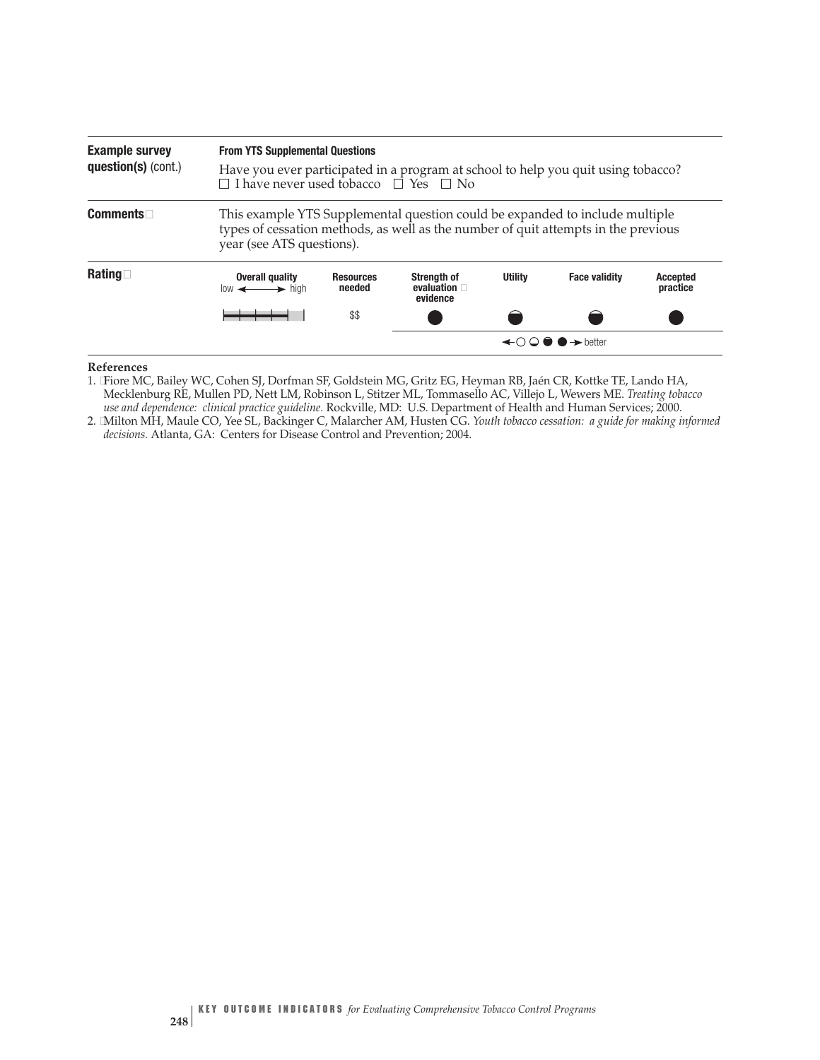**Example survey question(s)** (cont.)

**From YTS Supplemental Questions**

Have you ever participated in a program at school to help you quit using tobacco?
☐ I have never used tobacco ☐ Yes ☐ No

**Comments**

This example YTS Supplemental question could be expanded to include multiple types of cessation methods, as well as the number of quit attempts in the previous year (see ATS questions).

**Rating**

| Overall quality (low ⟷ high) | Resources needed | Strength of evaluation evidence | Utility | Face validity | Accepted practice |
|---|---|---|---|---|---|
| ▬▬▬▬ (4 of 5) | $$ | ● | ◒ | ◒ | ● |

←○ ◒ ◓ ● → better

**References**

1. Fiore MC, Bailey WC, Cohen SJ, Dorfman SF, Goldstein MG, Gritz EG, Heyman RB, Jaén CR, Kottke TE, Lando HA, Mecklenburg RE, Mullen PD, Nett LM, Robinson L, Stitzer ML, Tommasello AC, Villejo L, Wewers ME. *Treating tobacco use and dependence: clinical practice guideline.* Rockville, MD: U.S. Department of Health and Human Services; 2000.
2. Milton MH, Maule CO, Yee SL, Backinger C, Malarcher AM, Husten CG. *Youth tobacco cessation: a guide for making informed decisions.* Atlanta, GA: Centers for Disease Control and Prevention; 2004.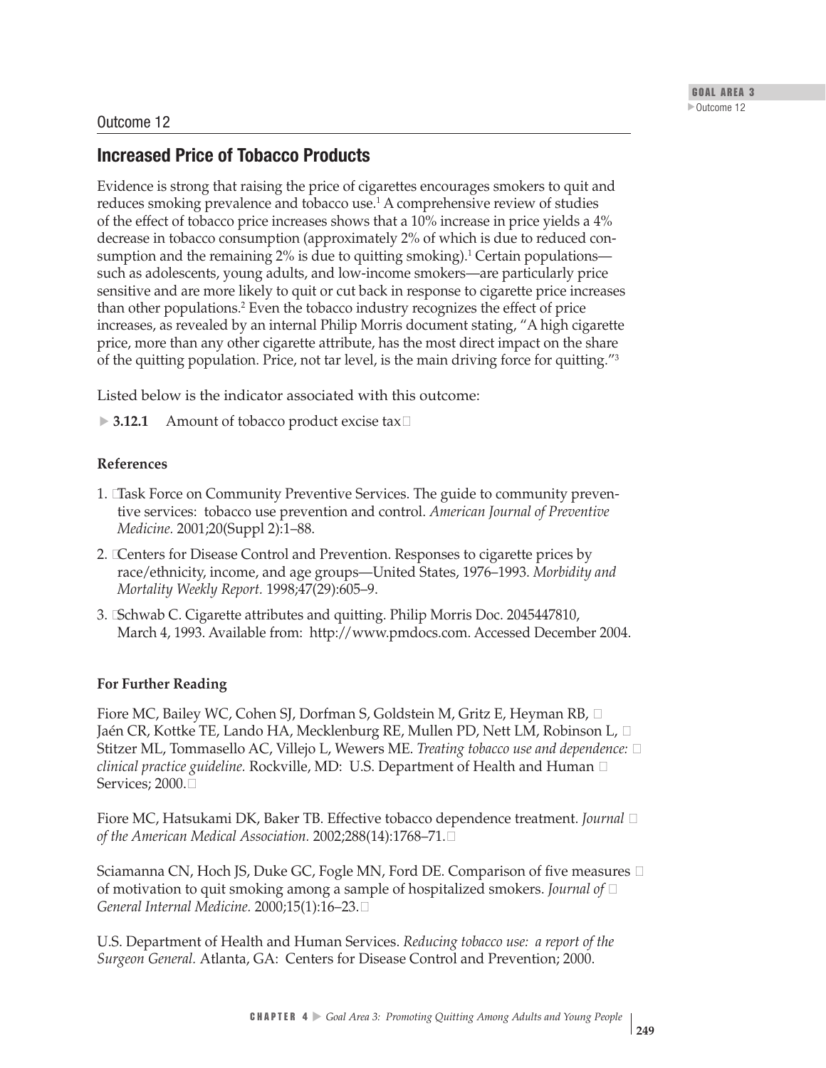Outcome 12

## Increased Price of Tobacco Products

Evidence is strong that raising the price of cigarettes encourages smokers to quit and reduces smoking prevalence and tobacco use.[1] A comprehensive review of studies of the effect of tobacco price increases shows that a 10% increase in price yields a 4% decrease in tobacco consumption (approximately 2% of which is due to reduced consumption and the remaining 2% is due to quitting smoking).[1] Certain populations—such as adolescents, young adults, and low-income smokers—are particularly price sensitive and are more likely to quit or cut back in response to cigarette price increases than other populations.[2] Even the tobacco industry recognizes the effect of price increases, as revealed by an internal Philip Morris document stating, "A high cigarette price, more than any other cigarette attribute, has the most direct impact on the share of the quitting population. Price, not tar level, is the main driving force for quitting."[3]

Listed below is the indicator associated with this outcome:

- **3.12.1** Amount of tobacco product excise tax

### References

1. Task Force on Community Preventive Services. The guide to community preventive services: tobacco use prevention and control. *American Journal of Preventive Medicine.* 2001;20(Suppl 2):1–88.
2. Centers for Disease Control and Prevention. Responses to cigarette prices by race/ethnicity, income, and age groups—United States, 1976–1993. *Morbidity and Mortality Weekly Report.* 1998;47(29):605–9.
3. Schwab C. Cigarette attributes and quitting. Philip Morris Doc. 2045447810, March 4, 1993. Available from: http://www.pmdocs.com. Accessed December 2004.

### For Further Reading

Fiore MC, Bailey WC, Cohen SJ, Dorfman S, Goldstein M, Gritz E, Heyman RB, Jaén CR, Kottke TE, Lando HA, Mecklenburg RE, Mullen PD, Nett LM, Robinson L, Stitzer ML, Tommasello AC, Villejo L, Wewers ME. *Treating tobacco use and dependence: clinical practice guideline.* Rockville, MD: U.S. Department of Health and Human Services; 2000.

Fiore MC, Hatsukami DK, Baker TB. Effective tobacco dependence treatment. *Journal of the American Medical Association.* 2002;288(14):1768–71.

Sciamanna CN, Hoch JS, Duke GC, Fogle MN, Ford DE. Comparison of five measures of motivation to quit smoking among a sample of hospitalized smokers. *Journal of General Internal Medicine.* 2000;15(1):16–23.

U.S. Department of Health and Human Services. *Reducing tobacco use: a report of the Surgeon General.* Atlanta, GA: Centers for Disease Control and Prevention; 2000.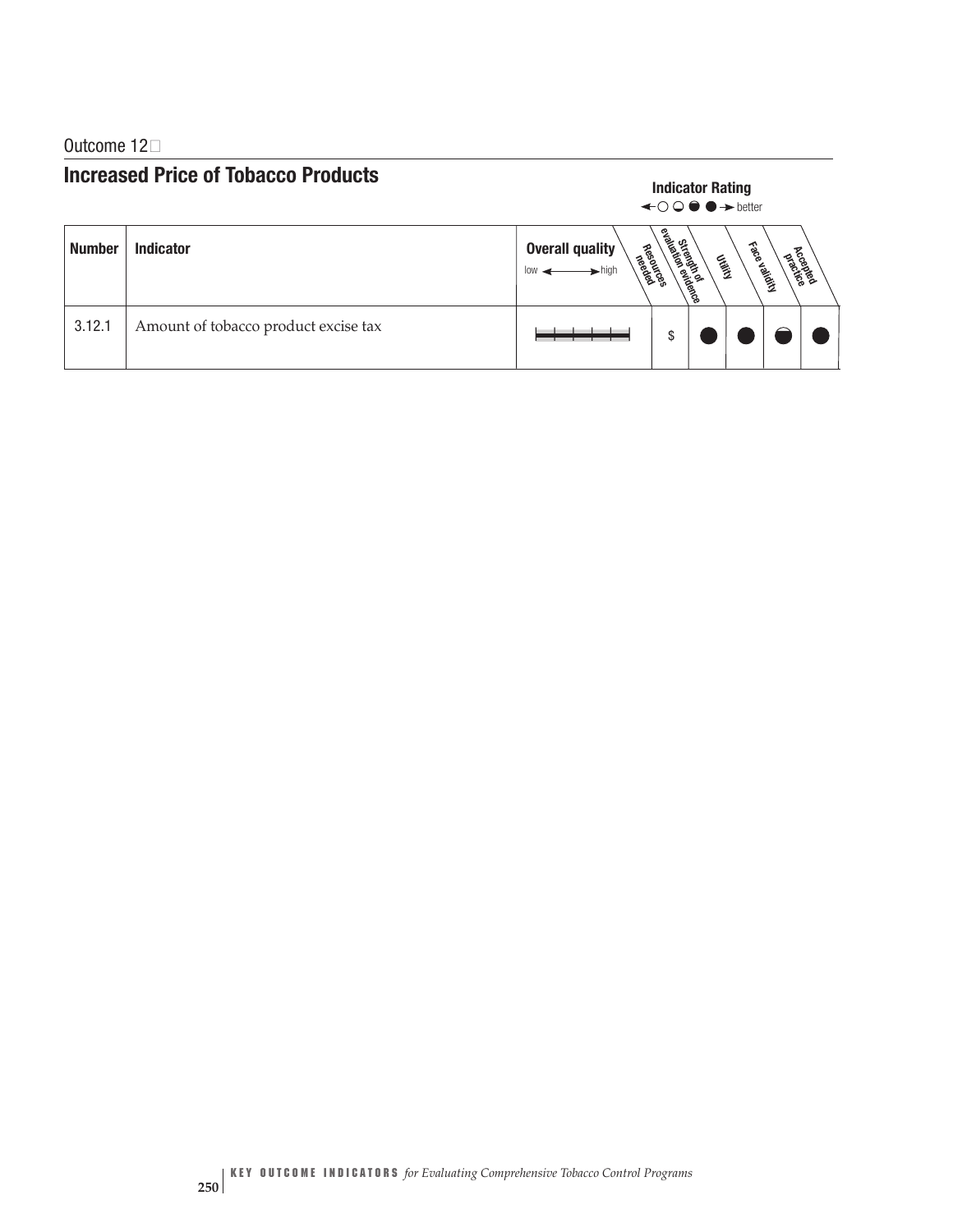Outcome 12

## Increased Price of Tobacco Products

**Indicator Rating**
○ ◒ ◓ ● → better

| Number | Indicator | Overall quality (low ↔ high) | Resources needed | Strength of evaluation evidence | Utility | Face validity | Accepted practice |
|---|---|---|---|---|---|---|---|
| 3.12.1 | Amount of tobacco product excise tax | | $ | ● | ● | ◓ | ● |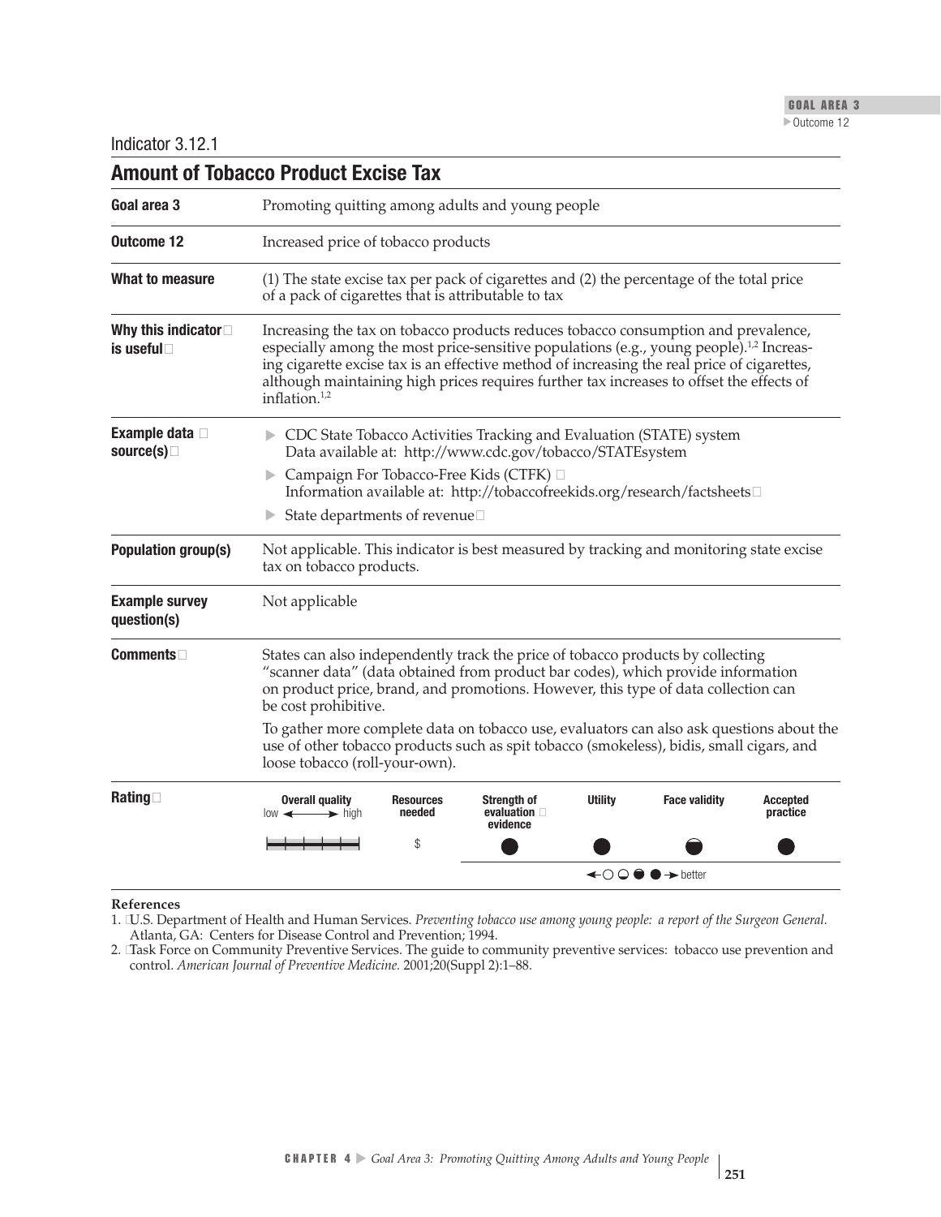Indicator 3.12.1

## Amount of Tobacco Product Excise Tax

| | |
|---|---|
| **Goal area 3** | Promoting quitting among adults and young people |
| **Outcome 12** | Increased price of tobacco products |
| **What to measure** | (1) The state excise tax per pack of cigarettes and (2) the percentage of the total price of a pack of cigarettes that is attributable to tax |
| **Why this indicator is useful** | Increasing the tax on tobacco products reduces tobacco consumption and prevalence, especially among the most price-sensitive populations (e.g., young people).[1,2] Increasing cigarette excise tax is an effective method of increasing the real price of cigarettes, although maintaining high prices requires further tax increases to offset the effects of inflation.[1,2] |
| **Example data source(s)** | ▶ CDC State Tobacco Activities Tracking and Evaluation (STATE) system Data available at: http://www.cdc.gov/tobacco/STATEsystem<br>▶ Campaign For Tobacco-Free Kids (CTFK) Information available at: http://tobaccofreekids.org/research/factsheets<br>▶ State departments of revenue |
| **Population group(s)** | Not applicable. This indicator is best measured by tracking and monitoring state excise tax on tobacco products. |
| **Example survey question(s)** | Not applicable |
| **Comments** | States can also independently track the price of tobacco products by collecting "scanner data" (data obtained from product bar codes), which provide information on product price, brand, and promotions. However, this type of data collection can be cost prohibitive.<br>To gather more complete data on tobacco use, evaluators can also ask questions about the use of other tobacco products such as spit tobacco (smokeless), bidis, small cigars, and loose tobacco (roll-your-own). |

**Rating**

| Overall quality (low ← → high) | Resources needed | Strength of evaluation evidence | Utility | Face validity | Accepted practice |
|---|---|---|---|---|---|
| | $ | ● | ● | ◒ | ● |

←○ ◒ ◓ ● → better

**References**

1. U.S. Department of Health and Human Services. *Preventing tobacco use among young people: a report of the Surgeon General.* Atlanta, GA: Centers for Disease Control and Prevention; 1994.
2. Task Force on Community Preventive Services. The guide to community preventive services: tobacco use prevention and control. *American Journal of Preventive Medicine.* 2001;20(Suppl 2):1–88.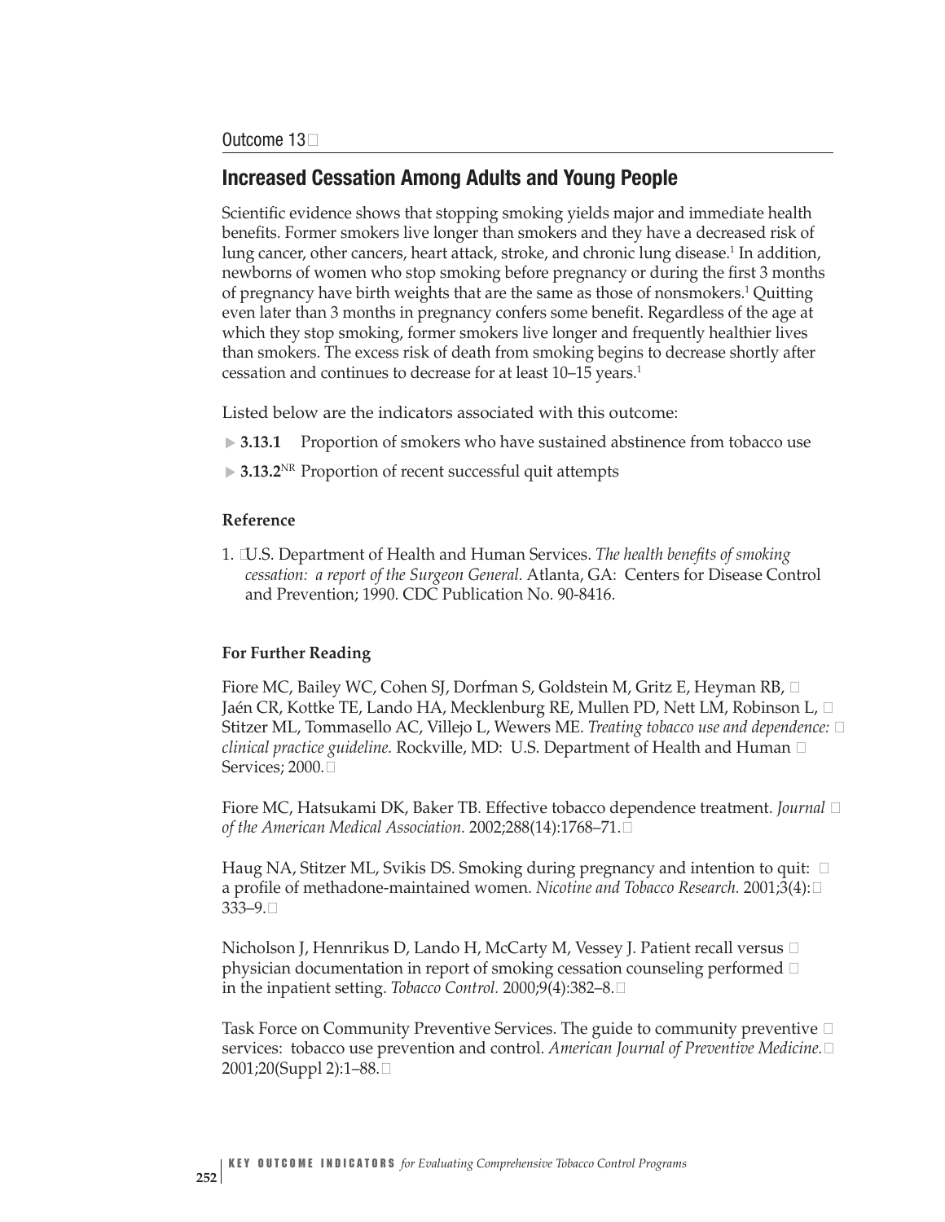Outcome 13

## Increased Cessation Among Adults and Young People

Scientific evidence shows that stopping smoking yields major and immediate health benefits. Former smokers live longer than smokers and they have a decreased risk of lung cancer, other cancers, heart attack, stroke, and chronic lung disease.[1] In addition, newborns of women who stop smoking before pregnancy or during the first 3 months of pregnancy have birth weights that are the same as those of nonsmokers.[1] Quitting even later than 3 months in pregnancy confers some benefit. Regardless of the age at which they stop smoking, former smokers live longer and frequently healthier lives than smokers. The excess risk of death from smoking begins to decrease shortly after cessation and continues to decrease for at least 10–15 years.[1]

Listed below are the indicators associated with this outcome:

- **3.13.1** Proportion of smokers who have sustained abstinence from tobacco use
- **3.13.2**[NR] Proportion of recent successful quit attempts

### Reference

1. U.S. Department of Health and Human Services. *The health benefits of smoking cessation: a report of the Surgeon General.* Atlanta, GA: Centers for Disease Control and Prevention; 1990. CDC Publication No. 90-8416.

### For Further Reading

Fiore MC, Bailey WC, Cohen SJ, Dorfman S, Goldstein M, Gritz E, Heyman RB, Jaén CR, Kottke TE, Lando HA, Mecklenburg RE, Mullen PD, Nett LM, Robinson L, Stitzer ML, Tommasello AC, Villejo L, Wewers ME. *Treating tobacco use and dependence: clinical practice guideline.* Rockville, MD: U.S. Department of Health and Human Services; 2000.

Fiore MC, Hatsukami DK, Baker TB. Effective tobacco dependence treatment. *Journal of the American Medical Association.* 2002;288(14):1768–71.

Haug NA, Stitzer ML, Svikis DS. Smoking during pregnancy and intention to quit: a profile of methadone-maintained women. *Nicotine and Tobacco Research.* 2001;3(4):333–9.

Nicholson J, Hennrikus D, Lando H, McCarty M, Vessey J. Patient recall versus physician documentation in report of smoking cessation counseling performed in the inpatient setting. *Tobacco Control.* 2000;9(4):382–8.

Task Force on Community Preventive Services. The guide to community preventive services: tobacco use prevention and control. *American Journal of Preventive Medicine.* 2001;20(Suppl 2):1–88.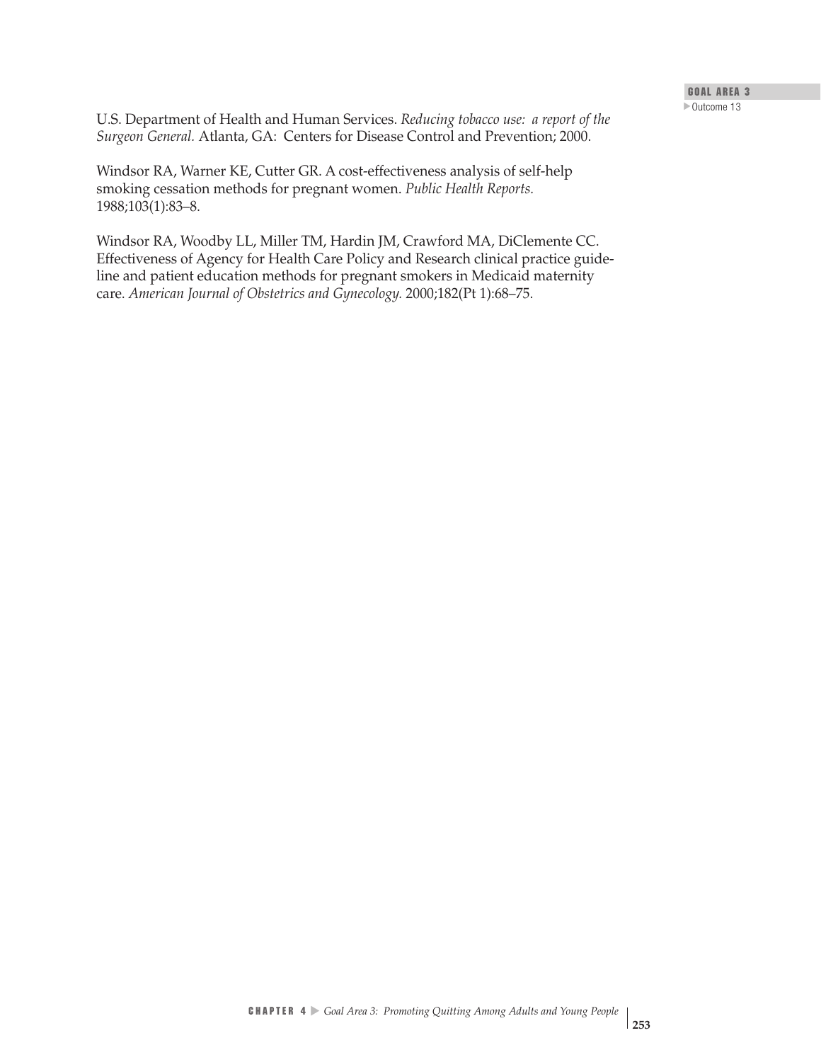U.S. Department of Health and Human Services. *Reducing tobacco use: a report of the Surgeon General.* Atlanta, GA: Centers for Disease Control and Prevention; 2000.

Windsor RA, Warner KE, Cutter GR. A cost-effectiveness analysis of self-help smoking cessation methods for pregnant women. *Public Health Reports.* 1988;103(1):83–8.

Windsor RA, Woodby LL, Miller TM, Hardin JM, Crawford MA, DiClemente CC. Effectiveness of Agency for Health Care Policy and Research clinical practice guideline and patient education methods for pregnant smokers in Medicaid maternity care. *American Journal of Obstetrics and Gynecology.* 2000;182(Pt 1):68–75.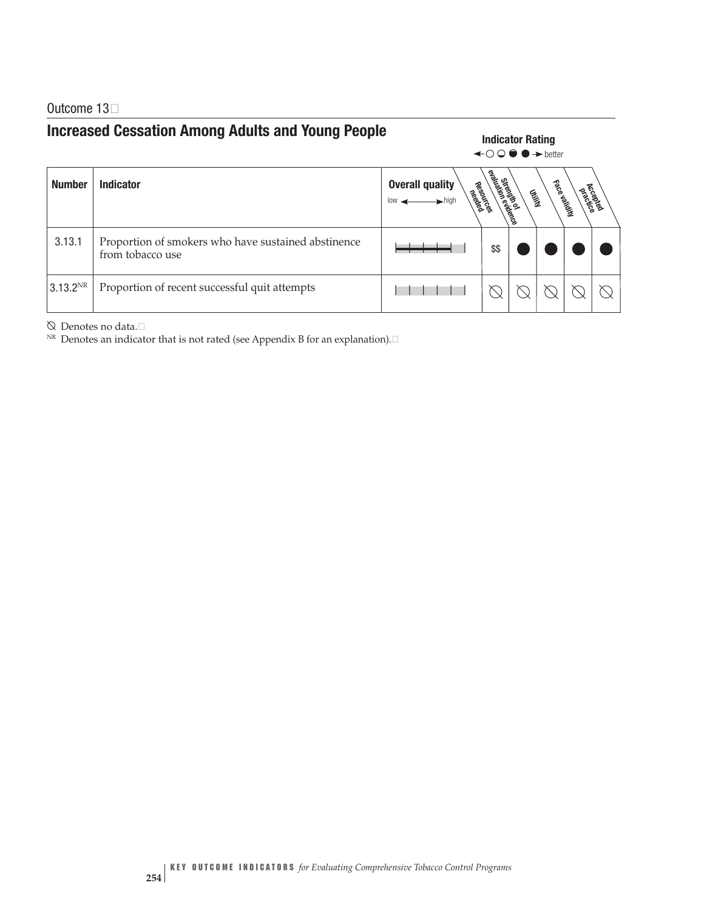Outcome 13

## Increased Cessation Among Adults and Young People

**Indicator Rating** ← ○ ◒ ◓ ● → better

| Number | Indicator | Overall quality (low ↔ high) | Resources needed | Strength of evaluation evidence | Utility | Face validity | Accepted practice |
|---|---|---|---|---|---|---|---|
| 3.13.1 | Proportion of smokers who have sustained abstinence from tobacco use | ▬▬▬▬ | $$ | ● | ● | ● | ● |
| 3.13.2[NR] | Proportion of recent successful quit attempts | | ⦰ | ⦰ | ⦰ | ⦰ | ⦰ |

⦰ Denotes no data.

[NR] Denotes an indicator that is not rated (see Appendix B for an explanation).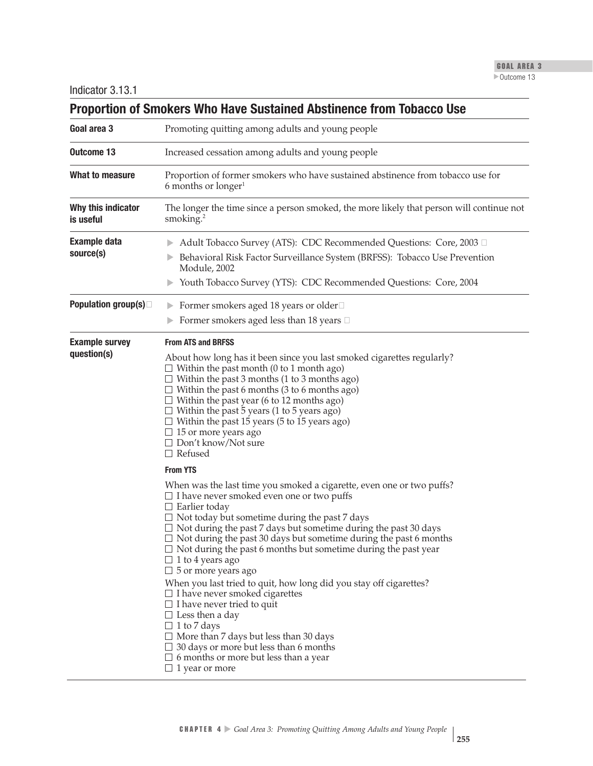Indicator 3.13.1

## Proportion of Smokers Who Have Sustained Abstinence from Tobacco Use

| | |
|---|---|
| **Goal area 3** | Promoting quitting among adults and young people |
| **Outcome 13** | Increased cessation among adults and young people |
| **What to measure** | Proportion of former smokers who have sustained abstinence from tobacco use for 6 months or longer[1] |
| **Why this indicator is useful** | The longer the time since a person smoked, the more likely that person will continue not smoking.[2] |
| **Example data source(s)** | ▶ Adult Tobacco Survey (ATS): CDC Recommended Questions: Core, 2003<br>▶ Behavioral Risk Factor Surveillance System (BRFSS): Tobacco Use Prevention Module, 2002<br>▶ Youth Tobacco Survey (YTS): CDC Recommended Questions: Core, 2004 |
| **Population group(s)** | ▶ Former smokers aged 18 years or older<br>▶ Former smokers aged less than 18 years |
| **Example survey question(s)** | **From ATS and BRFSS**<br>About how long has it been since you last smoked cigarettes regularly?<br>☐ Within the past month (0 to 1 month ago)<br>☐ Within the past 3 months (1 to 3 months ago)<br>☐ Within the past 6 months (3 to 6 months ago)<br>☐ Within the past year (6 to 12 months ago)<br>☐ Within the past 5 years (1 to 5 years ago)<br>☐ Within the past 15 years (5 to 15 years ago)<br>☐ 15 or more years ago<br>☐ Don't know/Not sure<br>☐ Refused<br>**From YTS**<br>When was the last time you smoked a cigarette, even one or two puffs?<br>☐ I have never smoked even one or two puffs<br>☐ Earlier today<br>☐ Not today but sometime during the past 7 days<br>☐ Not during the past 7 days but sometime during the past 30 days<br>☐ Not during the past 30 days but sometime during the past 6 months<br>☐ Not during the past 6 months but sometime during the past year<br>☐ 1 to 4 years ago<br>☐ 5 or more years ago<br>When you last tried to quit, how long did you stay off cigarettes?<br>☐ I have never smoked cigarettes<br>☐ I have never tried to quit<br>☐ Less then a day<br>☐ 1 to 7 days<br>☐ More than 7 days but less than 30 days<br>☐ 30 days or more but less than 6 months<br>☐ 6 months or more but less than a year<br>☐ 1 year or more |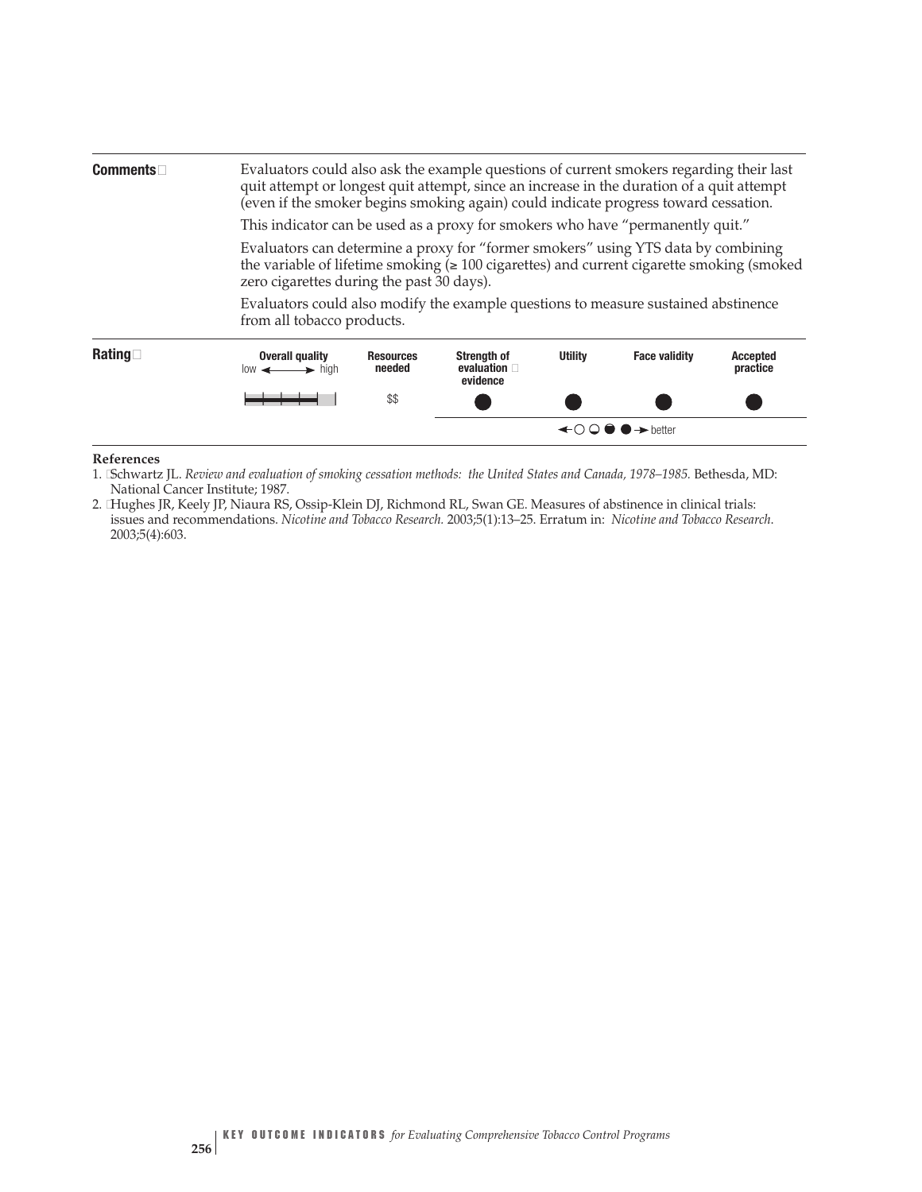**Comments**

Evaluators could also ask the example questions of current smokers regarding their last quit attempt or longest quit attempt, since an increase in the duration of a quit attempt (even if the smoker begins smoking again) could indicate progress toward cessation.

This indicator can be used as a proxy for smokers who have "permanently quit."

Evaluators can determine a proxy for "former smokers" using YTS data by combining the variable of lifetime smoking (≥ 100 cigarettes) and current cigarette smoking (smoked zero cigarettes during the past 30 days).

Evaluators could also modify the example questions to measure sustained abstinence from all tobacco products.

**Rating**

| Overall quality (low ⟷ high) | Resources needed | Strength of evaluation evidence | Utility | Face validity | Accepted practice |
|---|---|---|---|---|---|
| ▬▬▬▬ | $$ | ● | ● | ● | ● |

←○ ◒ ◓ ● → better

**References**

1. Schwartz JL. *Review and evaluation of smoking cessation methods: the United States and Canada, 1978–1985.* Bethesda, MD: National Cancer Institute; 1987.
2. Hughes JR, Keely JP, Niaura RS, Ossip-Klein DJ, Richmond RL, Swan GE. Measures of abstinence in clinical trials: issues and recommendations. *Nicotine and Tobacco Research.* 2003;5(1):13–25. Erratum in: *Nicotine and Tobacco Research.* 2003;5(4):603.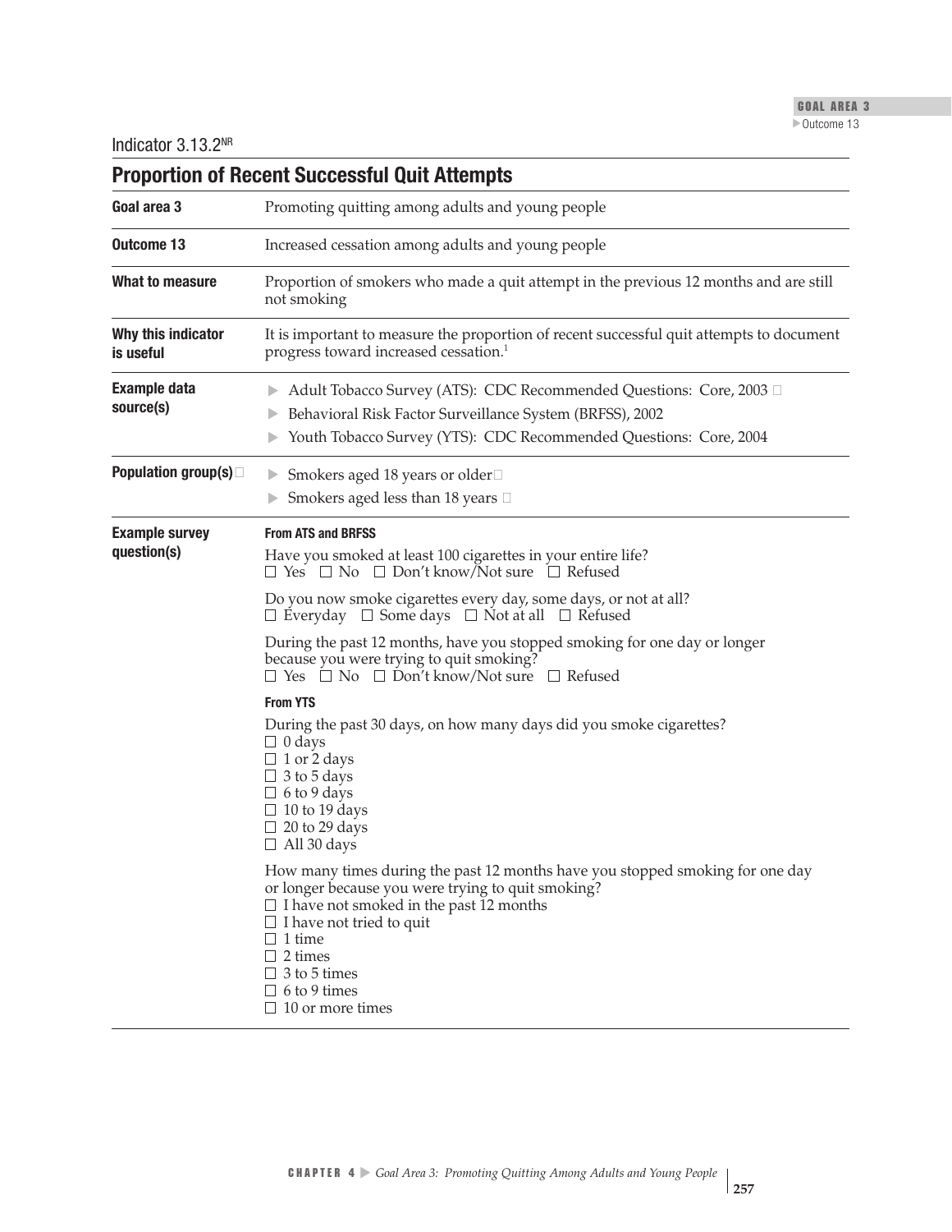Indicator 3.13.2[NR]

## Proportion of Recent Successful Quit Attempts

| | |
|---|---|
| **Goal area 3** | Promoting quitting among adults and young people |
| **Outcome 13** | Increased cessation among adults and young people |
| **What to measure** | Proportion of smokers who made a quit attempt in the previous 12 months and are still not smoking |
| **Why this indicator is useful** | It is important to measure the proportion of recent successful quit attempts to document progress toward increased cessation.[1] |
| **Example data source(s)** | ▶ Adult Tobacco Survey (ATS): CDC Recommended Questions: Core, 2003<br>▶ Behavioral Risk Factor Surveillance System (BRFSS), 2002<br>▶ Youth Tobacco Survey (YTS): CDC Recommended Questions: Core, 2004 |
| **Population group(s)** | ▶ Smokers aged 18 years or older<br>▶ Smokers aged less than 18 years |
| **Example survey question(s)** | **From ATS and BRFSS**<br>Have you smoked at least 100 cigarettes in your entire life?<br>☐ Yes ☐ No ☐ Don't know/Not sure ☐ Refused<br><br>Do you now smoke cigarettes every day, some days, or not at all?<br>☐ Everyday ☐ Some days ☐ Not at all ☐ Refused<br><br>During the past 12 months, have you stopped smoking for one day or longer because you were trying to quit smoking?<br>☐ Yes ☐ No ☐ Don't know/Not sure ☐ Refused<br><br>**From YTS**<br>During the past 30 days, on how many days did you smoke cigarettes?<br>☐ 0 days<br>☐ 1 or 2 days<br>☐ 3 to 5 days<br>☐ 6 to 9 days<br>☐ 10 to 19 days<br>☐ 20 to 29 days<br>☐ All 30 days<br><br>How many times during the past 12 months have you stopped smoking for one day or longer because you were trying to quit smoking?<br>☐ I have not smoked in the past 12 months<br>☐ I have not tried to quit<br>☐ 1 time<br>☐ 2 times<br>☐ 3 to 5 times<br>☐ 6 to 9 times<br>☐ 10 or more times |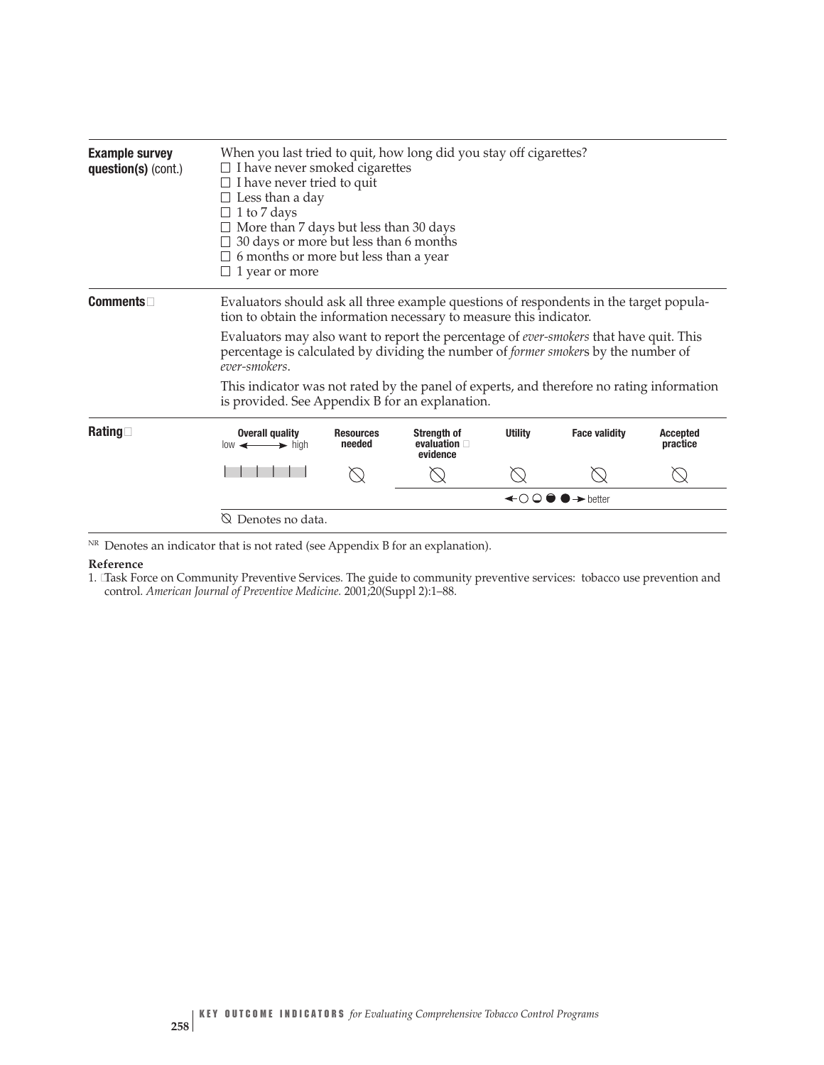| | |
|---|---|
| **Example survey question(s)** (cont.) | When you last tried to quit, how long did you stay off cigarettes?<br>☐ I have never smoked cigarettes<br>☐ I have never tried to quit<br>☐ Less than a day<br>☐ 1 to 7 days<br>☐ More than 7 days but less than 30 days<br>☐ 30 days or more but less than 6 months<br>☐ 6 months or more but less than a year<br>☐ 1 year or more |
| **Comments** | Evaluators should ask all three example questions of respondents in the target population to obtain the information necessary to measure this indicator.<br><br>Evaluators may also want to report the percentage of *ever-smokers* that have quit. This percentage is calculated by dividing the number of *former smoker*s by the number of *ever-smokers*.<br><br>This indicator was not rated by the panel of experts, and therefore no rating information is provided. See Appendix B for an explanation. |

**Rating**

| Overall quality (low ← → high) | Resources needed | Strength of evaluation evidence | Utility | Face validity | Accepted practice |
|---|---|---|---|---|---|
| | ⦰ | ⦰ | ⦰ | ⦰ | ⦰ |

← ○ ◒ ◓ ● → better

⦰ Denotes no data.

NR Denotes an indicator that is not rated (see Appendix B for an explanation).

**Reference**

1. Task Force on Community Preventive Services. The guide to community preventive services: tobacco use prevention and control. *American Journal of Preventive Medicine*. 2001;20(Suppl 2):1–88.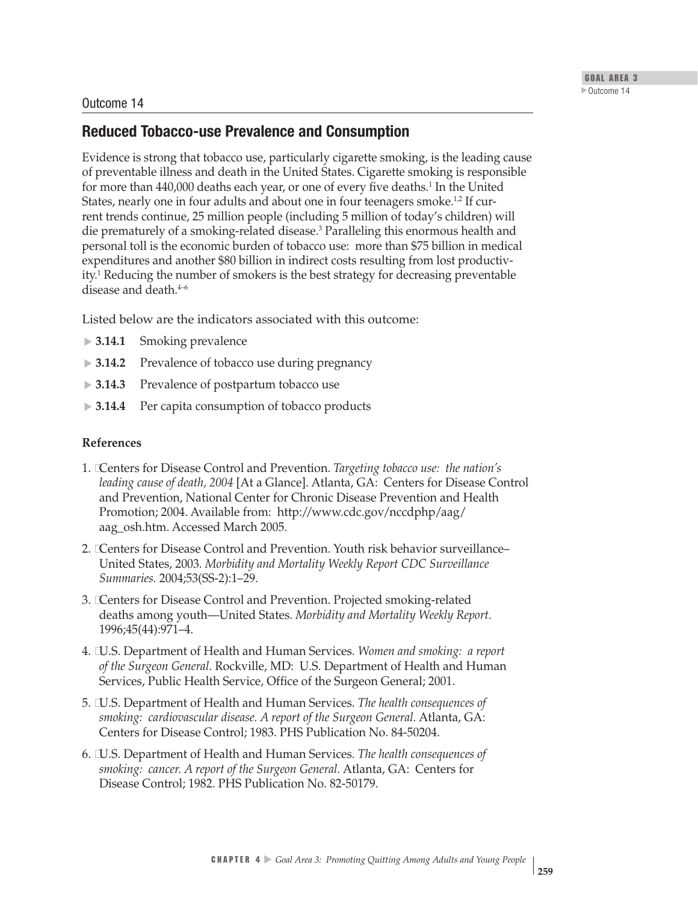Outcome 14

## Reduced Tobacco-use Prevalence and Consumption

Evidence is strong that tobacco use, particularly cigarette smoking, is the leading cause of preventable illness and death in the United States. Cigarette smoking is responsible for more than 440,000 deaths each year, or one of every five deaths.[1] In the United States, nearly one in four adults and about one in four teenagers smoke.[1,2] If current trends continue, 25 million people (including 5 million of today's children) will die prematurely of a smoking-related disease.[3] Paralleling this enormous health and personal toll is the economic burden of tobacco use: more than $75 billion in medical expenditures and another $80 billion in indirect costs resulting from lost productivity.[1] Reducing the number of smokers is the best strategy for decreasing preventable disease and death.[4–6]

Listed below are the indicators associated with this outcome:

- **3.14.1** Smoking prevalence
- **3.14.2** Prevalence of tobacco use during pregnancy
- **3.14.3** Prevalence of postpartum tobacco use
- **3.14.4** Per capita consumption of tobacco products

**References**

1. Centers for Disease Control and Prevention. *Targeting tobacco use: the nation's leading cause of death, 2004* [At a Glance]. Atlanta, GA: Centers for Disease Control and Prevention, National Center for Chronic Disease Prevention and Health Promotion; 2004. Available from: http://www.cdc.gov/nccdphp/aag/aag_osh.htm. Accessed March 2005.
2. Centers for Disease Control and Prevention. Youth risk behavior surveillance–United States, 2003. *Morbidity and Mortality Weekly Report CDC Surveillance Summaries.* 2004;53(SS-2):1–29.
3. Centers for Disease Control and Prevention. Projected smoking-related deaths among youth—United States. *Morbidity and Mortality Weekly Report.* 1996;45(44):971–4.
4. U.S. Department of Health and Human Services. *Women and smoking: a report of the Surgeon General.* Rockville, MD: U.S. Department of Health and Human Services, Public Health Service, Office of the Surgeon General; 2001.
5. U.S. Department of Health and Human Services. *The health consequences of smoking: cardiovascular disease. A report of the Surgeon General.* Atlanta, GA: Centers for Disease Control; 1983. PHS Publication No. 84-50204.
6. U.S. Department of Health and Human Services. *The health consequences of smoking: cancer. A report of the Surgeon General.* Atlanta, GA: Centers for Disease Control; 1982. PHS Publication No. 82-50179.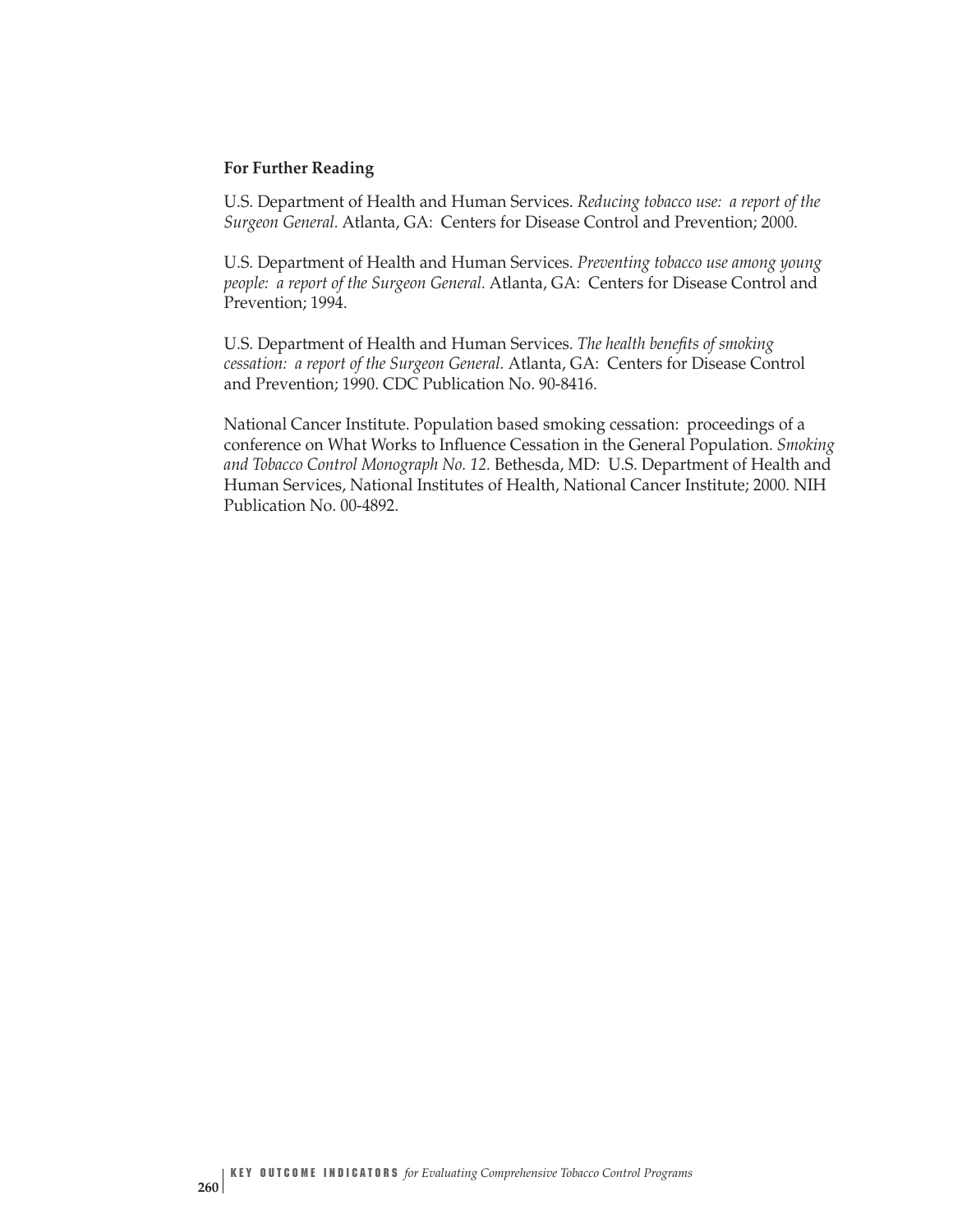**For Further Reading**

U.S. Department of Health and Human Services. *Reducing tobacco use: a report of the Surgeon General.* Atlanta, GA: Centers for Disease Control and Prevention; 2000.

U.S. Department of Health and Human Services. *Preventing tobacco use among young people: a report of the Surgeon General.* Atlanta, GA: Centers for Disease Control and Prevention; 1994.

U.S. Department of Health and Human Services. *The health benefits of smoking cessation: a report of the Surgeon General.* Atlanta, GA: Centers for Disease Control and Prevention; 1990. CDC Publication No. 90-8416.

National Cancer Institute. Population based smoking cessation: proceedings of a conference on What Works to Influence Cessation in the General Population. *Smoking and Tobacco Control Monograph No. 12.* Bethesda, MD: U.S. Department of Health and Human Services, National Institutes of Health, National Cancer Institute; 2000. NIH Publication No. 00-4892.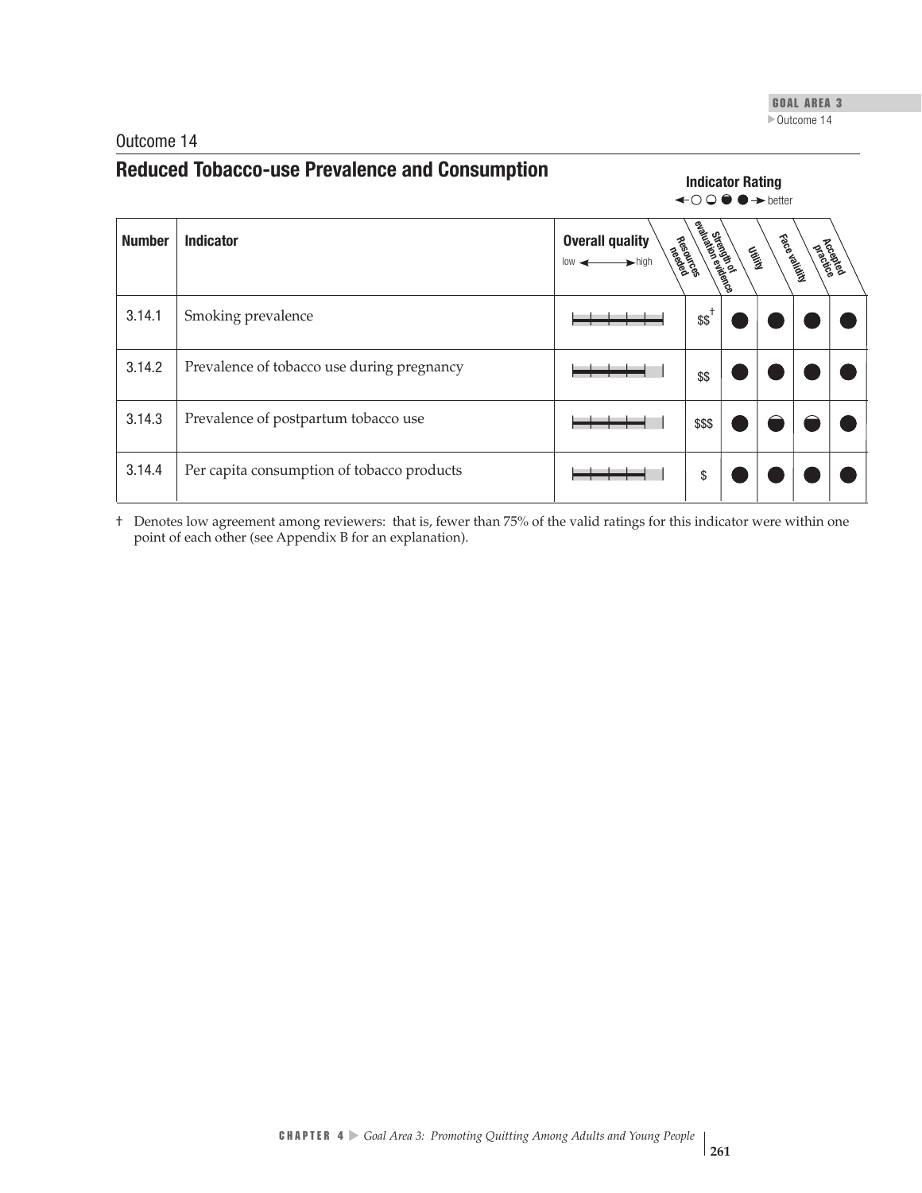Outcome 14

## Reduced Tobacco-use Prevalence and Consumption

**Indicator Rating** ←○ ◒ ◓ ● → better

| Number | Indicator | Overall quality (low ↔ high) | Resources needed | Strength of evaluation evidence | Utility | Face validity | Accepted practice |
|---|---|---|---|---|---|---|---|
| 3.14.1 | Smoking prevalence | | $$† | ● | ● | ● | ● |
| 3.14.2 | Prevalence of tobacco use during pregnancy | | $$ | ● | ● | ● | ● |
| 3.14.3 | Prevalence of postpartum tobacco use | | $$$ | ● | ◓ | ◓ | ● |
| 3.14.4 | Per capita consumption of tobacco products | | $ | ● | ● | ● | ● |

† Denotes low agreement among reviewers: that is, fewer than 75% of the valid ratings for this indicator were within one point of each other (see Appendix B for an explanation).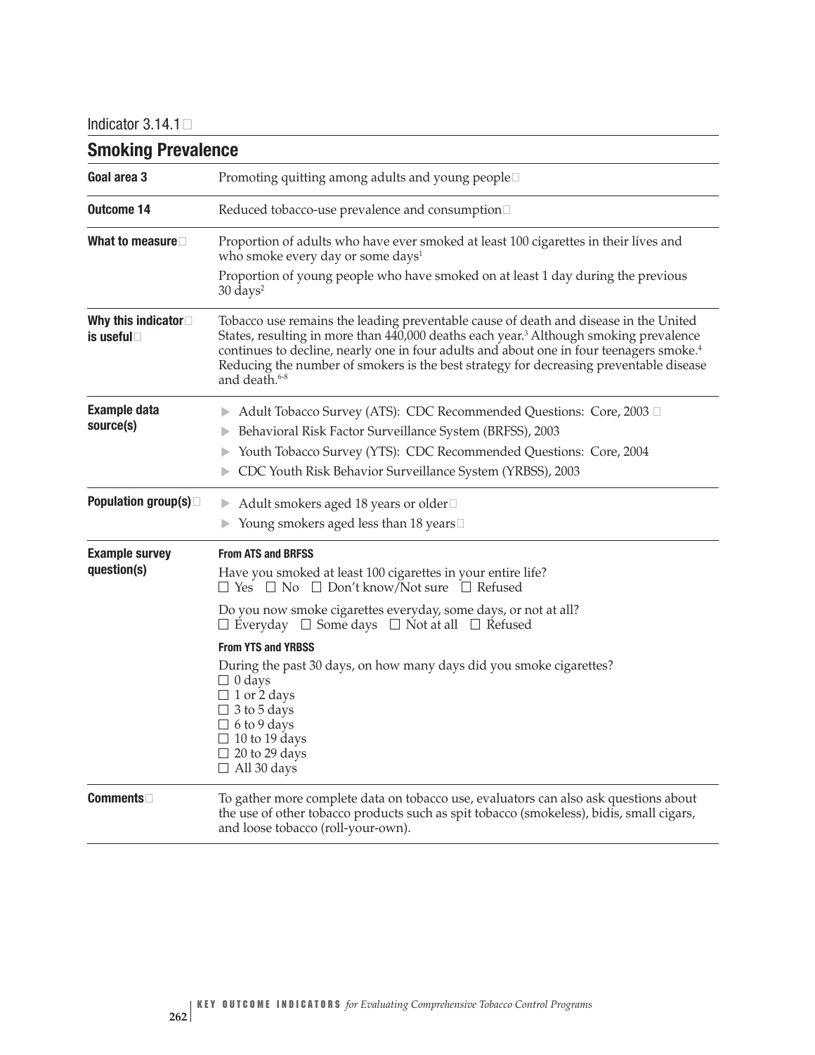Indicator 3.14.1

## Smoking Prevalence

| | |
|---|---|
| **Goal area 3** | Promoting quitting among adults and young people |
| **Outcome 14** | Reduced tobacco-use prevalence and consumption |
| **What to measure** | Proportion of adults who have ever smoked at least 100 cigarettes in their lives and who smoke every day or some days[1]<br><br>Proportion of young people who have smoked on at least 1 day during the previous 30 days[2] |
| **Why this indicator is useful** | Tobacco use remains the leading preventable cause of death and disease in the United States, resulting in more than 440,000 deaths each year.[3] Although smoking prevalence continues to decline, nearly one in four adults and about one in four teenagers smoke.[4] Reducing the number of smokers is the best strategy for decreasing preventable disease and death.[6-8] |
| **Example data source(s)** | ▶ Adult Tobacco Survey (ATS): CDC Recommended Questions: Core, 2003<br>▶ Behavioral Risk Factor Surveillance System (BRFSS), 2003<br>▶ Youth Tobacco Survey (YTS): CDC Recommended Questions: Core, 2004<br>▶ CDC Youth Risk Behavior Surveillance System (YRBSS), 2003 |
| **Population group(s)** | ▶ Adult smokers aged 18 years or older<br>▶ Young smokers aged less than 18 years |
| **Example survey question(s)** | **From ATS and BRFSS**<br><br>Have you smoked at least 100 cigarettes in your entire life?<br>☐ Yes ☐ No ☐ Don't know/Not sure ☐ Refused<br><br>Do you now smoke cigarettes everyday, some days, or not at all?<br>☐ Everyday ☐ Some days ☐ Not at all ☐ Refused<br><br>**From YTS and YRBSS**<br><br>During the past 30 days, on how many days did you smoke cigarettes?<br>☐ 0 days<br>☐ 1 or 2 days<br>☐ 3 to 5 days<br>☐ 6 to 9 days<br>☐ 10 to 19 days<br>☐ 20 to 29 days<br>☐ All 30 days |
| **Comments** | To gather more complete data on tobacco use, evaluators can also ask questions about the use of other tobacco products such as spit tobacco (smokeless), bidis, small cigars, and loose tobacco (roll-your-own). |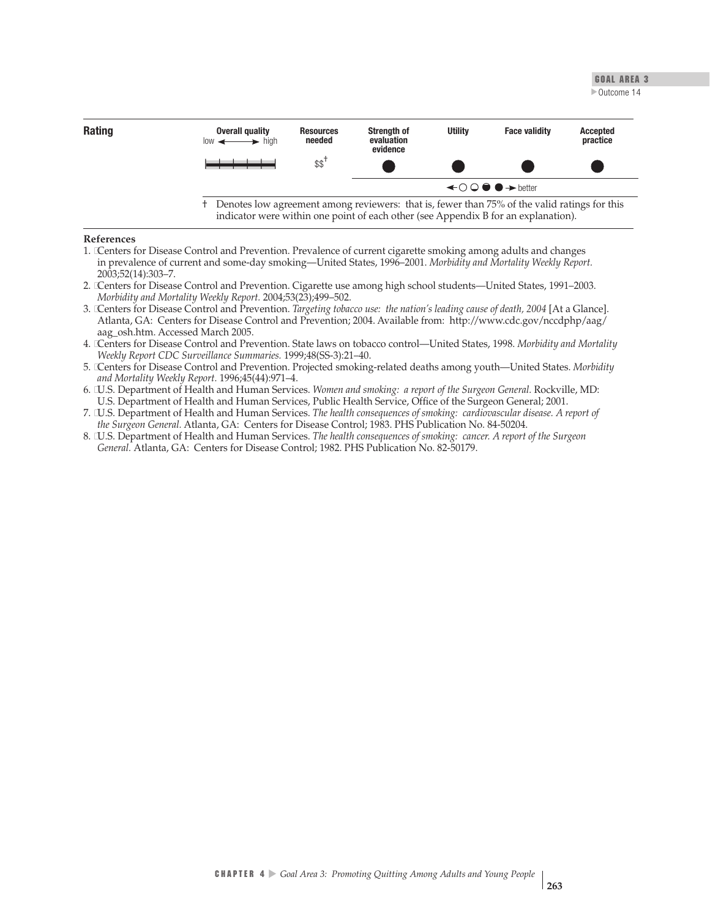**Rating**

| Overall quality (low ←→ high) | Resources needed | Strength of evaluation evidence | Utility | Face validity | Accepted practice |
|---|---|---|---|---|---|
| ├┼┼┼┼┤ (high) | $$† | ● | ● | ● | ● |

← ○ ◒ ◓ ● → better

† Denotes low agreement among reviewers: that is, fewer than 75% of the valid ratings for this indicator were within one point of each other (see Appendix B for an explanation).

**References**

1. Centers for Disease Control and Prevention. Prevalence of current cigarette smoking among adults and changes in prevalence of current and some-day smoking—United States, 1996–2001. *Morbidity and Mortality Weekly Report.* 2003;52(14):303–7.
2. Centers for Disease Control and Prevention. Cigarette use among high school students—United States, 1991–2003. *Morbidity and Mortality Weekly Report.* 2004;53(23);499–502.
3. Centers for Disease Control and Prevention. *Targeting tobacco use: the nation's leading cause of death, 2004* [At a Glance]. Atlanta, GA: Centers for Disease Control and Prevention; 2004. Available from: http://www.cdc.gov/nccdphp/aag/aag_osh.htm. Accessed March 2005.
4. Centers for Disease Control and Prevention. State laws on tobacco control—United States, 1998. *Morbidity and Mortality Weekly Report CDC Surveillance Summaries.* 1999;48(SS-3):21–40.
5. Centers for Disease Control and Prevention. Projected smoking-related deaths among youth—United States. *Morbidity and Mortality Weekly Report.* 1996;45(44):971–4.
6. U.S. Department of Health and Human Services. *Women and smoking: a report of the Surgeon General.* Rockville, MD: U.S. Department of Health and Human Services, Public Health Service, Office of the Surgeon General; 2001.
7. U.S. Department of Health and Human Services. *The health consequences of smoking: cardiovascular disease. A report of the Surgeon General.* Atlanta, GA: Centers for Disease Control; 1983. PHS Publication No. 84-50204.
8. U.S. Department of Health and Human Services. *The health consequences of smoking: cancer. A report of the Surgeon General.* Atlanta, GA: Centers for Disease Control; 1982. PHS Publication No. 82-50179.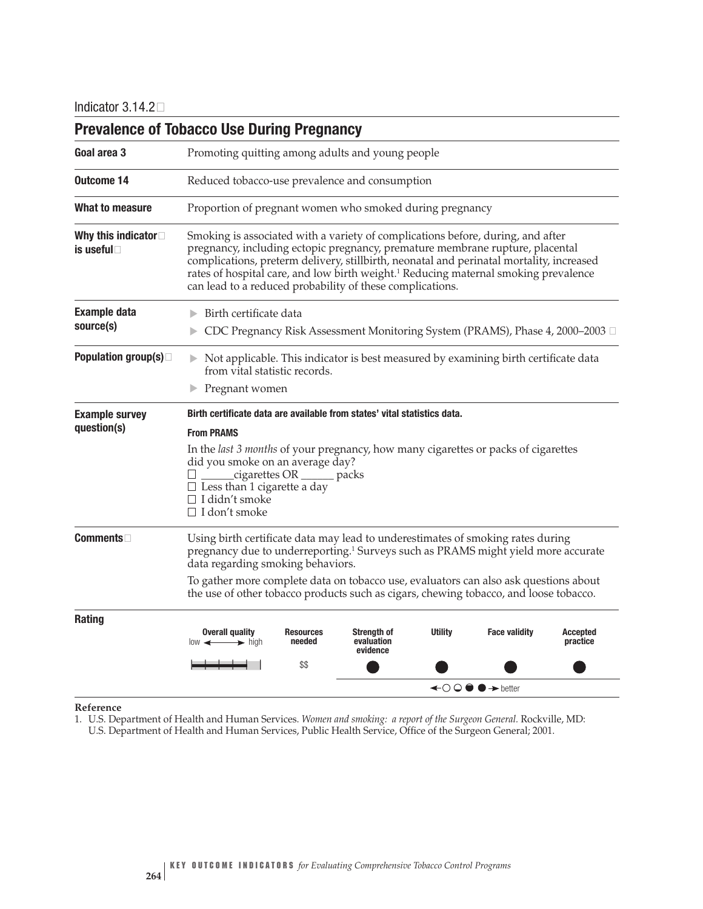Indicator 3.14.2

## Prevalence of Tobacco Use During Pregnancy

| | |
|---|---|
| **Goal area 3** | Promoting quitting among adults and young people |
| **Outcome 14** | Reduced tobacco-use prevalence and consumption |
| **What to measure** | Proportion of pregnant women who smoked during pregnancy |
| **Why this indicator is useful** | Smoking is associated with a variety of complications before, during, and after pregnancy, including ectopic pregnancy, premature membrane rupture, placental complications, preterm delivery, stillbirth, neonatal and perinatal mortality, increased rates of hospital care, and low birth weight.[1] Reducing maternal smoking prevalence can lead to a reduced probability of these complications. |
| **Example data source(s)** | ▶ Birth certificate data<br>▶ CDC Pregnancy Risk Assessment Monitoring System (PRAMS), Phase 4, 2000–2003 |
| **Population group(s)** | ▶ Not applicable. This indicator is best measured by examining birth certificate data from vital statistic records.<br>▶ Pregnant women |
| **Example survey question(s)** | **Birth certificate data are available from states' vital statistics data.**<br><br>**From PRAMS**<br><br>In the *last 3 months* of your pregnancy, how many cigarettes or packs of cigarettes did you smoke on an average day?<br>☐ ______cigarettes OR ______ packs<br>☐ Less than 1 cigarette a day<br>☐ I didn't smoke<br>☐ I don't smoke |
| **Comments** | Using birth certificate data may lead to underestimates of smoking rates during pregnancy due to underreporting.[1] Surveys such as PRAMS might yield more accurate data regarding smoking behaviors.<br><br>To gather more complete data on tobacco use, evaluators can also ask questions about the use of other tobacco products such as cigars, chewing tobacco, and loose tobacco. |

**Rating**

| Overall quality (low ← → high) | Resources needed | Strength of evaluation evidence | Utility | Face validity | Accepted practice |
|---|---|---|---|---|---|
| ▮▮▮▮ (4 of 5) | $$ | ● | ● | ● | ● |

← ○ ◒ ◐ ● → better

**Reference**

1. U.S. Department of Health and Human Services. *Women and smoking: a report of the Surgeon General.* Rockville, MD: U.S. Department of Health and Human Services, Public Health Service, Office of the Surgeon General; 2001.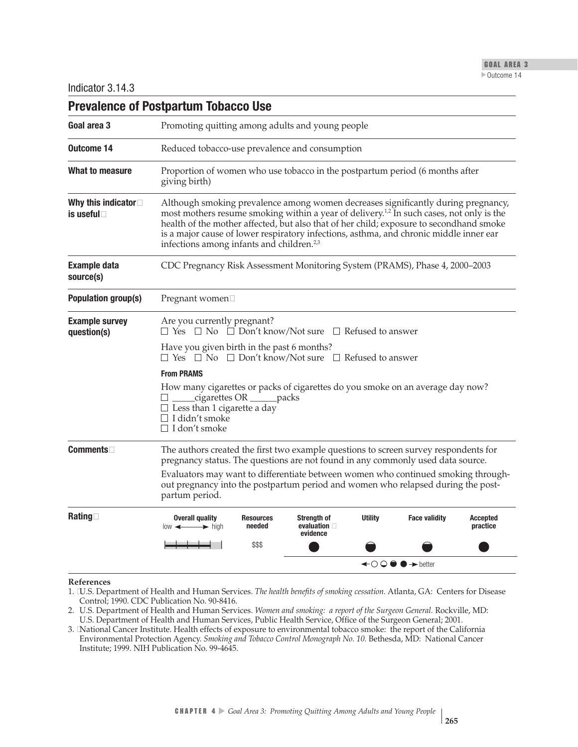Indicator 3.14.3

## Prevalence of Postpartum Tobacco Use

| | |
|---|---|
| **Goal area 3** | Promoting quitting among adults and young people |
| **Outcome 14** | Reduced tobacco-use prevalence and consumption |
| **What to measure** | Proportion of women who use tobacco in the postpartum period (6 months after giving birth) |
| **Why this indicator is useful** | Although smoking prevalence among women decreases significantly during pregnancy, most mothers resume smoking within a year of delivery.[1,2] In such cases, not only is the health of the mother affected, but also that of her child; exposure to secondhand smoke is a major cause of lower respiratory infections, asthma, and chronic middle inner ear infections among infants and children.[2,3] |
| **Example data source(s)** | CDC Pregnancy Risk Assessment Monitoring System (PRAMS), Phase 4, 2000–2003 |
| **Population group(s)** | Pregnant women |
| **Example survey question(s)** | Are you currently pregnant?<br>☐ Yes ☐ No ☐ Don't know/Not sure ☐ Refused to answer<br><br>Have you given birth in the past 6 months?<br>☐ Yes ☐ No ☐ Don't know/Not sure ☐ Refused to answer<br><br>**From PRAMS**<br><br>How many cigarettes or packs of cigarettes do you smoke on an average day now?<br>☐ _____cigarettes OR ______packs<br>☐ Less than 1 cigarette a day<br>☐ I didn't smoke<br>☐ I don't smoke |
| **Comments** | The authors created the first two example questions to screen survey respondents for pregnancy status. The questions are not found in any commonly used data source.<br><br>Evaluators may want to differentiate between women who continued smoking throughout pregnancy into the postpartum period and women who relapsed during the postpartum period. |

**Rating**

| Overall quality (low ← → high) | Resources needed | Strength of evaluation evidence | Utility | Face validity | Accepted practice |
|---|---|---|---|---|---|
| ▮▮▮▮ | $$$ | ● | ◒ | ◒ | ● |

← ○ ◒ ◒ ● → better

**References**

1. U.S. Department of Health and Human Services. *The health benefits of smoking cessation.* Atlanta, GA: Centers for Disease Control; 1990. CDC Publication No. 90-8416.
2. U.S. Department of Health and Human Services. *Women and smoking: a report of the Surgeon General.* Rockville, MD: U.S. Department of Health and Human Services, Public Health Service, Office of the Surgeon General; 2001.
3. National Cancer Institute. Health effects of exposure to environmental tobacco smoke: the report of the California Environmental Protection Agency. *Smoking and Tobacco Control Monograph No. 10.* Bethesda, MD: National Cancer Institute; 1999. NIH Publication No. 99-4645.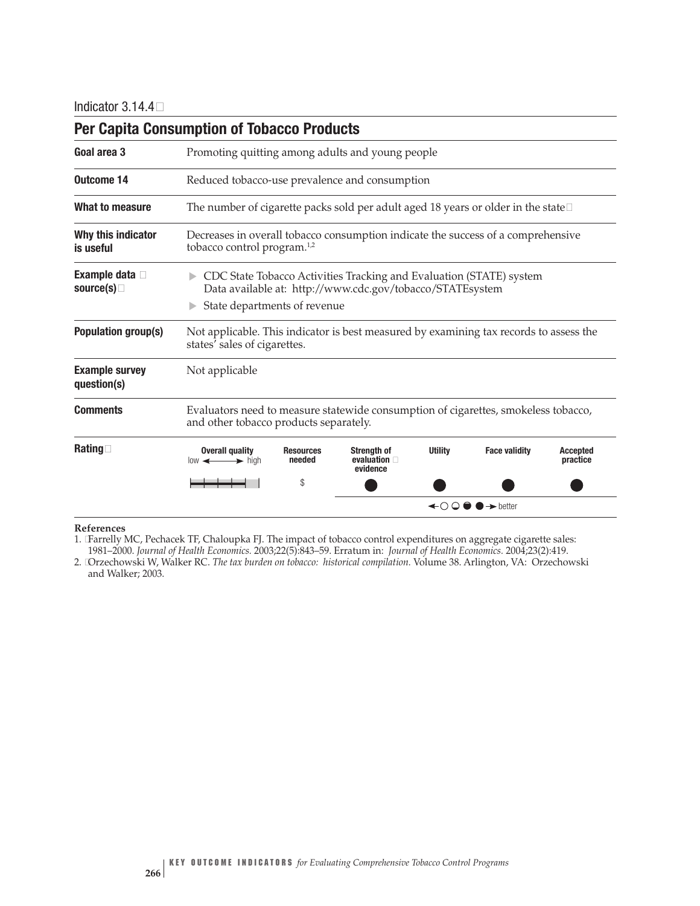Indicator 3.14.4

## Per Capita Consumption of Tobacco Products

| | |
|---|---|
| **Goal area 3** | Promoting quitting among adults and young people |
| **Outcome 14** | Reduced tobacco-use prevalence and consumption |
| **What to measure** | The number of cigarette packs sold per adult aged 18 years or older in the state |
| **Why this indicator is useful** | Decreases in overall tobacco consumption indicate the success of a comprehensive tobacco control program.[1,2] |
| **Example data source(s)** | ▶ CDC State Tobacco Activities Tracking and Evaluation (STATE) system Data available at: http://www.cdc.gov/tobacco/STATEsystem<br>▶ State departments of revenue |
| **Population group(s)** | Not applicable. This indicator is best measured by examining tax records to assess the states' sales of cigarettes. |
| **Example survey question(s)** | Not applicable |
| **Comments** | Evaluators need to measure statewide consumption of cigarettes, smokeless tobacco, and other tobacco products separately. |

**Rating**

| Overall quality (low ↔ high) | Resources needed | Strength of evaluation evidence | Utility | Face validity | Accepted practice |
|---|---|---|---|---|---|
| ▬▬▬▬ (4 of 5) | $ | ● | ● | ● | ● |

←○ ◒ ◓ ●→ better

**References**

1. Farrelly MC, Pechacek TF, Chaloupka FJ. The impact of tobacco control expenditures on aggregate cigarette sales: 1981–2000. *Journal of Health Economics.* 2003;22(5):843–59. Erratum in: *Journal of Health Economics.* 2004;23(2):419.
2. Orzechowski W, Walker RC. *The tax burden on tobacco: historical compilation.* Volume 38. Arlington, VA: Orzechowski and Walker; 2003.